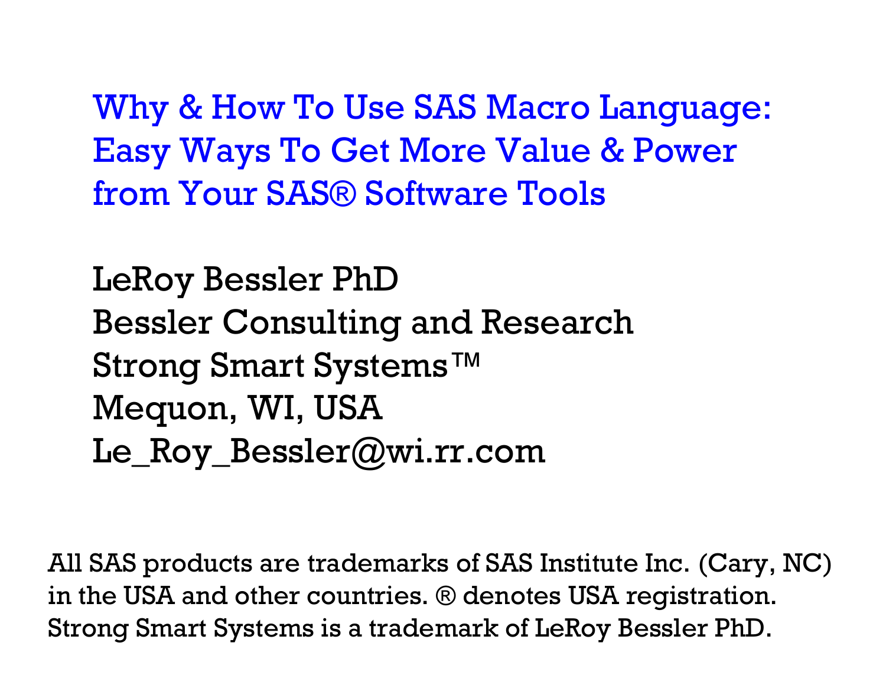# Why & How To Use SAS Macro Language: Easy Ways To Get More Value & Power from Your SAS® Software Tools

LeRoy Bessler PhD

Bessler Consulting and Research

Strong Smart Systems™

Mequon, WI, USA

Le_Roy_Bessler@wi.rr.com

All SAS products are trademarks of SAS Institute Inc. (Cary, NC) in the USA and other countries. ® denotes USA registration. Strong Smart Systems is a trademark of LeRoy Bessler PhD.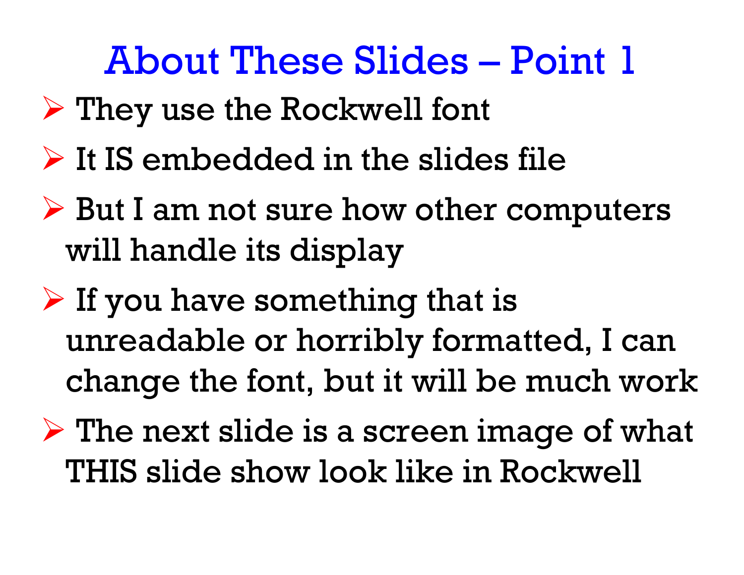# About These Slides – Point 1

- They use the Rockwell font
- It IS embedded in the slides file
- But I am not sure how other computers will handle its display
- If you have something that is unreadable or horribly formatted, I can change the font, but it will be much work
- The next slide is a screen image of what THIS slide show look like in Rockwell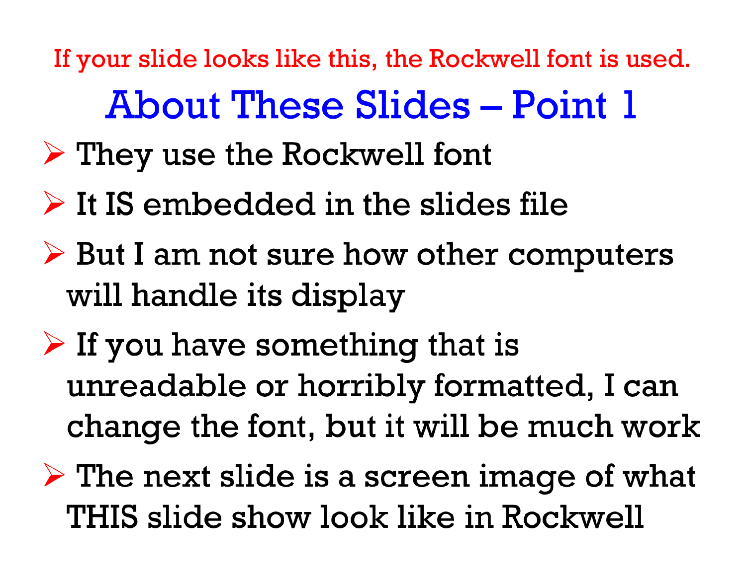If your slide looks like this, the Rockwell font is used.

# About These Slides – Point 1

- They use the Rockwell font
- It IS embedded in the slides file
- But I am not sure how other computers will handle its display
- If you have something that is unreadable or horribly formatted, I can change the font, but it will be much work
- The next slide is a screen image of what THIS slide show look like in Rockwell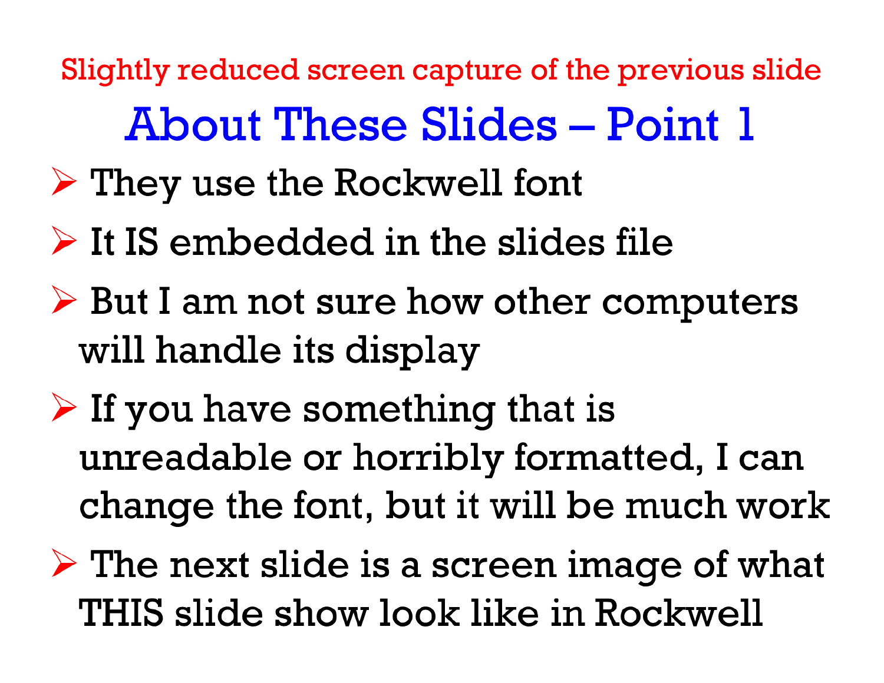Slightly reduced screen capture of the previous slide

# About These Slides – Point 1

- They use the Rockwell font
- It IS embedded in the slides file
- But I am not sure how other computers will handle its display
- If you have something that is unreadable or horribly formatted, I can change the font, but it will be much work
- The next slide is a screen image of what THIS slide show look like in Rockwell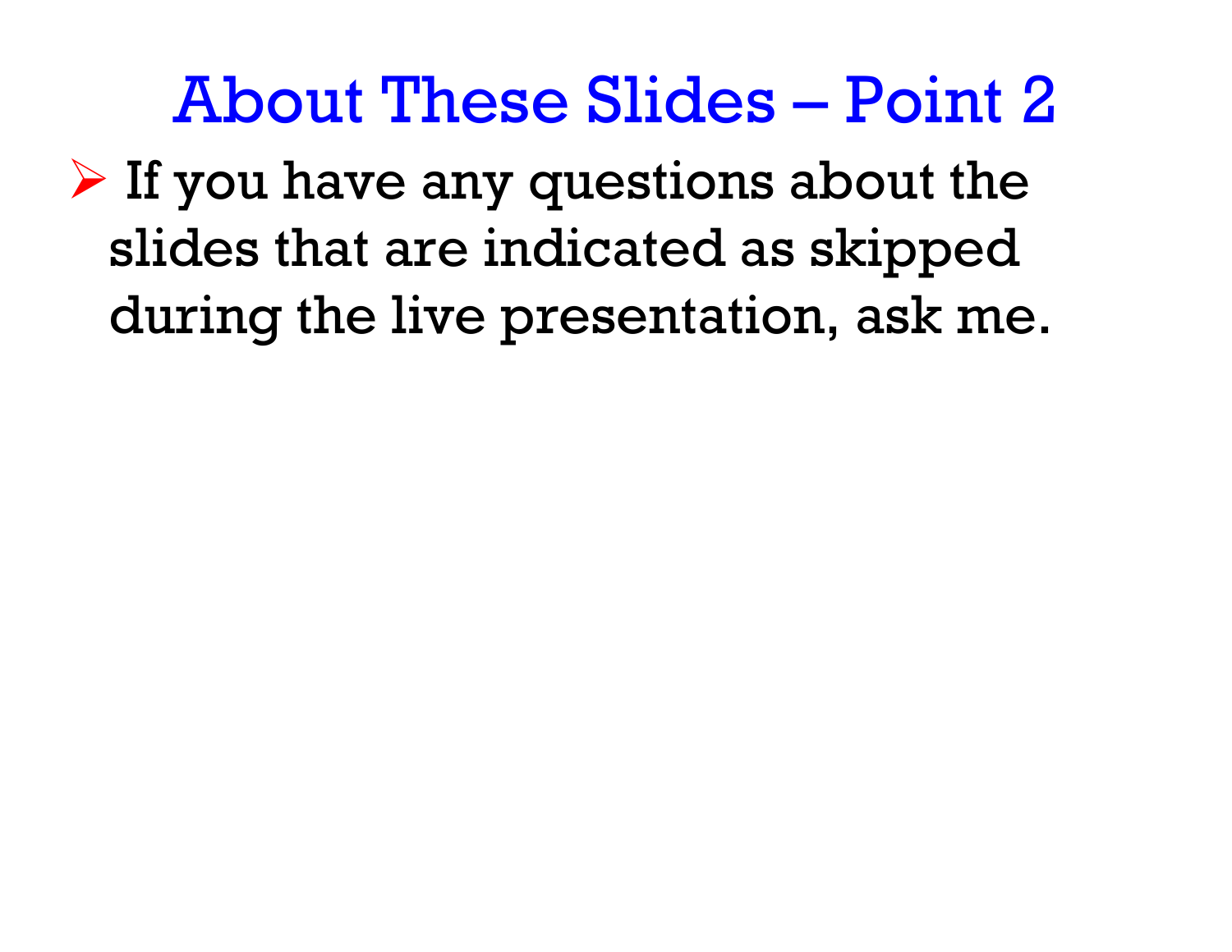# About These Slides – Point 2

- If you have any questions about the slides that are indicated as skipped during the live presentation, ask me.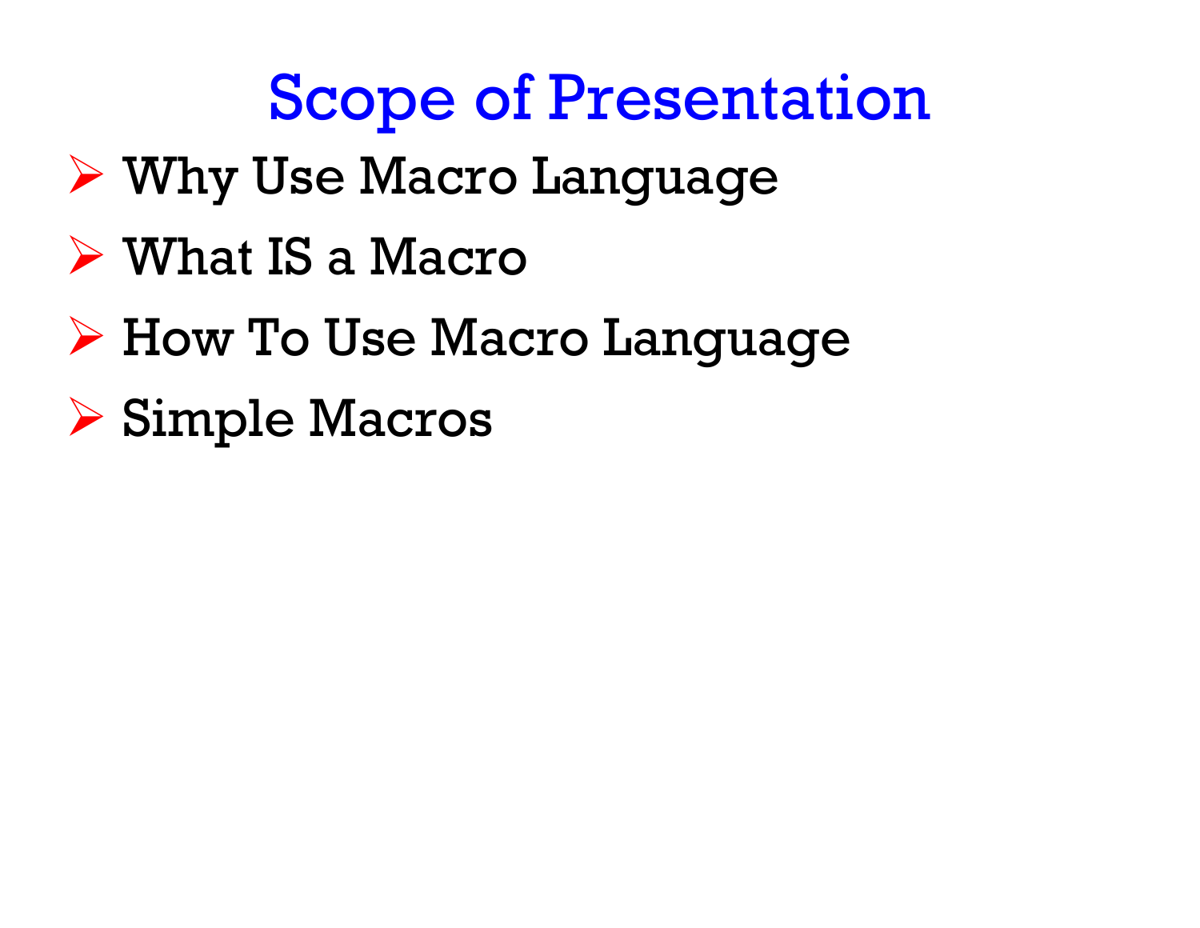# Scope of Presentation

- Why Use Macro Language
- What IS a Macro
- How To Use Macro Language
- Simple Macros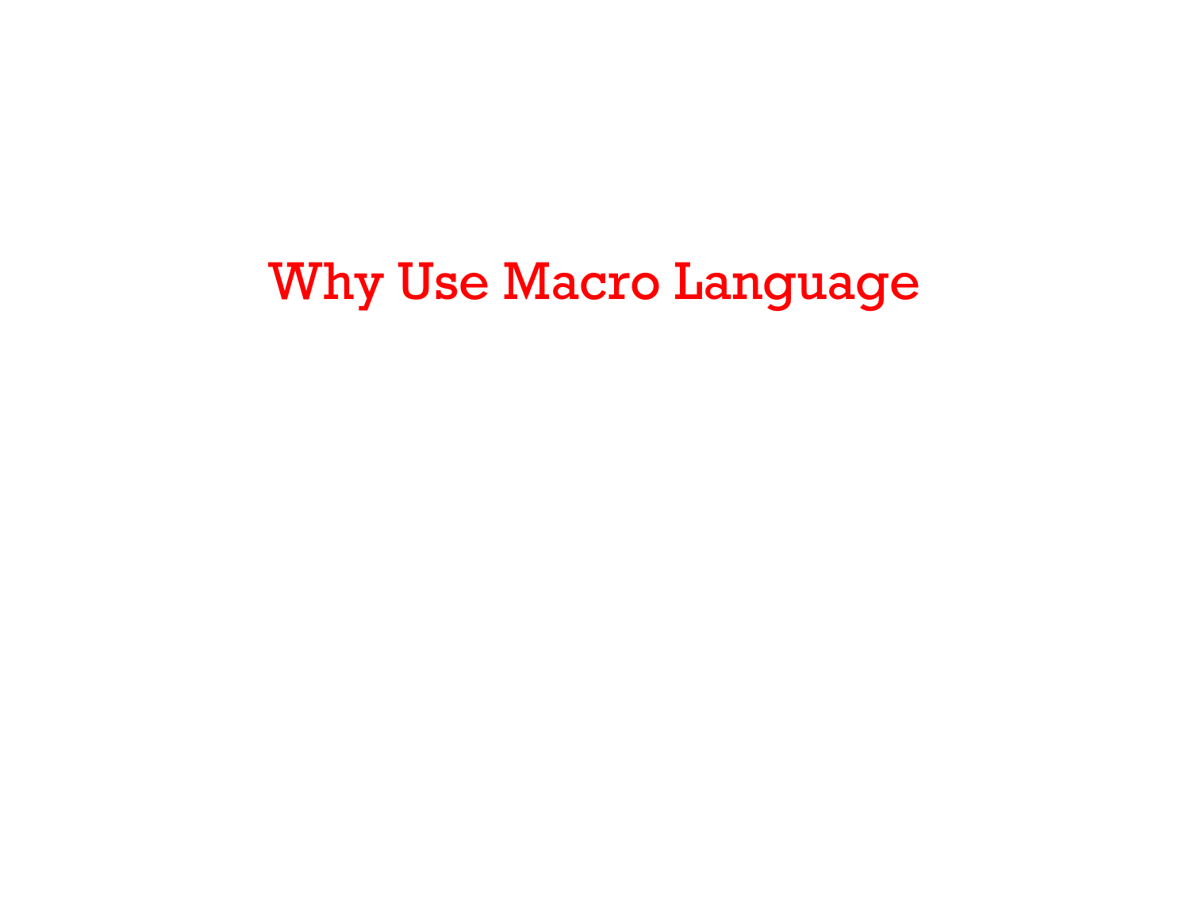# Why Use Macro Language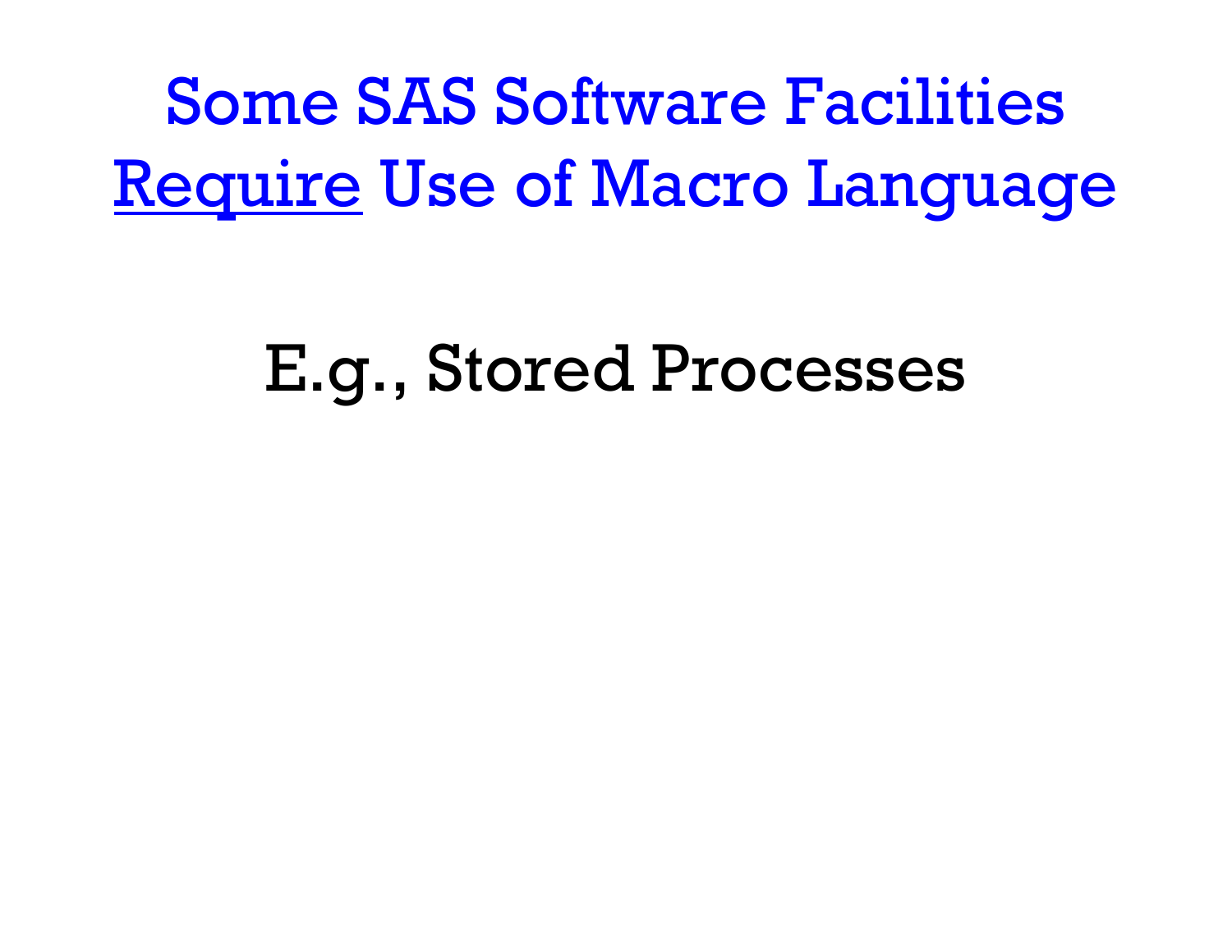# Some SAS Software Facilities <u>Require</u> Use of Macro Language

E.g., Stored Processes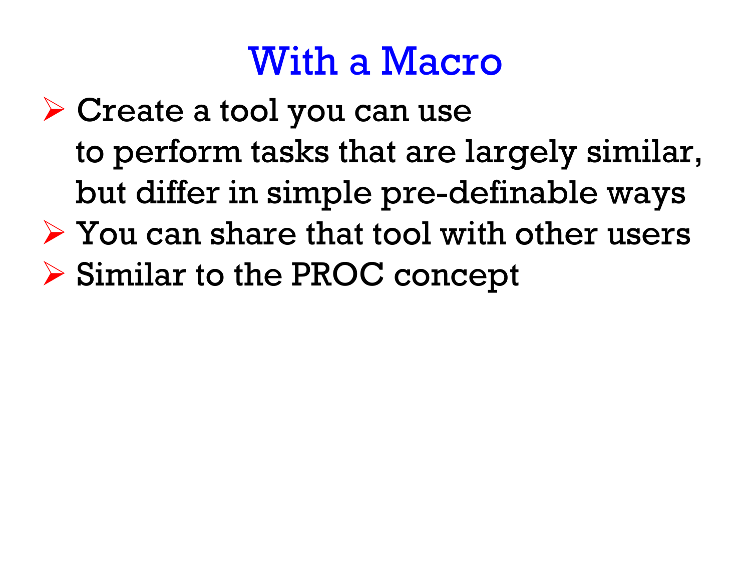# With a Macro

- Create a tool you can use
  to perform tasks that are largely similar,
  but differ in simple pre-definable ways
- You can share that tool with other users
- Similar to the PROC concept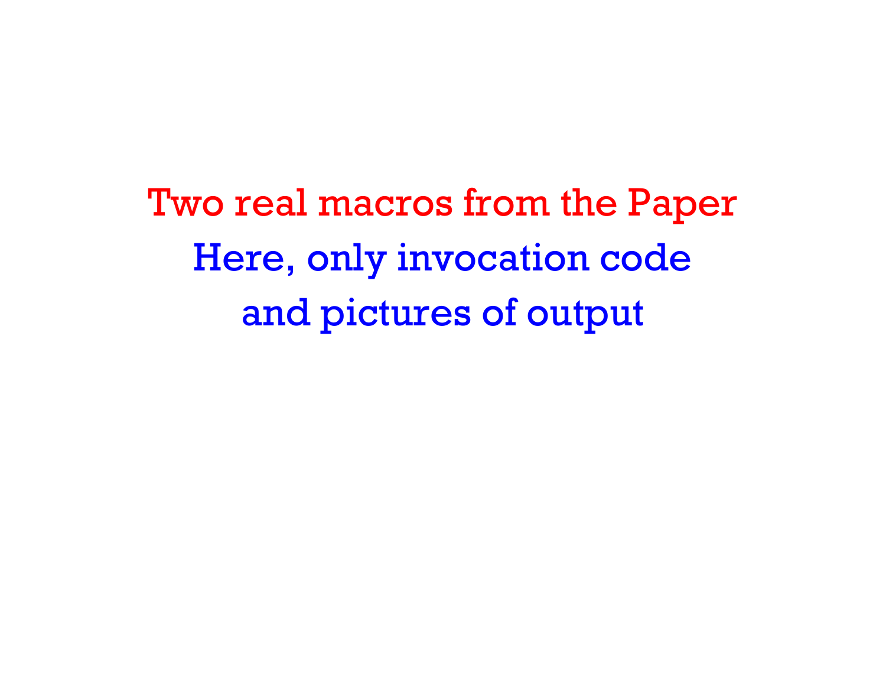Two real macros from the Paper

Here, only invocation code

and pictures of output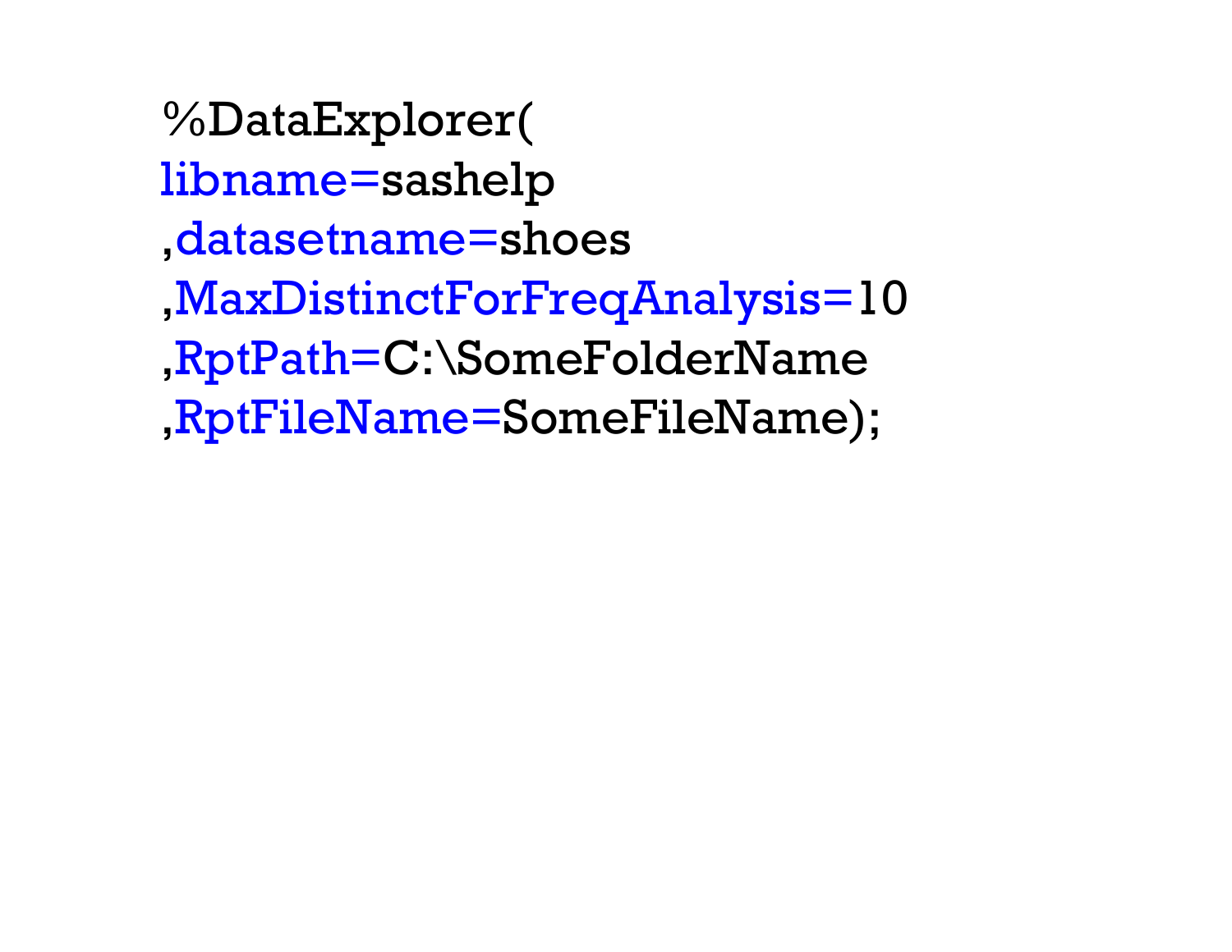```
%DataExplorer(
libname=sashelp
,datasetname=shoes
,MaxDistinctForFreqAnalysis=10
,RptPath=C:\SomeFolderName
,RptFileName=SomeFileName);
```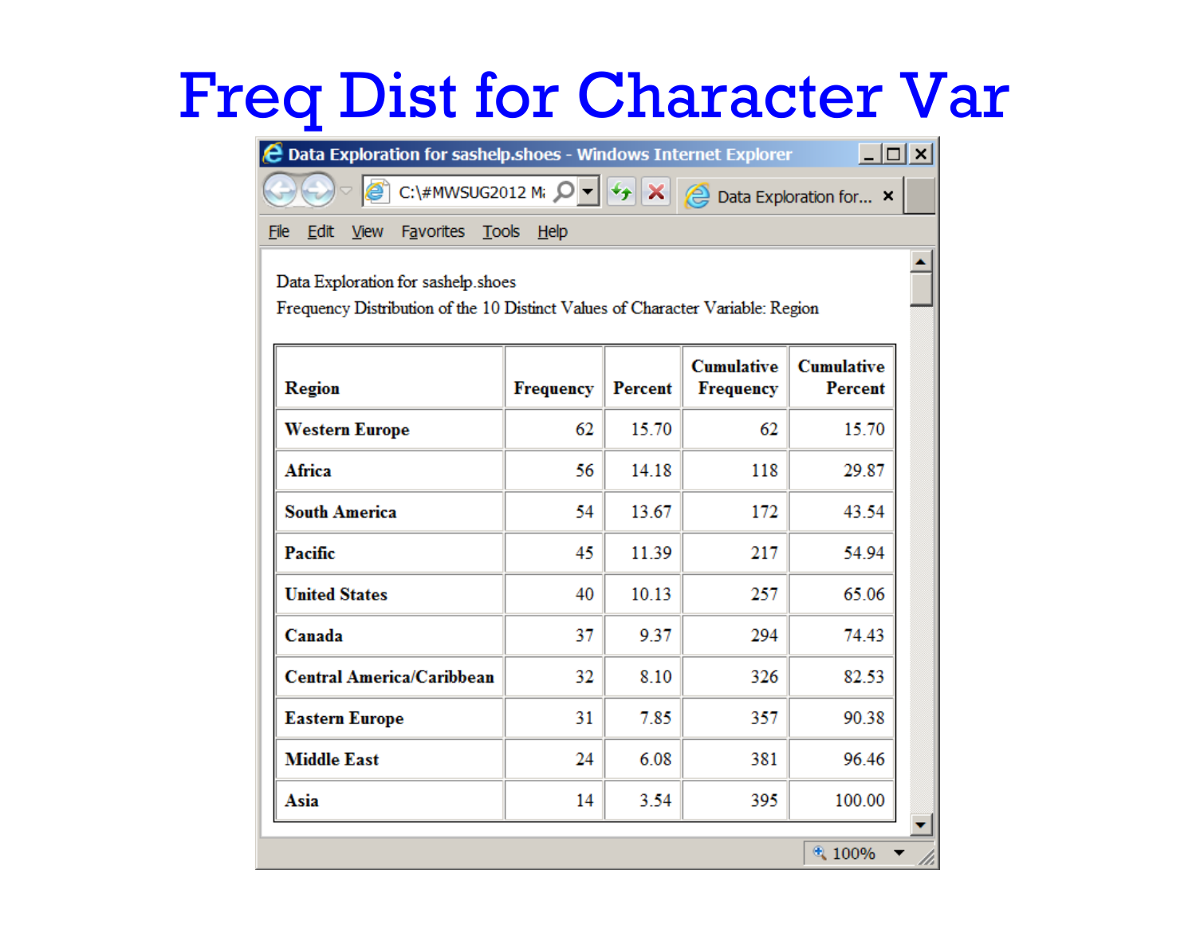# Freq Dist for Character Var

Data Exploration for sashelp.shoes

Frequency Distribution of the 10 Distinct Values of Character Variable: Region

| Region | Frequency | Percent | Cumulative Frequency | Cumulative Percent |
|---|---|---|---|---|
| Western Europe | 62 | 15.70 | 62 | 15.70 |
| Africa | 56 | 14.18 | 118 | 29.87 |
| South America | 54 | 13.67 | 172 | 43.54 |
| Pacific | 45 | 11.39 | 217 | 54.94 |
| United States | 40 | 10.13 | 257 | 65.06 |
| Canada | 37 | 9.37 | 294 | 74.43 |
| Central America/Caribbean | 32 | 8.10 | 326 | 82.53 |
| Eastern Europe | 31 | 7.85 | 357 | 90.38 |
| Middle East | 24 | 6.08 | 381 | 96.46 |
| Asia | 14 | 3.54 | 395 | 100.00 |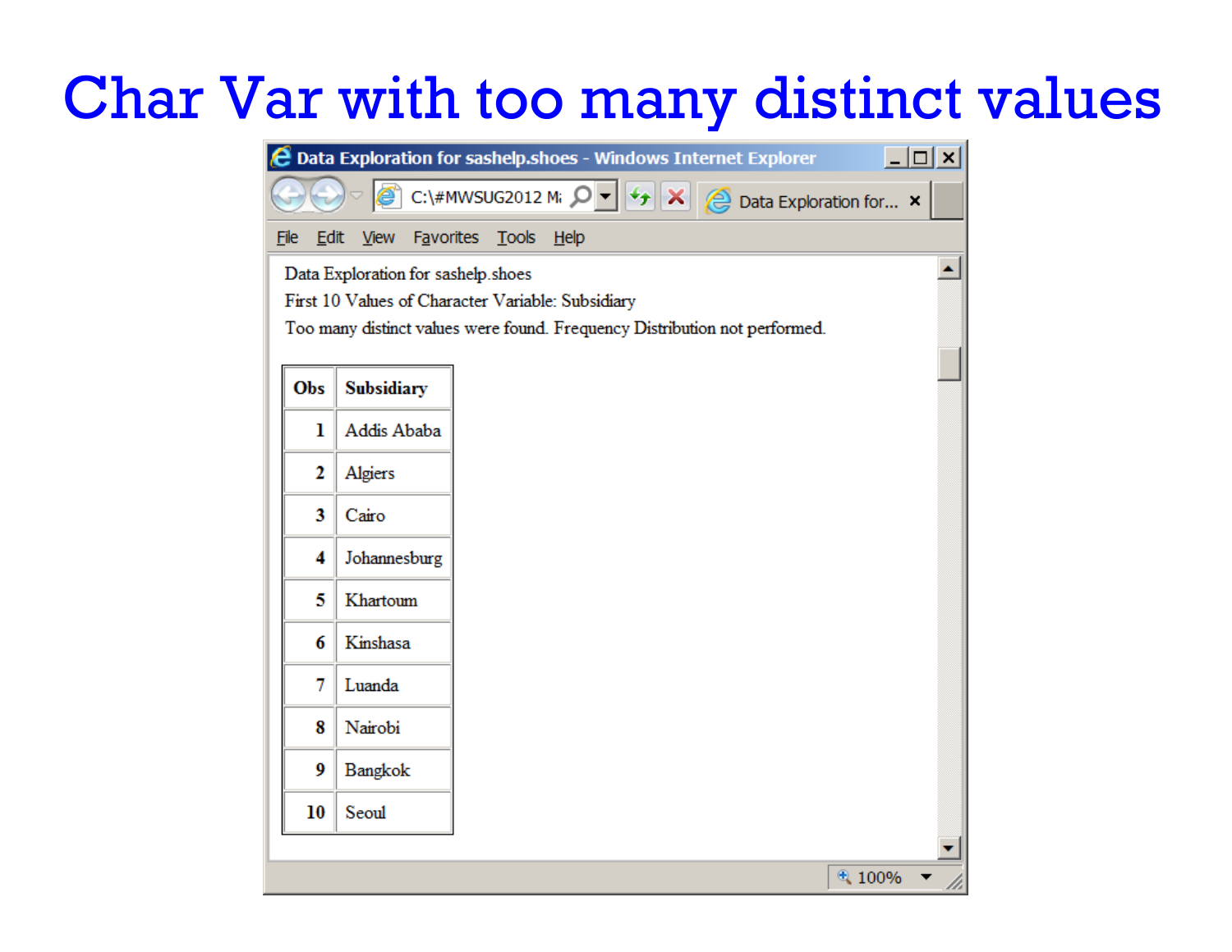# Char Var with too many distinct values

Data Exploration for sashelp.shoes

First 10 Values of Character Variable: Subsidiary

Too many distinct values were found. Frequency Distribution not performed.

| Obs | Subsidiary |
|---|---|
| 1 | Addis Ababa |
| 2 | Algiers |
| 3 | Cairo |
| 4 | Johannesburg |
| 5 | Khartoum |
| 6 | Kinshasa |
| 7 | Luanda |
| 8 | Nairobi |
| 9 | Bangkok |
| 10 | Seoul |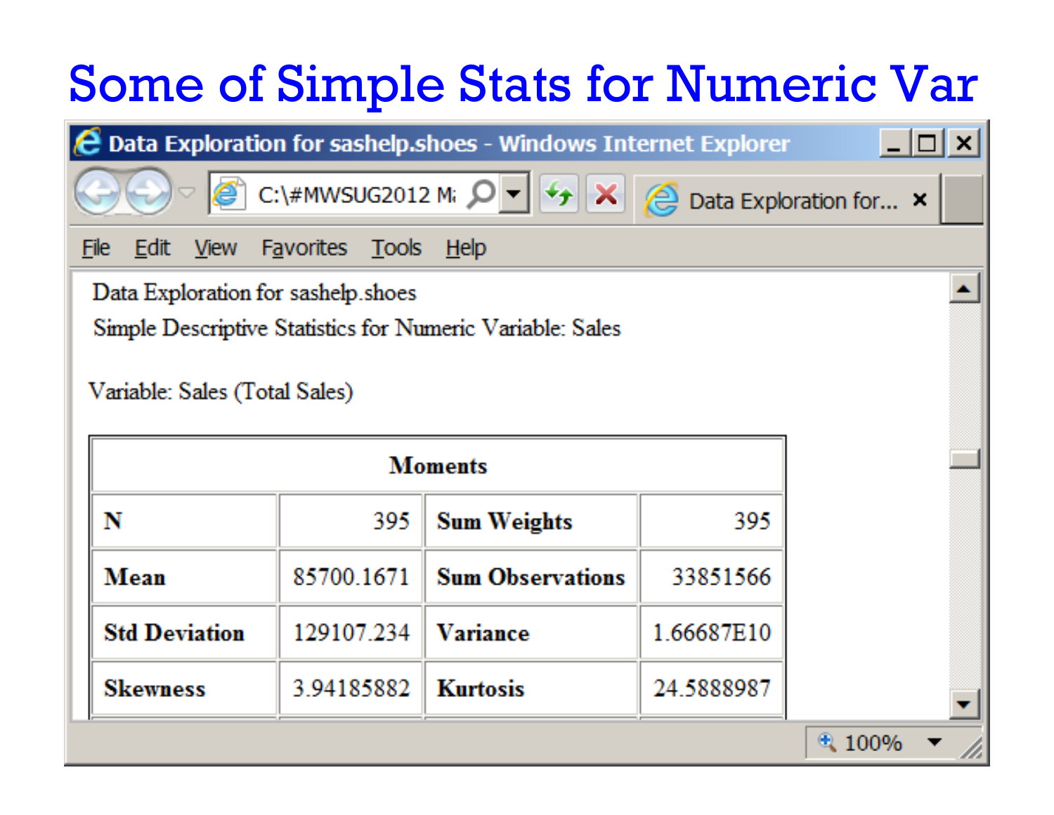# Some of Simple Stats for Numeric Var

Data Exploration for sashelp.shoes - Windows Internet Explorer

Data Exploration for sashelp.shoes

Simple Descriptive Statistics for Numeric Variable: Sales

Variable: Sales (Total Sales)

| Moments | | | |
|---|---|---|---|
| **N** | 395 | **Sum Weights** | 395 |
| **Mean** | 85700.1671 | **Sum Observations** | 33851566 |
| **Std Deviation** | 129107.234 | **Variance** | 1.66687E10 |
| **Skewness** | 3.94185882 | **Kurtosis** | 24.5888987 |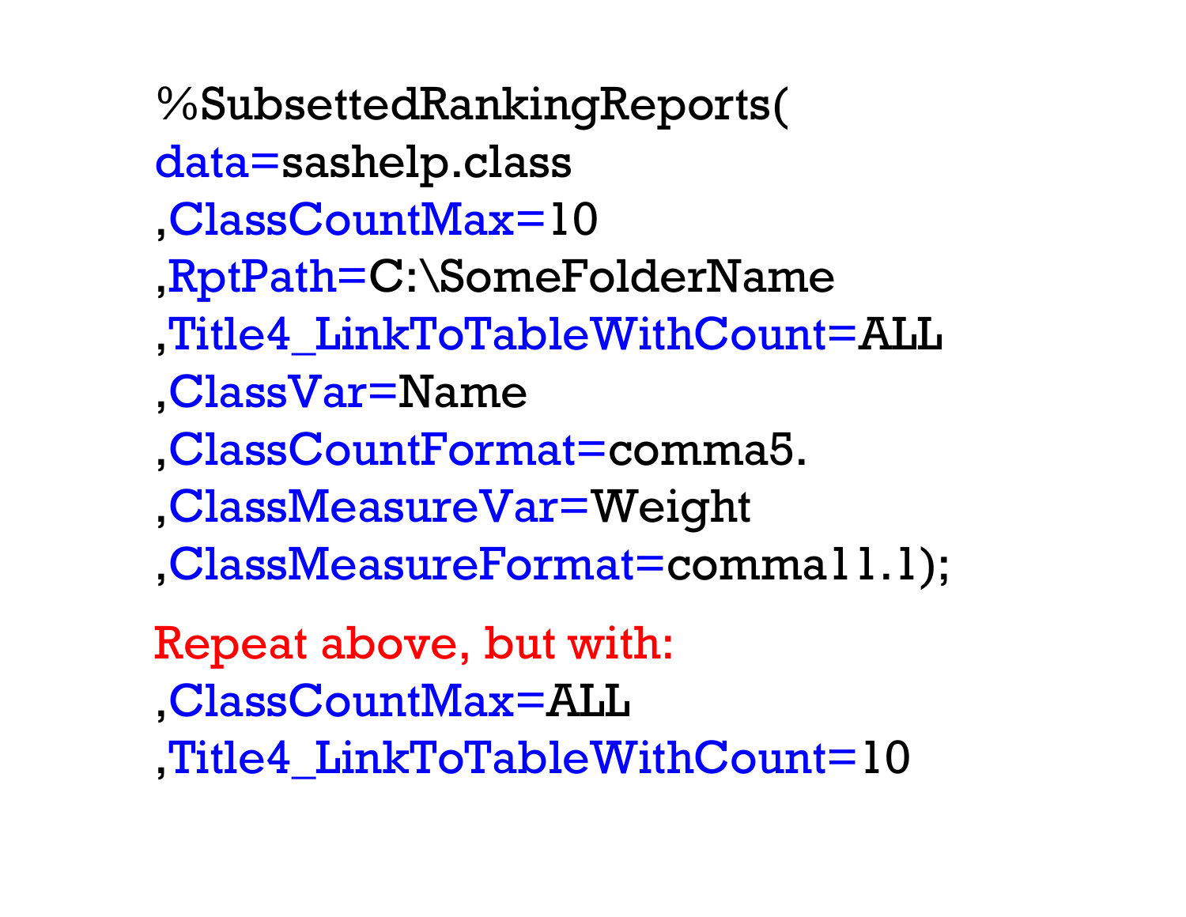```
%SubsettedRankingReports(
data=sashelp.class
,ClassCountMax=10
,RptPath=C:\SomeFolderName
,Title4_LinkToTableWithCount=ALL
,ClassVar=Name
,ClassCountFormat=comma5.
,ClassMeasureVar=Weight
,ClassMeasureFormat=comma11.1);
```

Repeat above, but with:

```
,ClassCountMax=ALL
,Title4_LinkToTableWithCount=10
```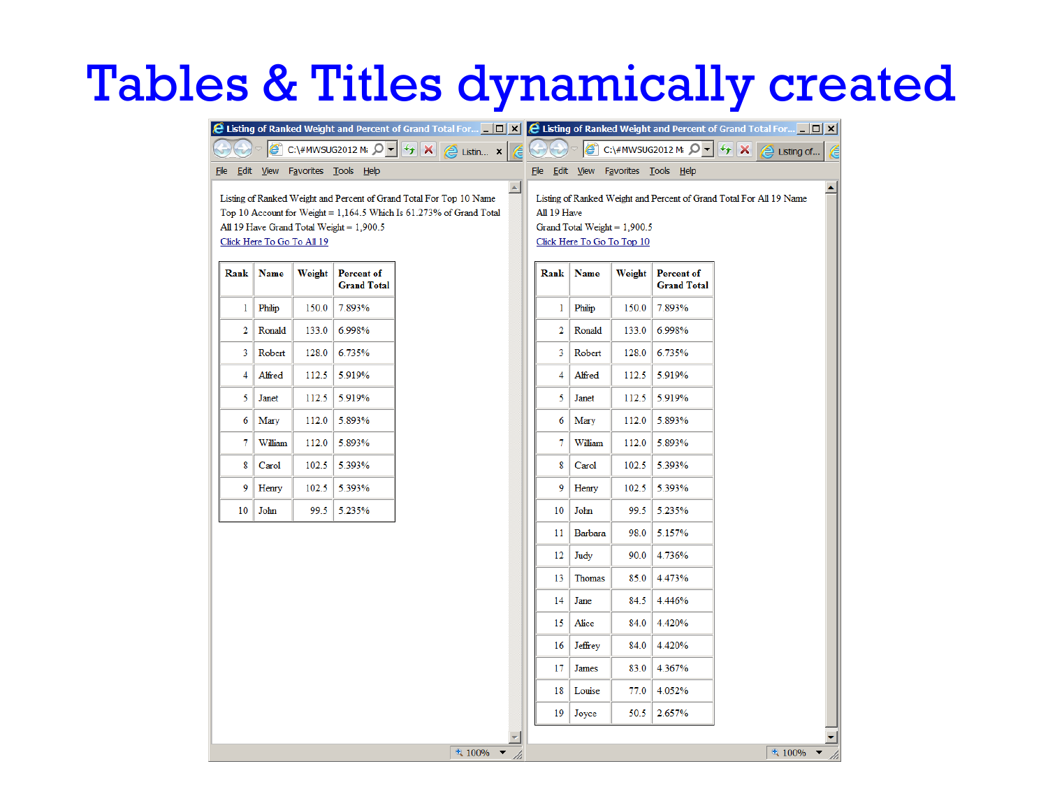# Tables & Titles dynamically created

Listing of Ranked Weight and Percent of Grand Total For Top 10 Name
Top 10 Account for Weight = 1,164.5 Which Is 61.273% of Grand Total
All 19 Have Grand Total Weight = 1,900.5
Click Here To Go To All 19

| Rank | Name | Weight | Percent of Grand Total |
|---|---|---|---|
| 1 | Philip | 150.0 | 7.893% |
| 2 | Ronald | 133.0 | 6.998% |
| 3 | Robert | 128.0 | 6.735% |
| 4 | Alfred | 112.5 | 5.919% |
| 5 | Janet | 112.5 | 5.919% |
| 6 | Mary | 112.0 | 5.893% |
| 7 | William | 112.0 | 5.893% |
| 8 | Carol | 102.5 | 5.393% |
| 9 | Henry | 102.5 | 5.393% |
| 10 | John | 99.5 | 5.235% |

Listing of Ranked Weight and Percent of Grand Total For All 19 Name
All 19 Have
Grand Total Weight = 1,900.5
Click Here To Go To Top 10

| Rank | Name | Weight | Percent of Grand Total |
|---|---|---|---|
| 1 | Philip | 150.0 | 7.893% |
| 2 | Ronald | 133.0 | 6.998% |
| 3 | Robert | 128.0 | 6.735% |
| 4 | Alfred | 112.5 | 5.919% |
| 5 | Janet | 112.5 | 5.919% |
| 6 | Mary | 112.0 | 5.893% |
| 7 | William | 112.0 | 5.893% |
| 8 | Carol | 102.5 | 5.393% |
| 9 | Henry | 102.5 | 5.393% |
| 10 | John | 99.5 | 5.235% |
| 11 | Barbara | 98.0 | 5.157% |
| 12 | Judy | 90.0 | 4.736% |
| 13 | Thomas | 85.0 | 4.473% |
| 14 | Jane | 84.5 | 4.446% |
| 15 | Alice | 84.0 | 4.420% |
| 16 | Jeffrey | 84.0 | 4.420% |
| 17 | James | 83.0 | 4.367% |
| 18 | Louise | 77.0 | 4.052% |
| 19 | Joyce | 50.5 | 2.657% |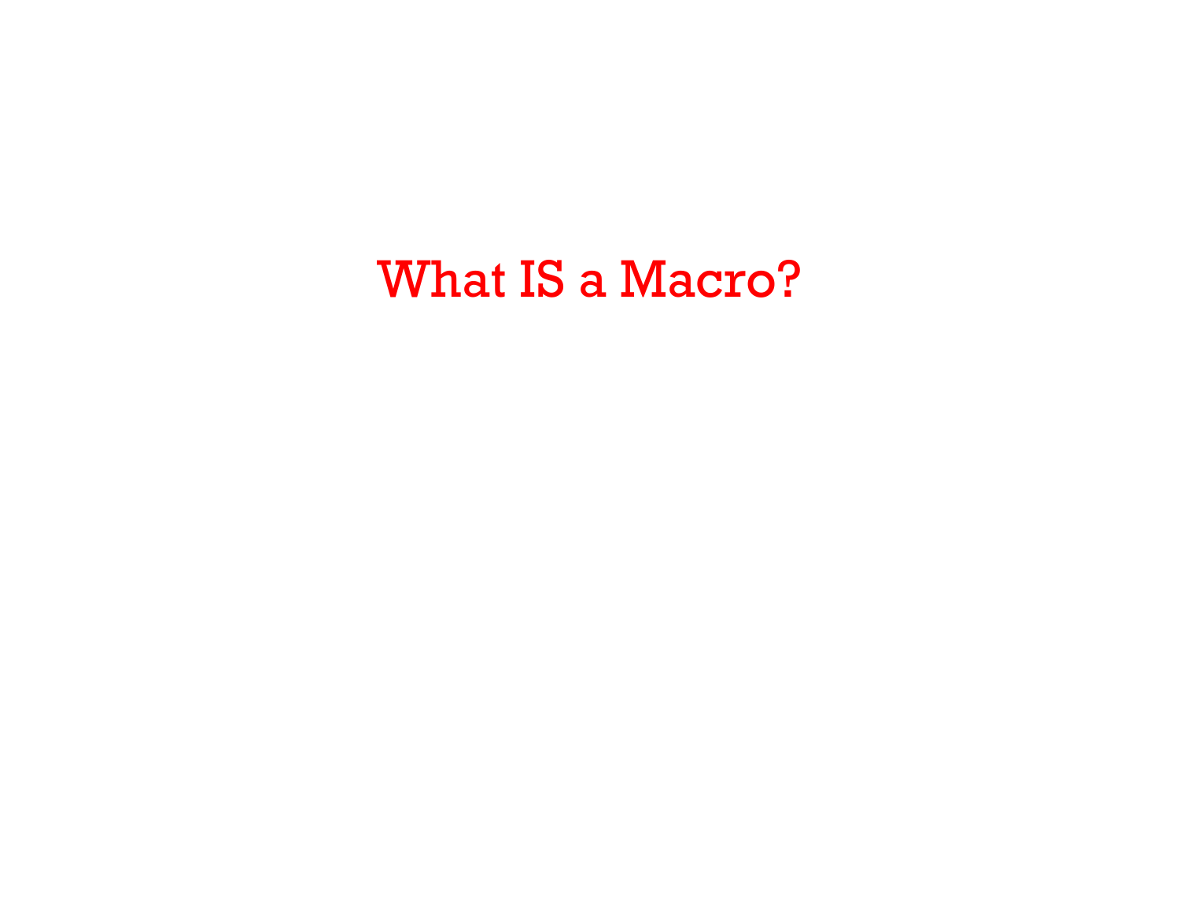# What IS a Macro?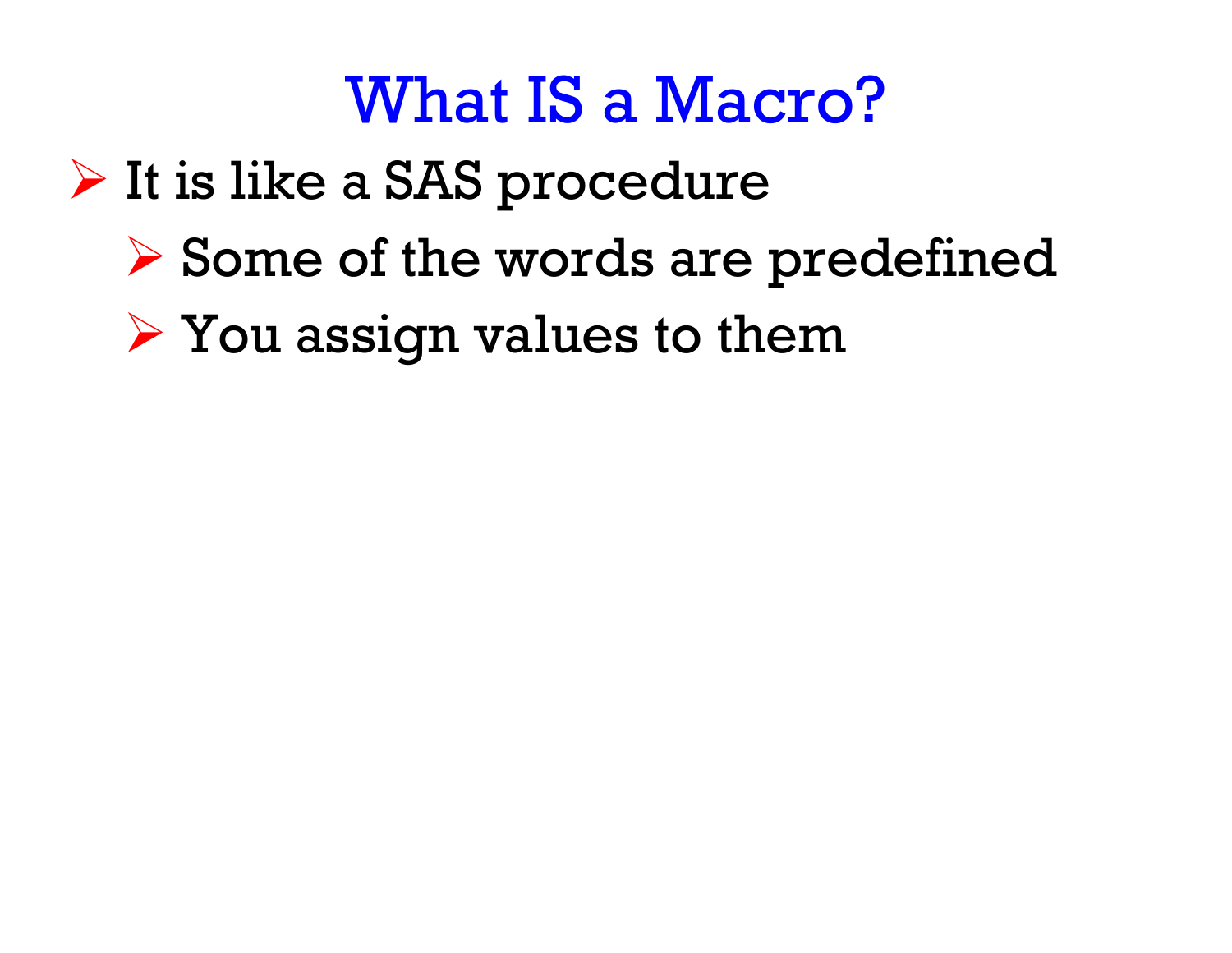# What IS a Macro?

- It is like a SAS procedure
  - Some of the words are predefined
  - You assign values to them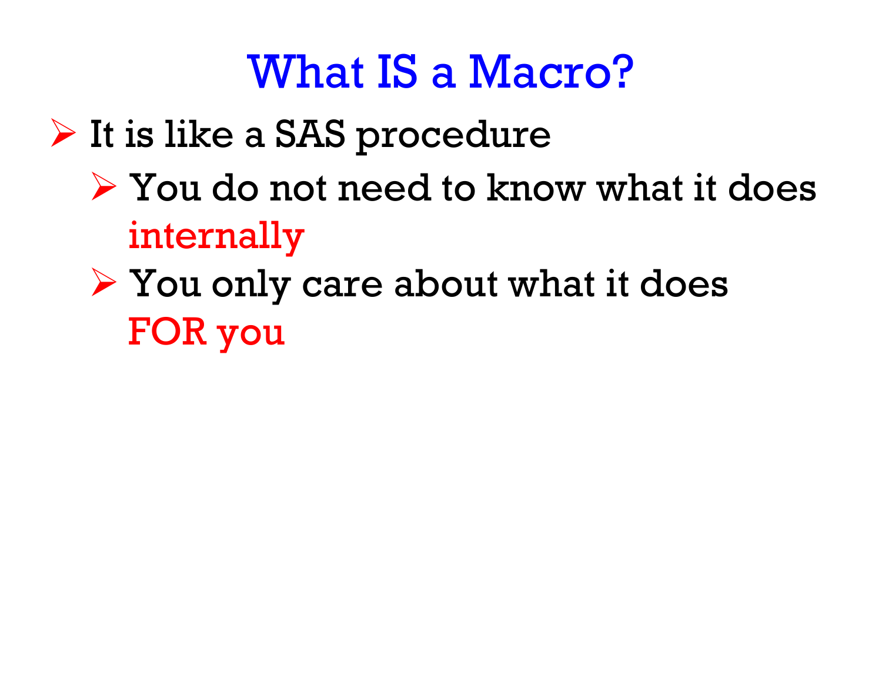# What IS a Macro?

- It is like a SAS procedure
  - You do not need to know what it does internally
  - You only care about what it does FOR you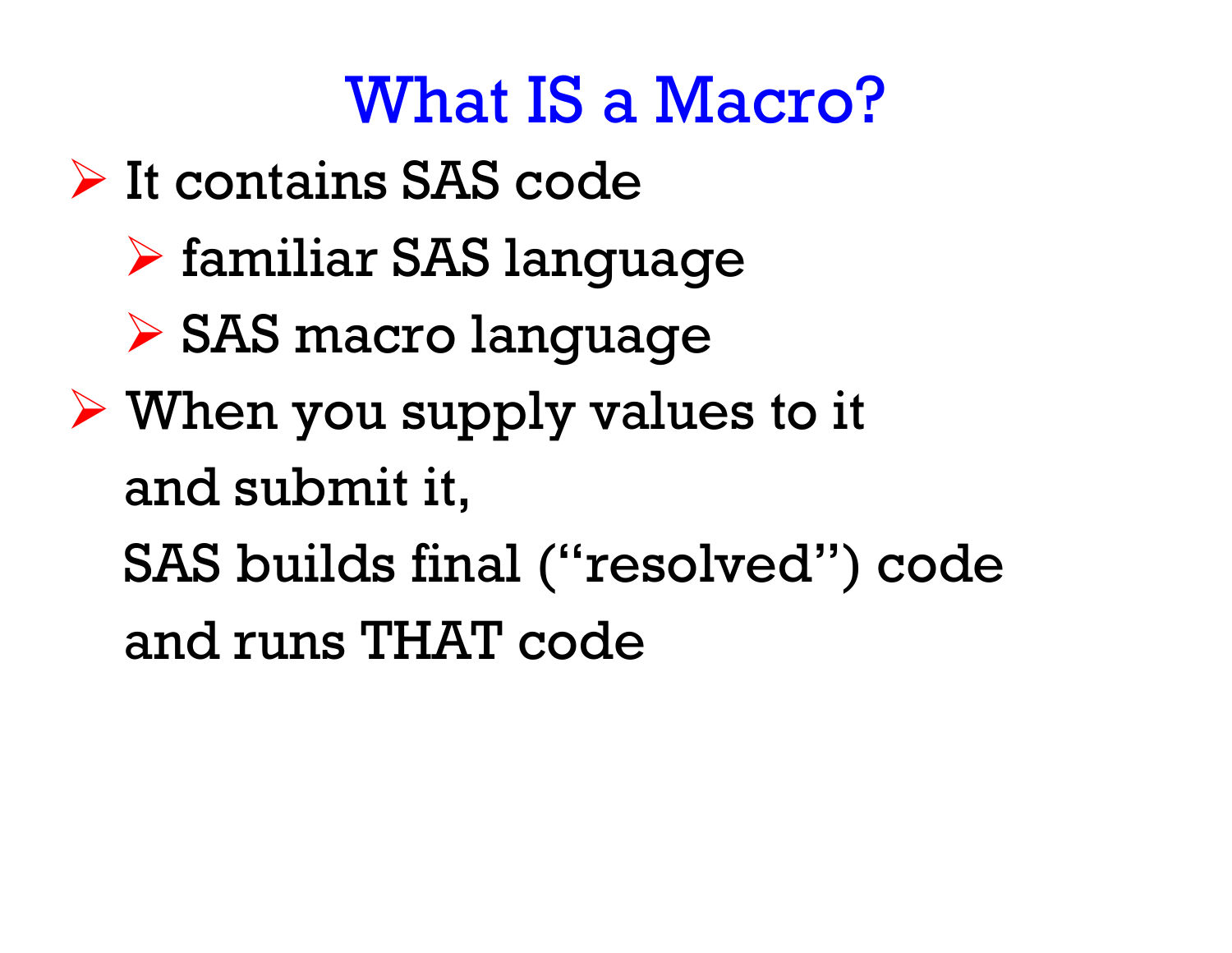# What IS a Macro?

- It contains SAS code
  - familiar SAS language
  - SAS macro language
- When you supply values to it
  and submit it,
  SAS builds final (“resolved”) code
  and runs THAT code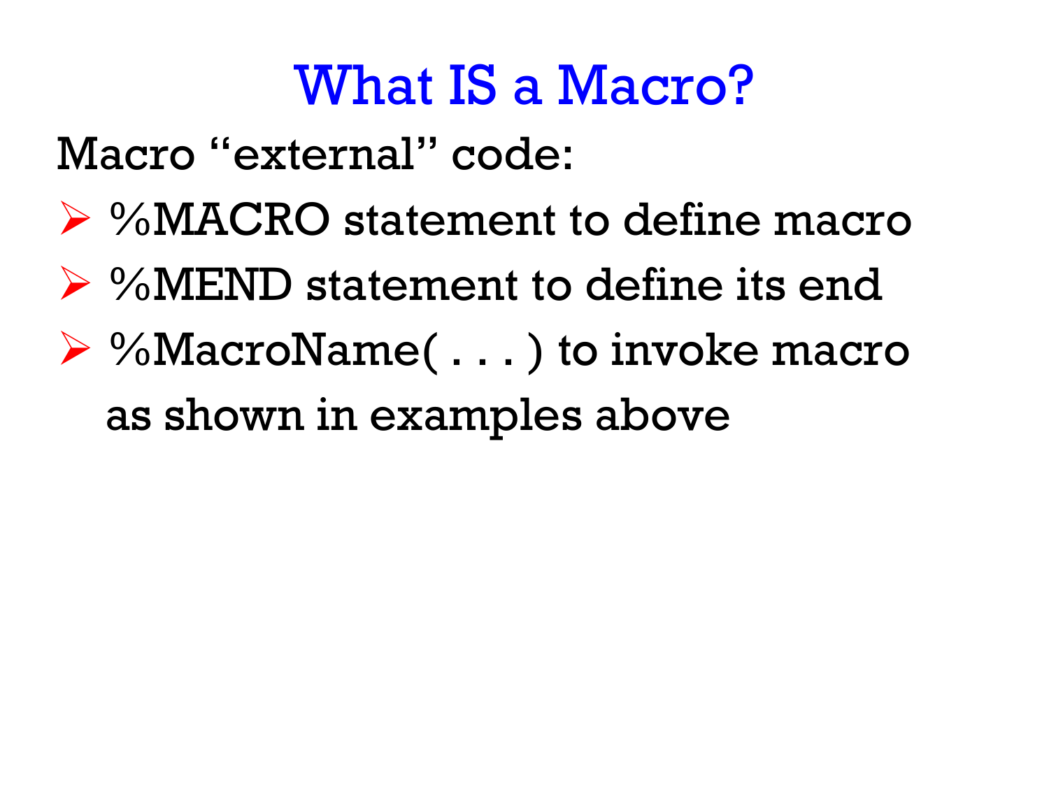# What IS a Macro?

Macro “external” code:

- %MACRO statement to define macro
- %MEND statement to define its end
- %MacroName( . . . ) to invoke macro as shown in examples above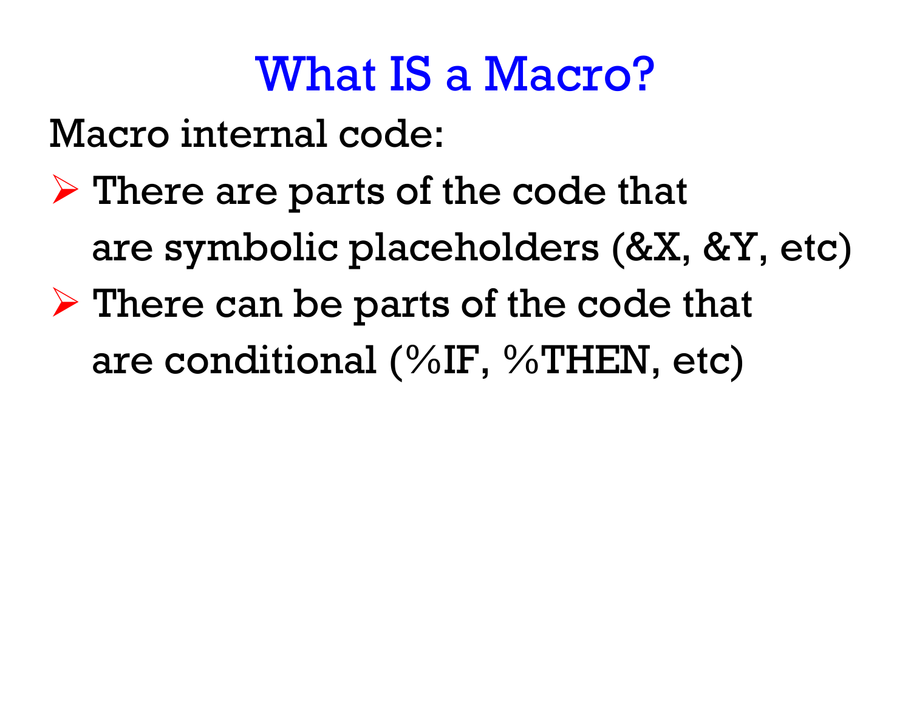# What IS a Macro?

Macro internal code:

- There are parts of the code that are symbolic placeholders (&X, &Y, etc)
- There can be parts of the code that are conditional (%IF, %THEN, etc)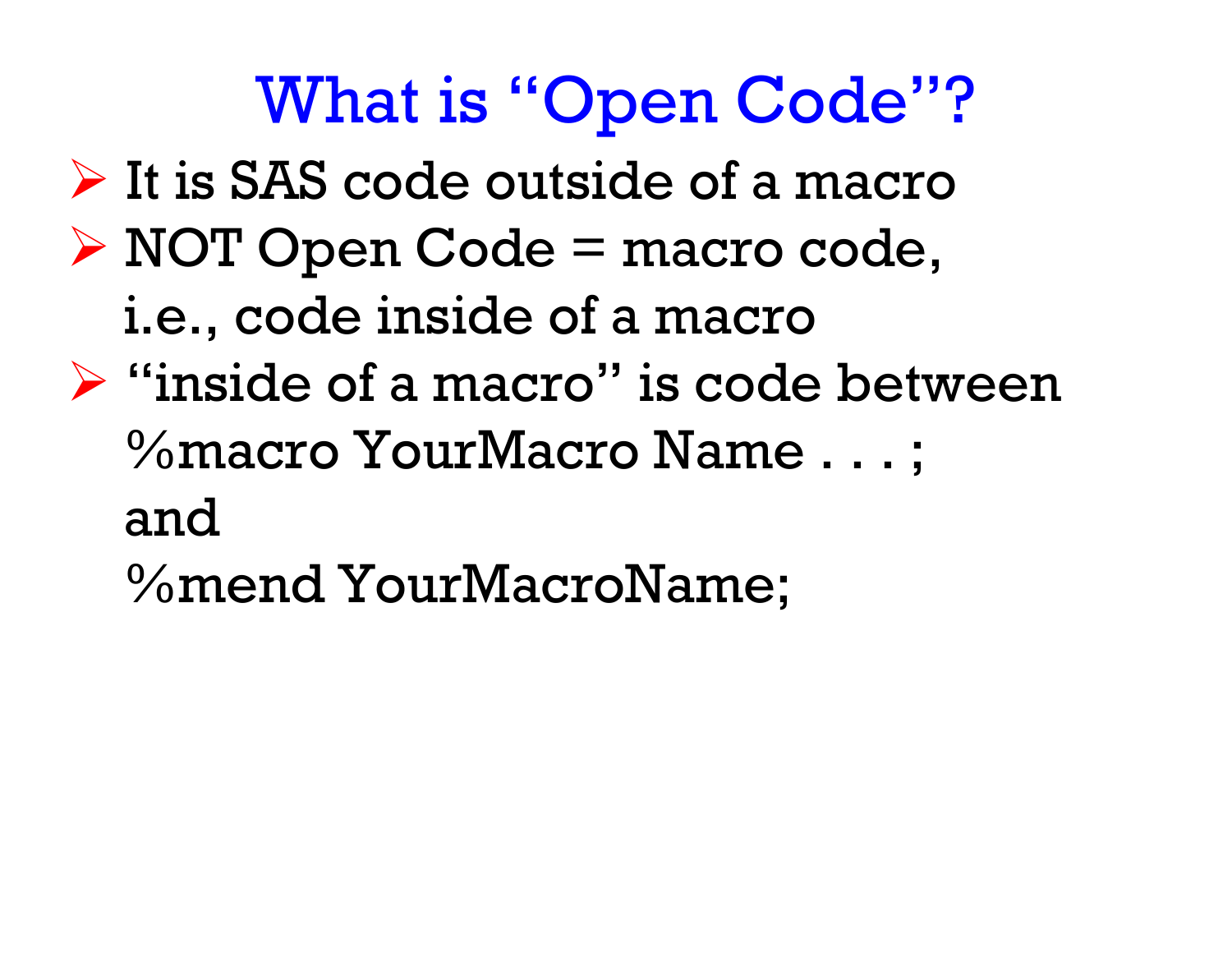# What is “Open Code”?

- It is SAS code outside of a macro
- NOT Open Code = macro code, i.e., code inside of a macro
- “inside of a macro” is code between
  %macro YourMacro Name . . . ;
  and
  %mend YourMacroName;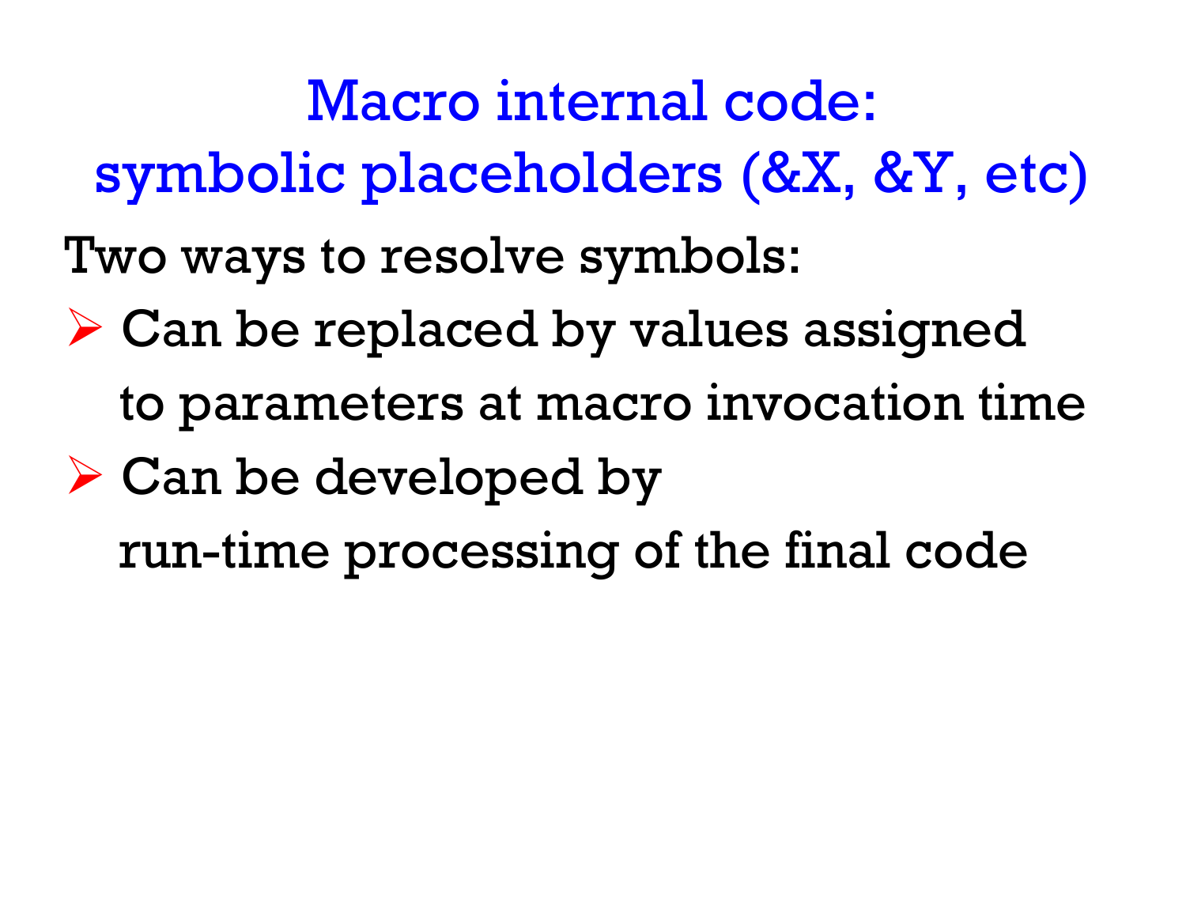# Macro internal code: symbolic placeholders (&X, &Y, etc)

Two ways to resolve symbols:

- Can be replaced by values assigned to parameters at macro invocation time
- Can be developed by run-time processing of the final code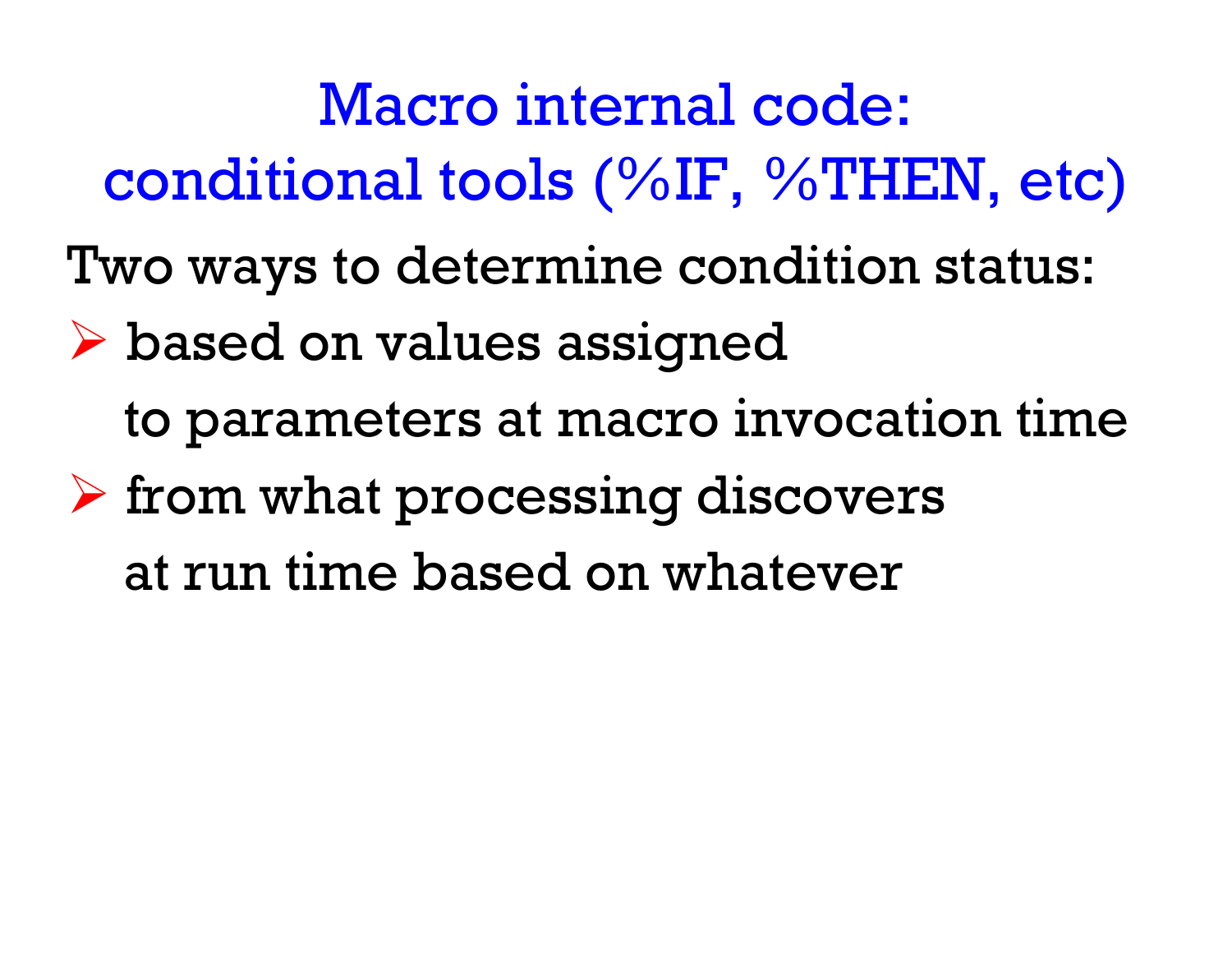# Macro internal code: conditional tools (%IF, %THEN, etc)

Two ways to determine condition status:

- based on values assigned to parameters at macro invocation time
- from what processing discovers at run time based on whatever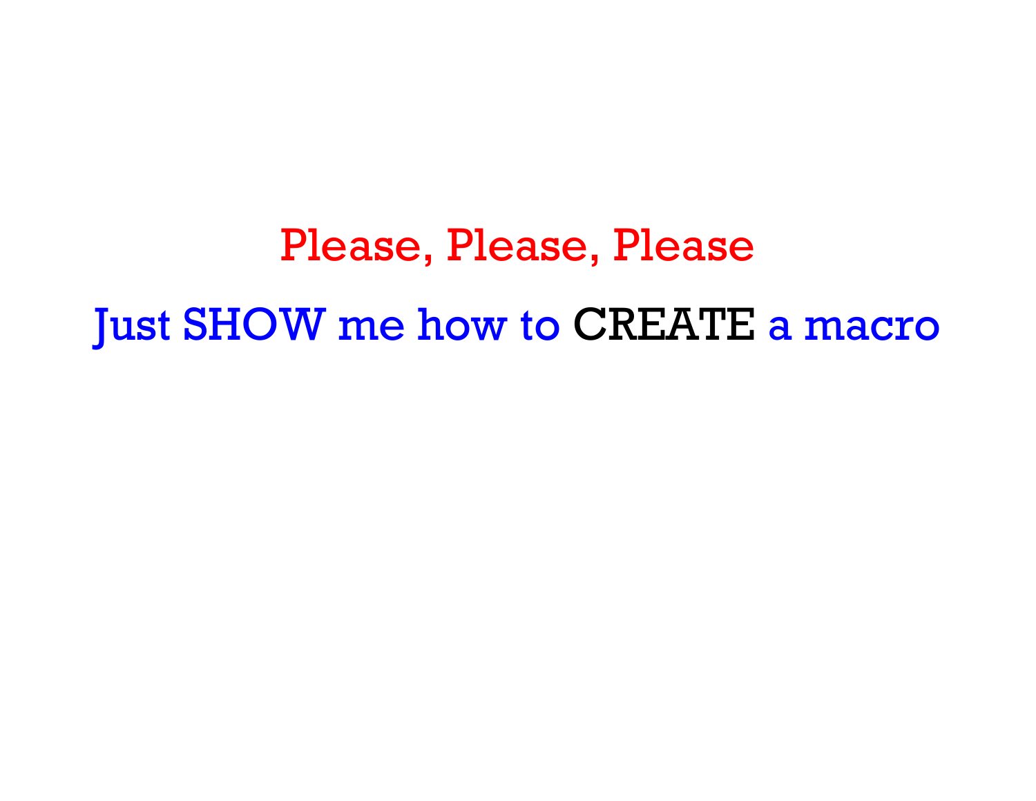Please, Please, Please

Just SHOW me how to CREATE a macro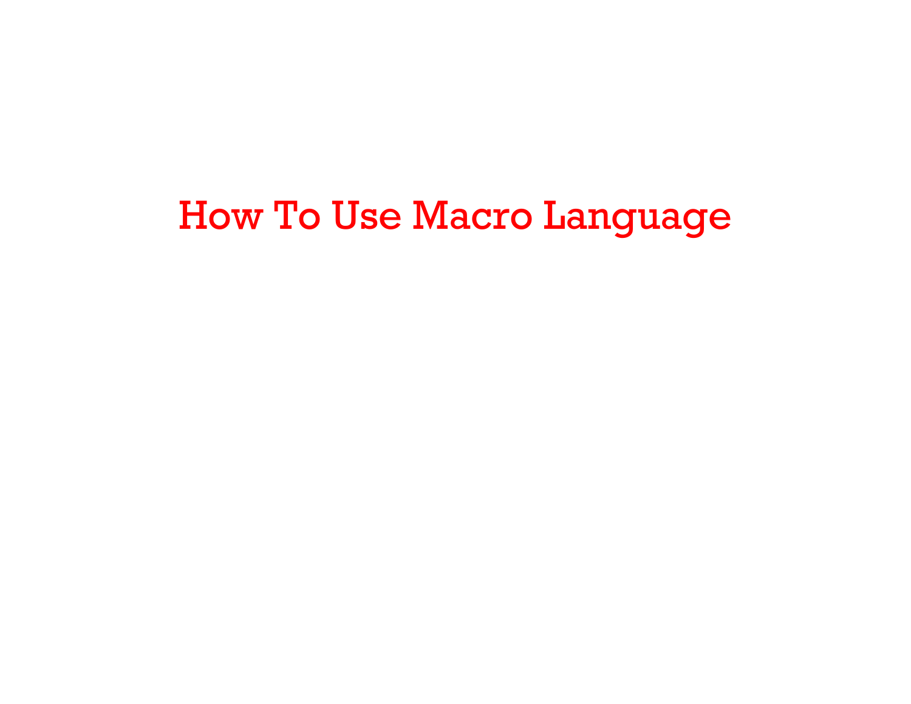# How To Use Macro Language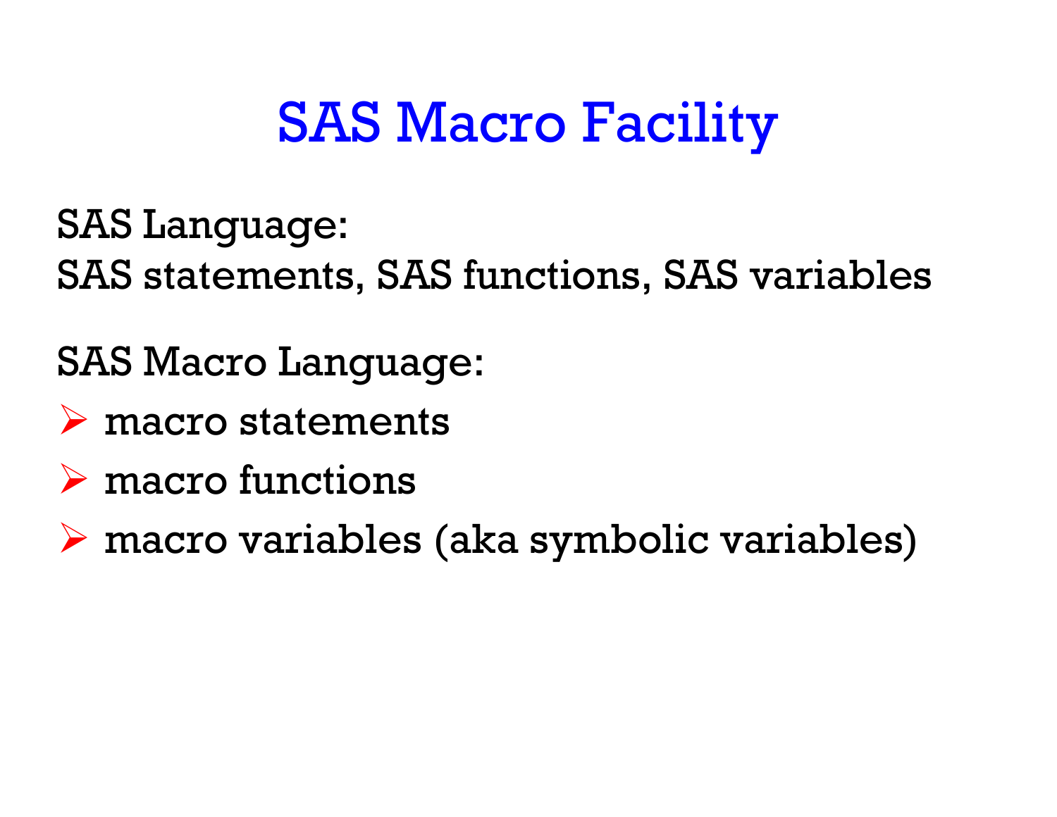# SAS Macro Facility

SAS Language:
SAS statements, SAS functions, SAS variables

SAS Macro Language:

- macro statements
- macro functions
- macro variables (aka symbolic variables)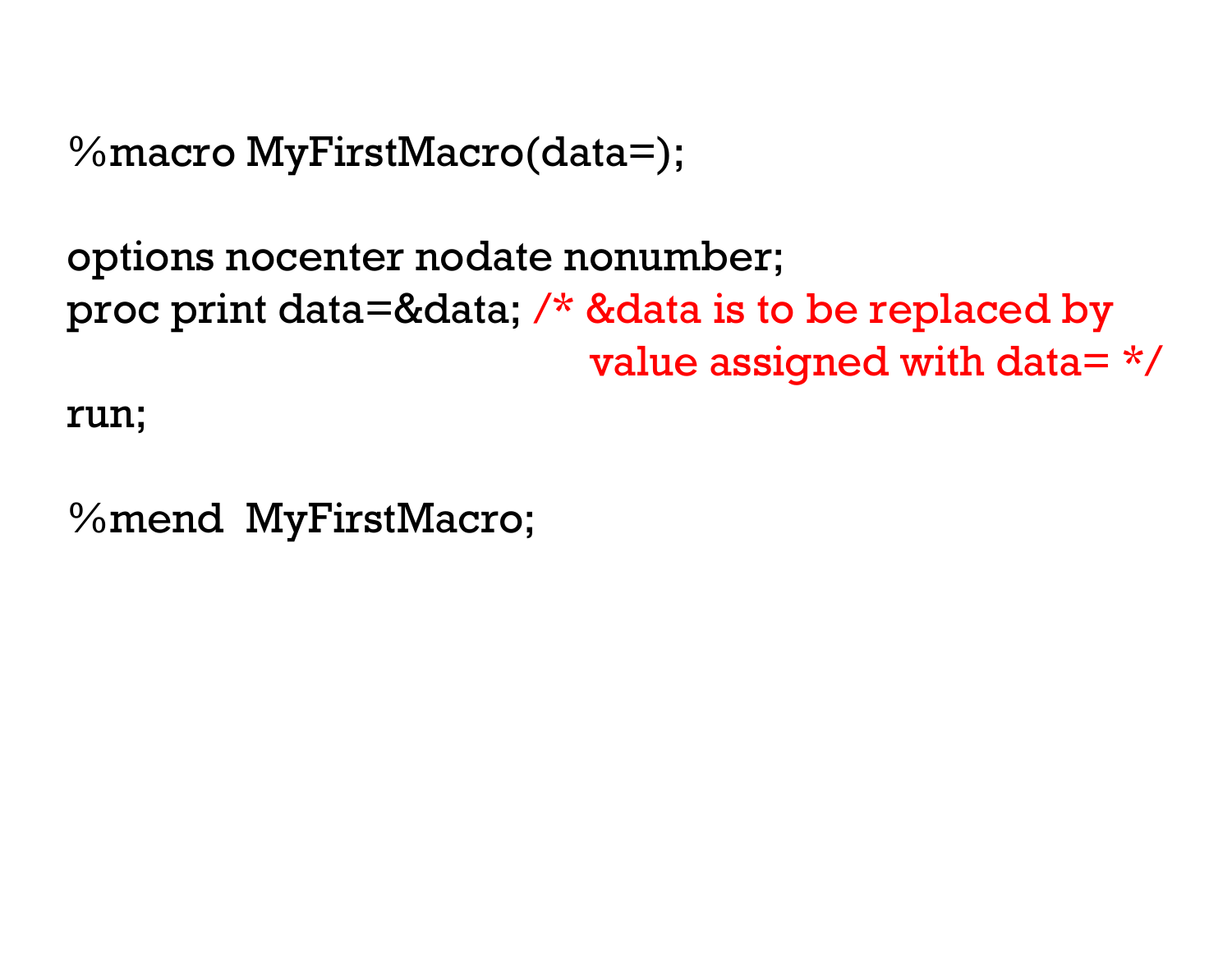```
%macro MyFirstMacro(data=);

options nocenter nodate nonumber;
proc print data=&data; /* &data is to be replaced by
                          value assigned with data= */
run;

%mend  MyFirstMacro;
```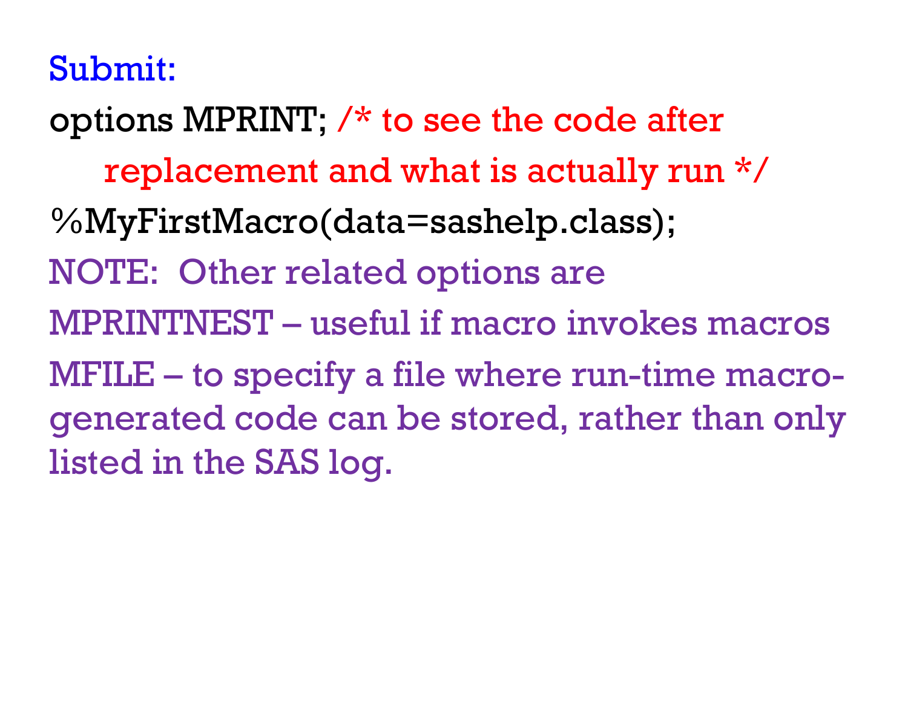Submit:

```
options MPRINT; /* to see the code after
    replacement and what is actually run */
%MyFirstMacro(data=sashelp.class);
```

NOTE: Other related options are

MPRINTNEST – useful if macro invokes macros

MFILE – to specify a file where run-time macro-generated code can be stored, rather than only listed in the SAS log.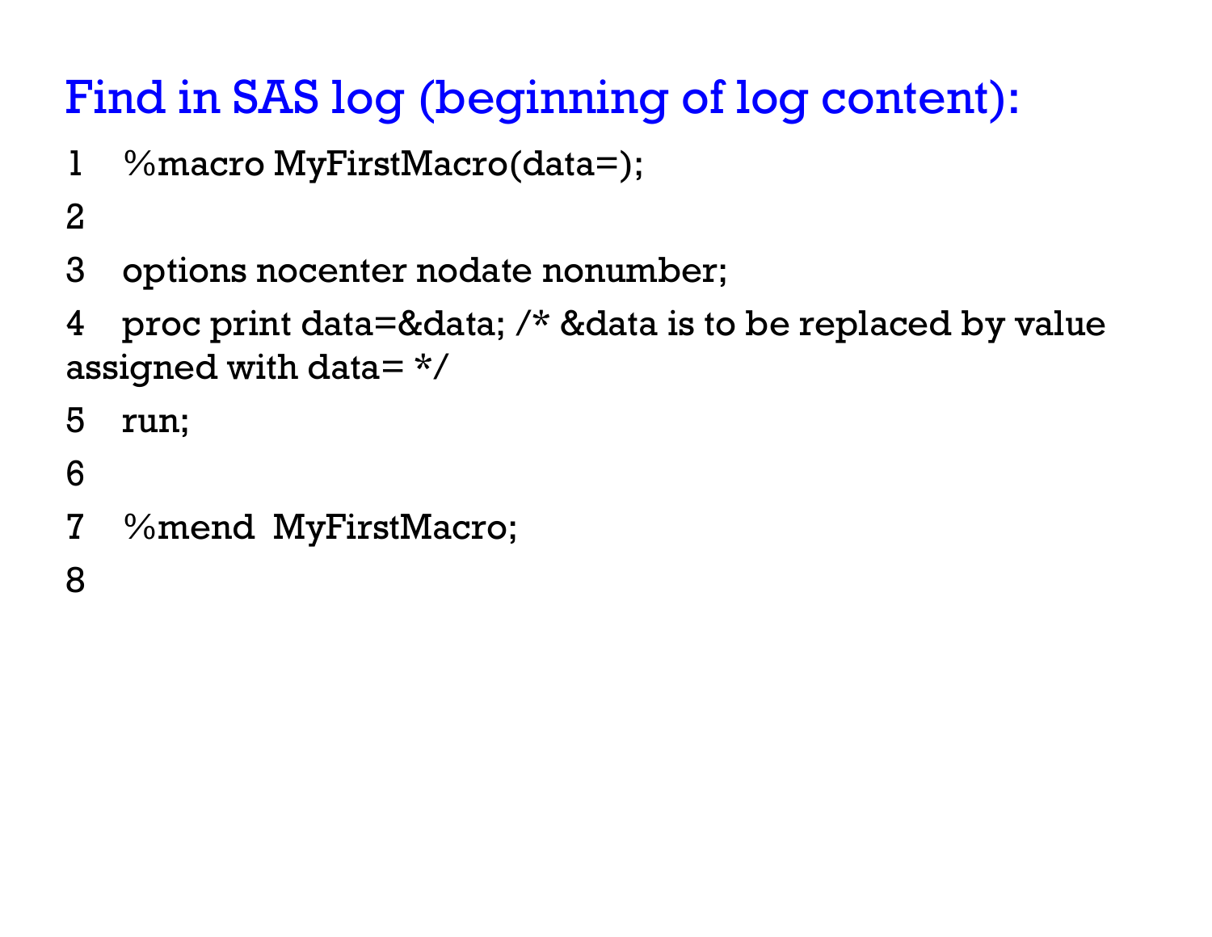# Find in SAS log (beginning of log content):

```
1    %macro MyFirstMacro(data=);
2
3    options nocenter nodate nonumber;
4    proc print data=&data; /* &data is to be replaced by value
assigned with data= */
5    run;
6
7    %mend  MyFirstMacro;
8
```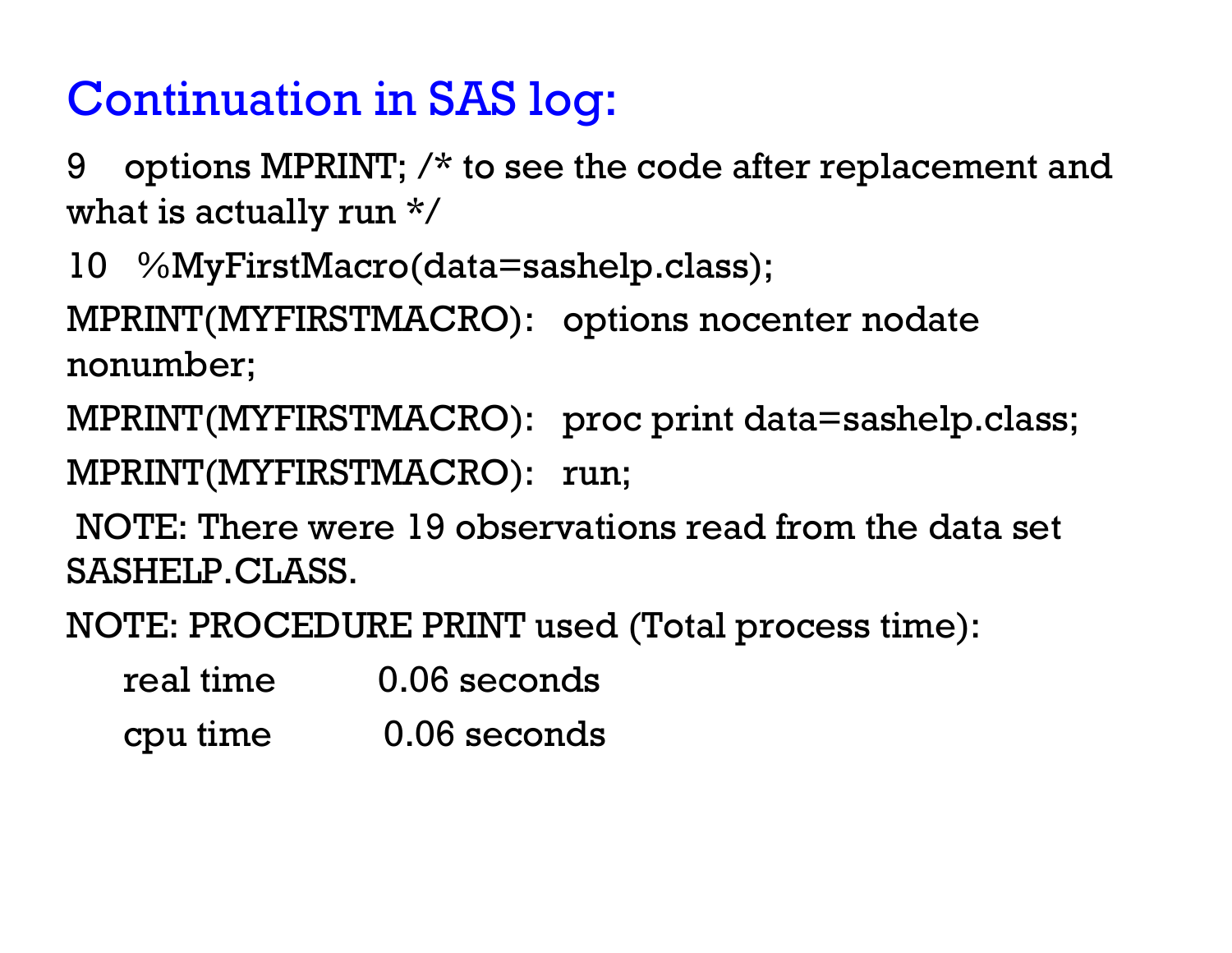## Continuation in SAS log:

```
9    options MPRINT; /* to see the code after replacement and what is actually run */
10   %MyFirstMacro(data=sashelp.class);
MPRINT(MYFIRSTMACRO):   options nocenter nodate nonumber;
MPRINT(MYFIRSTMACRO):   proc print data=sashelp.class;
MPRINT(MYFIRSTMACRO):   run;
 NOTE: There were 19 observations read from the data set SASHELP.CLASS.
NOTE: PROCEDURE PRINT used (Total process time):
      real time           0.06 seconds
      cpu time            0.06 seconds
```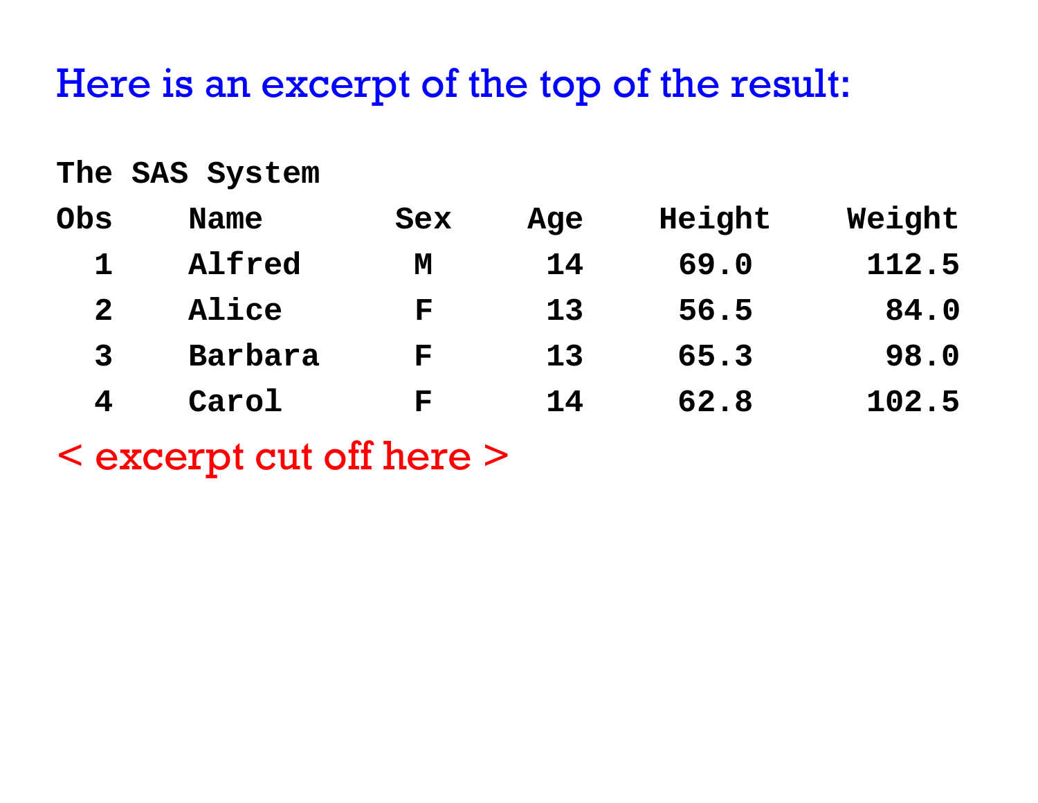Here is an excerpt of the top of the result:

The SAS System

| Obs | Name | Sex | Age | Height | Weight |
|---|---|---|---|---|---|
| 1 | Alfred | M | 14 | 69.0 | 112.5 |
| 2 | Alice | F | 13 | 56.5 | 84.0 |
| 3 | Barbara | F | 13 | 65.3 | 98.0 |
| 4 | Carol | F | 14 | 62.8 | 102.5 |

< excerpt cut off here >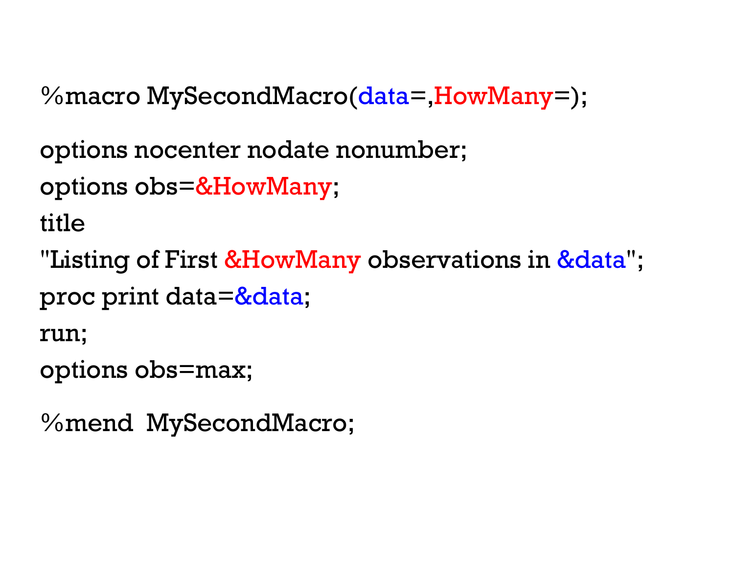```
%macro MySecondMacro(data=,HowMany=);

options nocenter nodate nonumber;
options obs=&HowMany;
title
"Listing of First &HowMany observations in &data";
proc print data=&data;
run;
options obs=max;

%mend  MySecondMacro;
```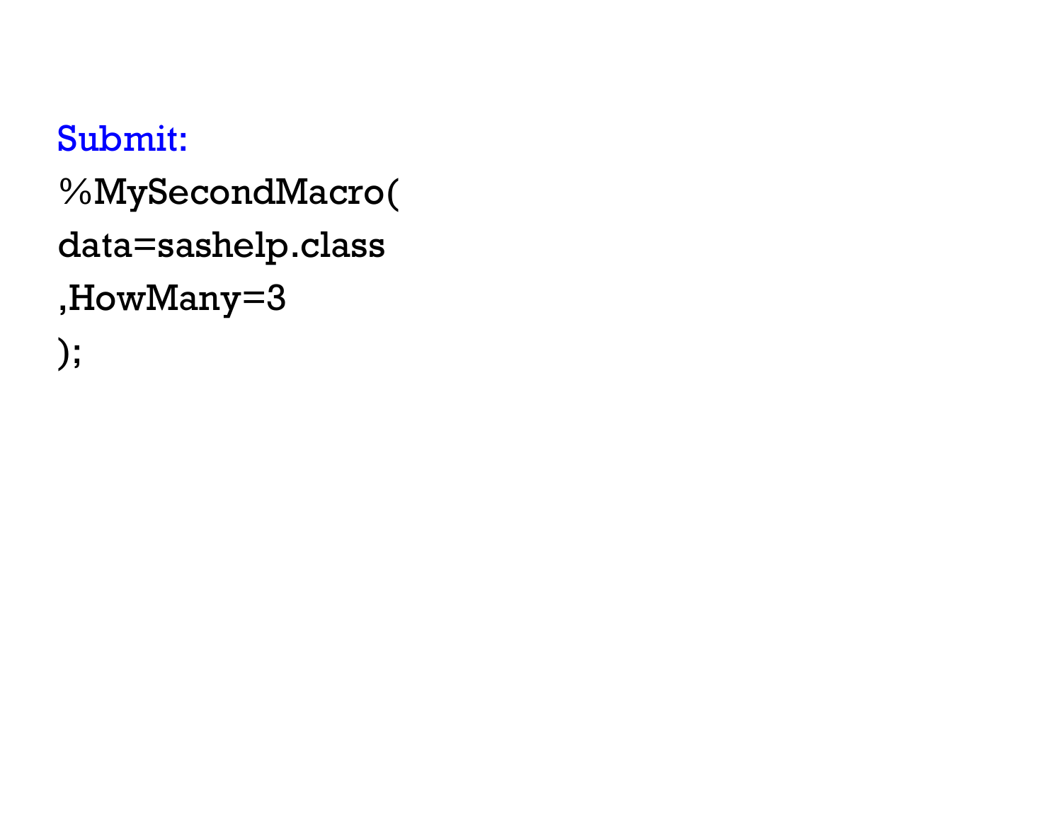Submit:

```
%MySecondMacro(
data=sashelp.class
,HowMany=3
);
```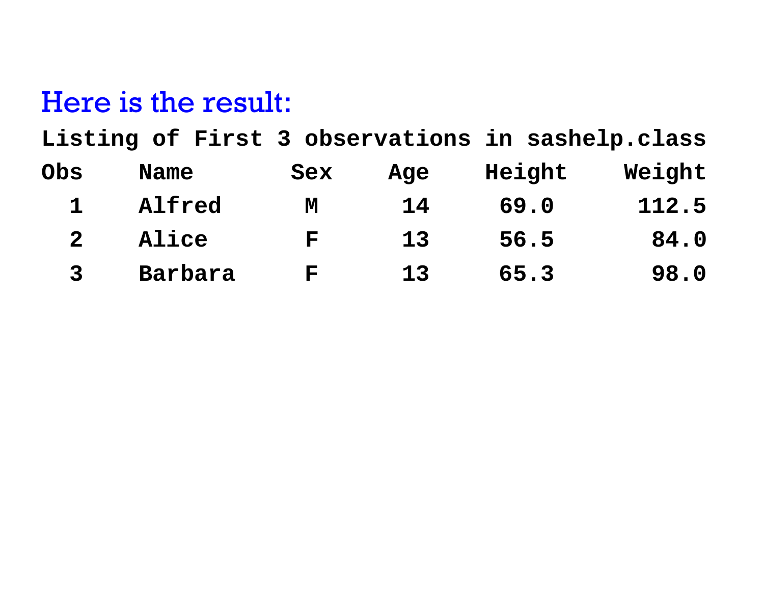Here is the result:

**Listing of First 3 observations in sashelp.class**

| Obs | Name | Sex | Age | Height | Weight |
|---|---|---|---|---|---|
| 1 | Alfred | M | 14 | 69.0 | 112.5 |
| 2 | Alice | F | 13 | 56.5 | 84.0 |
| 3 | Barbara | F | 13 | 65.3 | 98.0 |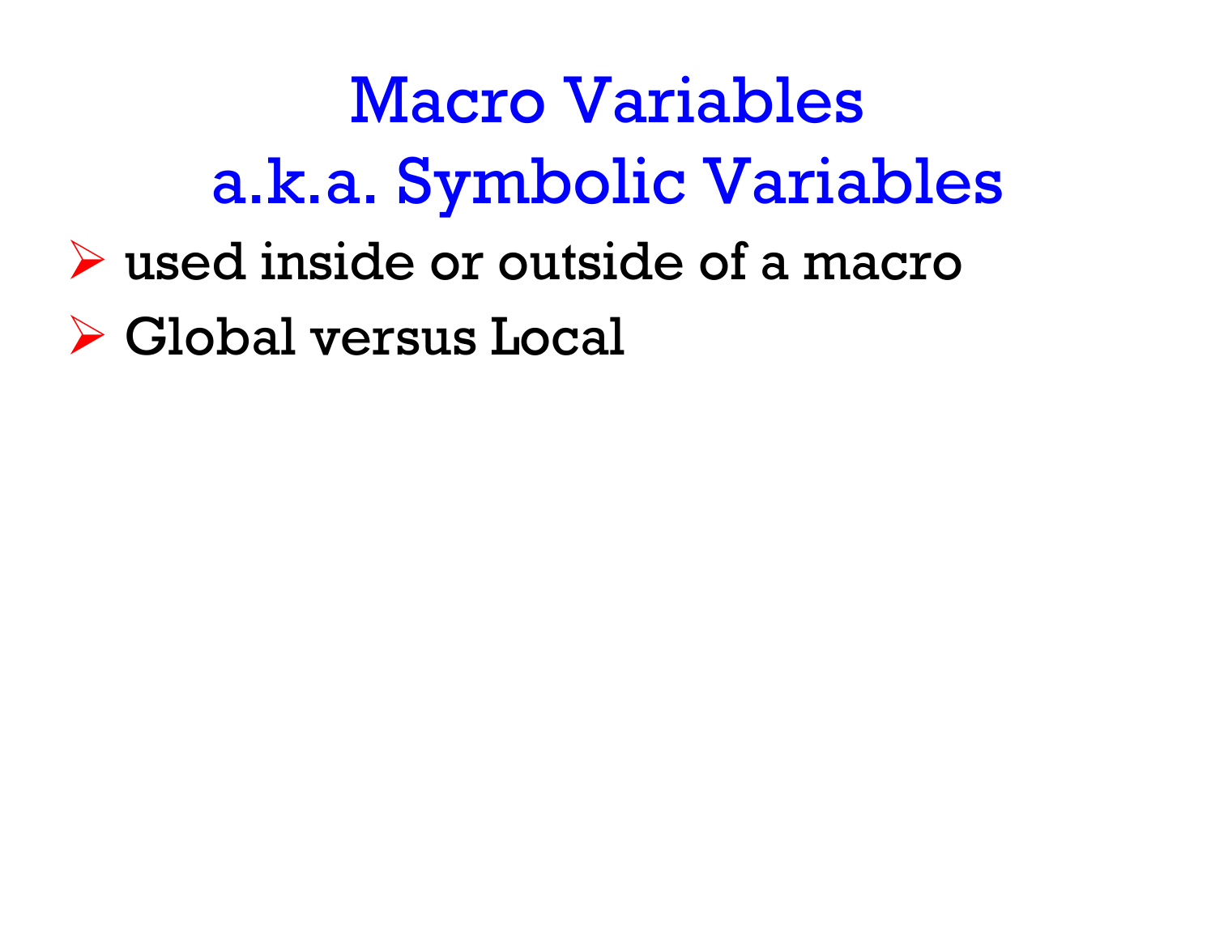# Macro Variables
# a.k.a. Symbolic Variables

- used inside or outside of a macro
- Global versus Local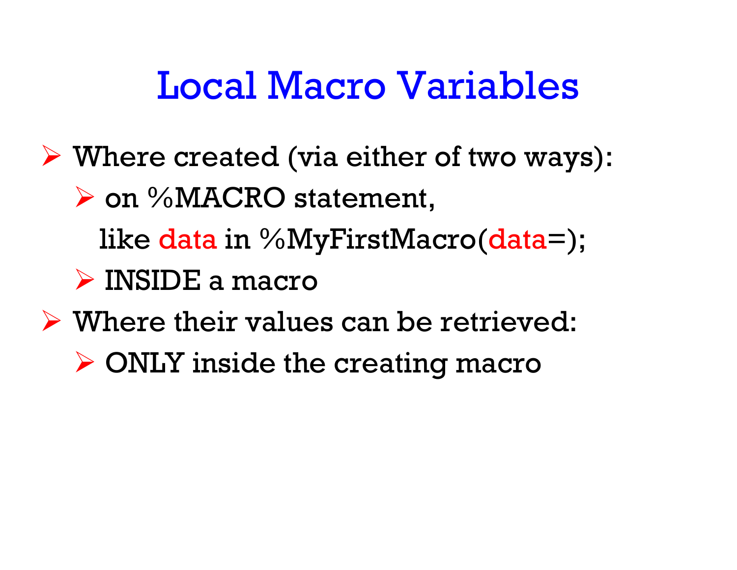# Local Macro Variables

- Where created (via either of two ways):
  - on %MACRO statement,
    like data in %MyFirstMacro(data=);
  - INSIDE a macro
- Where their values can be retrieved:
  - ONLY inside the creating macro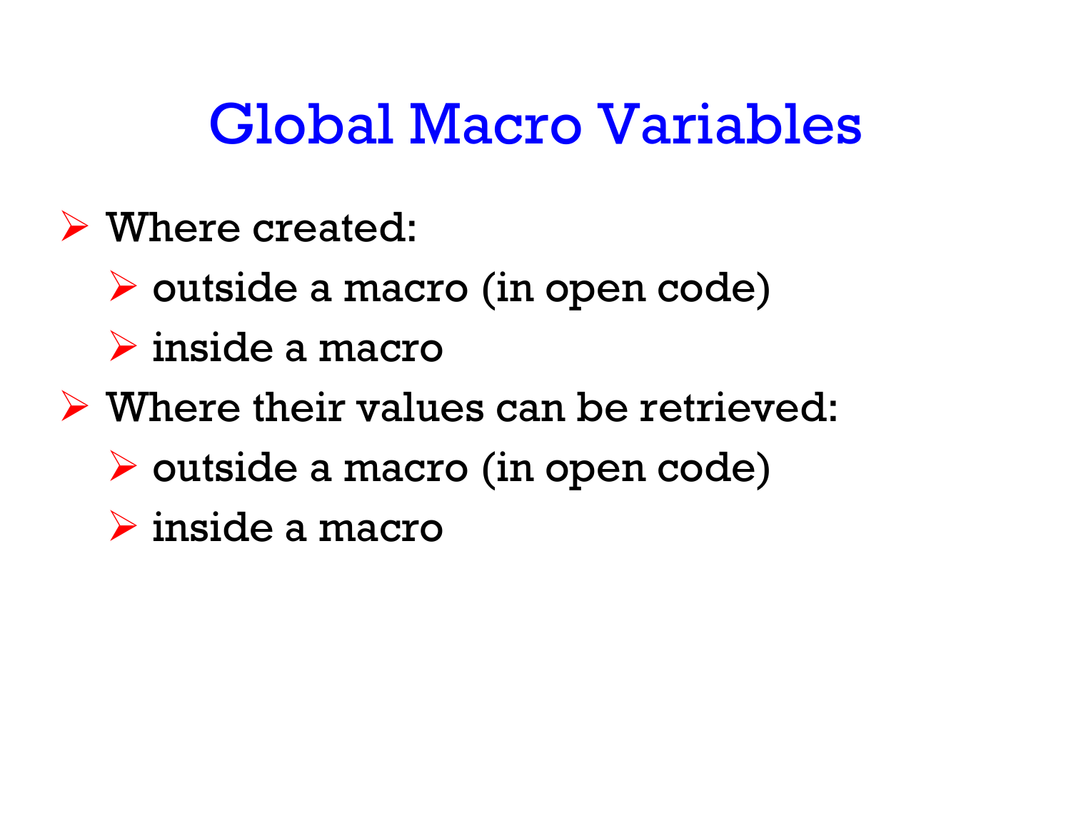# Global Macro Variables

- Where created:
  - outside a macro (in open code)
  - inside a macro
- Where their values can be retrieved:
  - outside a macro (in open code)
  - inside a macro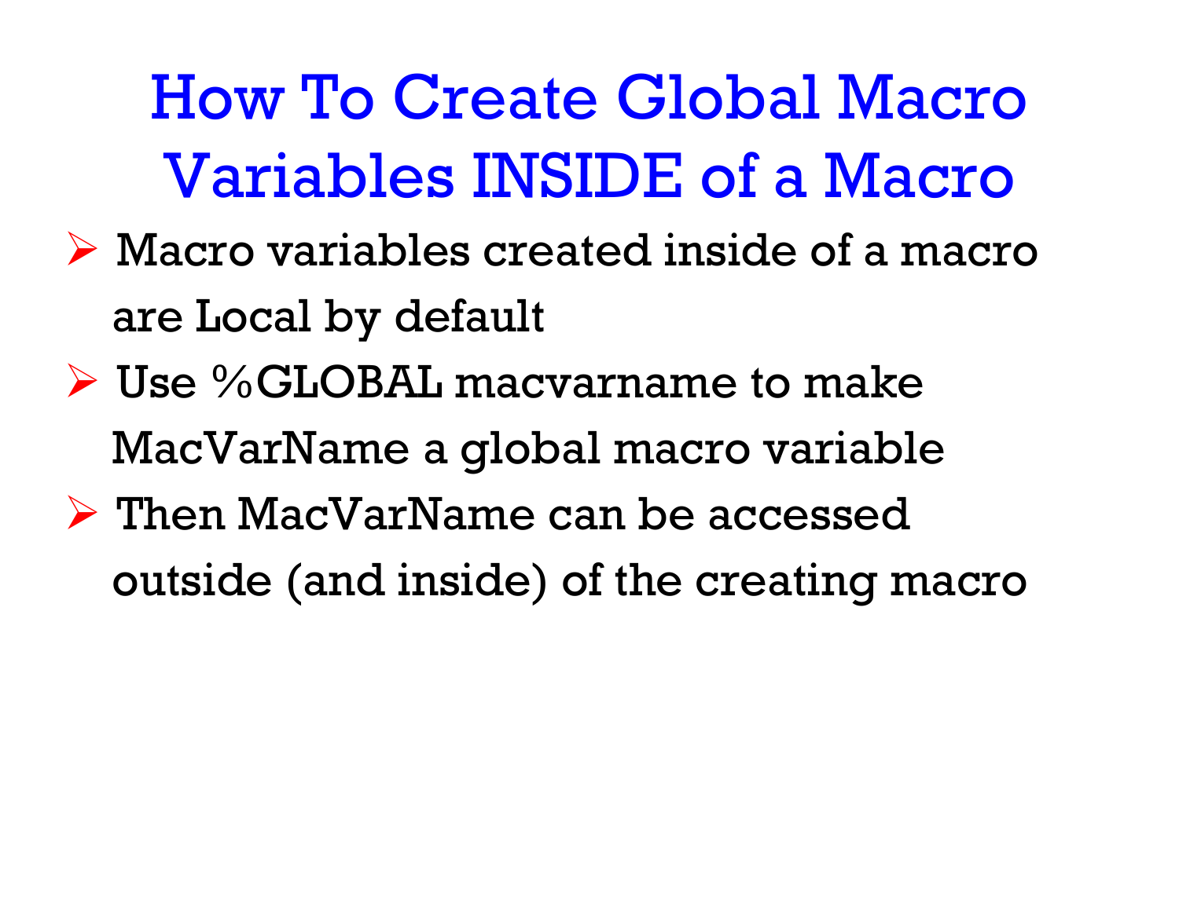# How To Create Global Macro Variables INSIDE of a Macro

- Macro variables created inside of a macro are Local by default
- Use %GLOBAL macvarname to make MacVarName a global macro variable
- Then MacVarName can be accessed outside (and inside) of the creating macro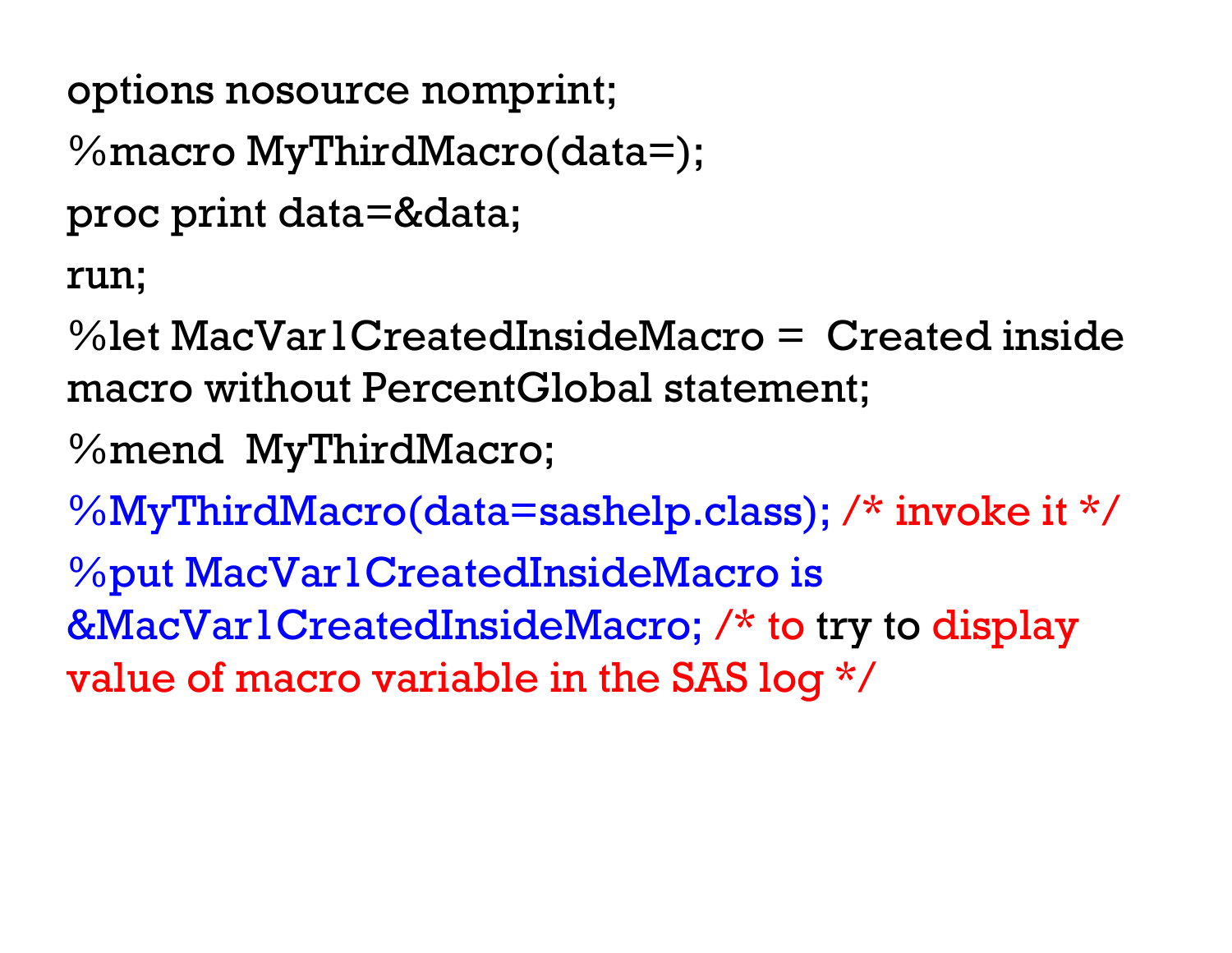```
options nosource nomprint;
%macro MyThirdMacro(data=);
proc print data=&data;
run;
%let MacVar1CreatedInsideMacro =  Created inside
macro without PercentGlobal statement;
%mend  MyThirdMacro;
%MyThirdMacro(data=sashelp.class); /* invoke it */
%put MacVar1CreatedInsideMacro is
&MacVar1CreatedInsideMacro; /* to try to display
value of macro variable in the SAS log */
```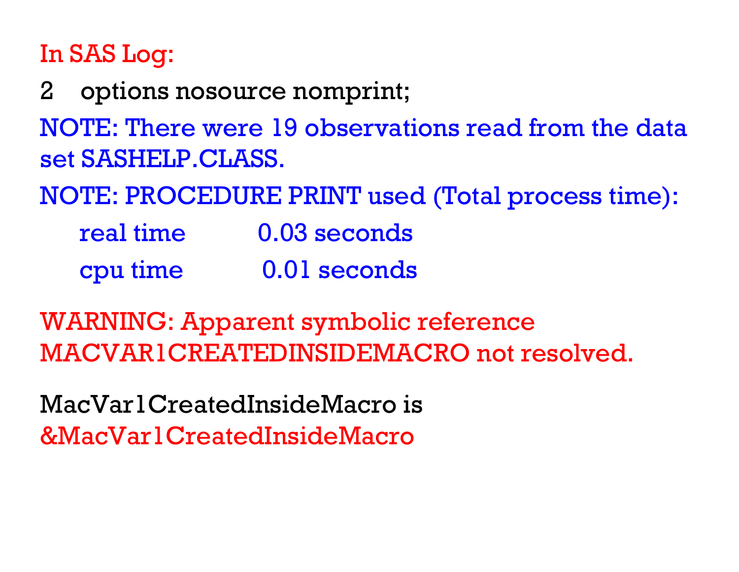In SAS Log:

```
2    options nosource nomprint;
NOTE: There were 19 observations read from the data
set SASHELP.CLASS.
NOTE: PROCEDURE PRINT used (Total process time):
      real time           0.03 seconds
      cpu time            0.01 seconds

WARNING: Apparent symbolic reference
MACVAR1CREATEDINSIDEMACRO not resolved.

MacVar1CreatedInsideMacro is
&MacVar1CreatedInsideMacro
```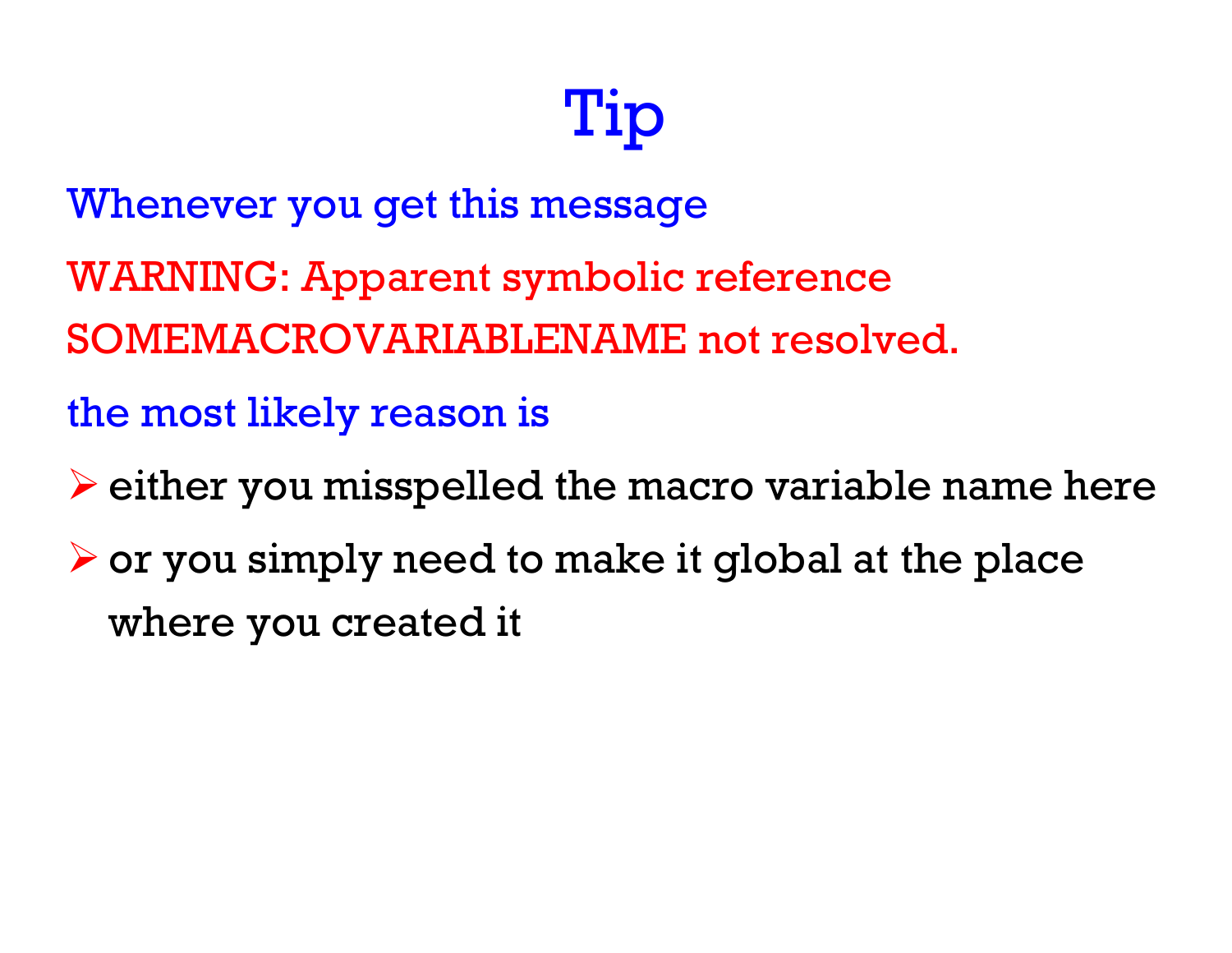# Tip

Whenever you get this message

WARNING: Apparent symbolic reference SOMEMACROVARIABLENAME not resolved.

the most likely reason is

- either you misspelled the macro variable name here
- or you simply need to make it global at the place where you created it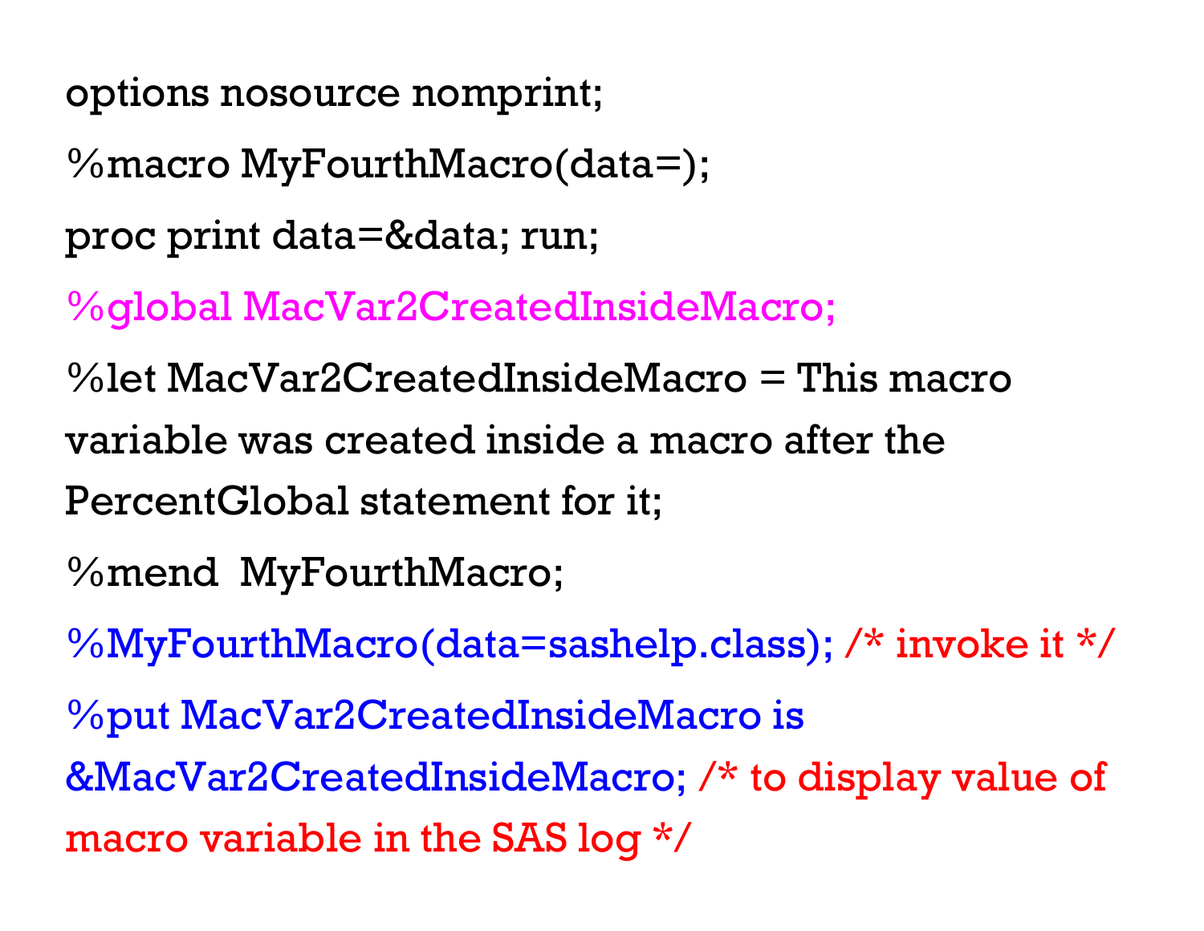```
options nosource nomprint;

%macro MyFourthMacro(data=);

proc print data=&data; run;

%global MacVar2CreatedInsideMacro;

%let MacVar2CreatedInsideMacro = This macro
variable was created inside a macro after the
PercentGlobal statement for it;

%mend  MyFourthMacro;

%MyFourthMacro(data=sashelp.class); /* invoke it */

%put MacVar2CreatedInsideMacro is
&MacVar2CreatedInsideMacro; /* to display value of
macro variable in the SAS log */
```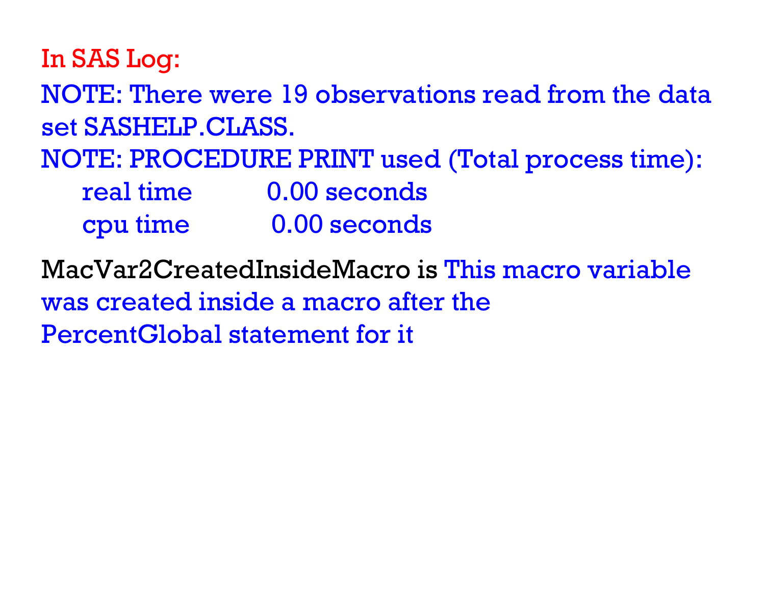In SAS Log:

```
NOTE: There were 19 observations read from the data set SASHELP.CLASS.
NOTE: PROCEDURE PRINT used (Total process time):
      real time           0.00 seconds
      cpu time            0.00 seconds
```

MacVar2CreatedInsideMacro is This macro variable was created inside a macro after the PercentGlobal statement for it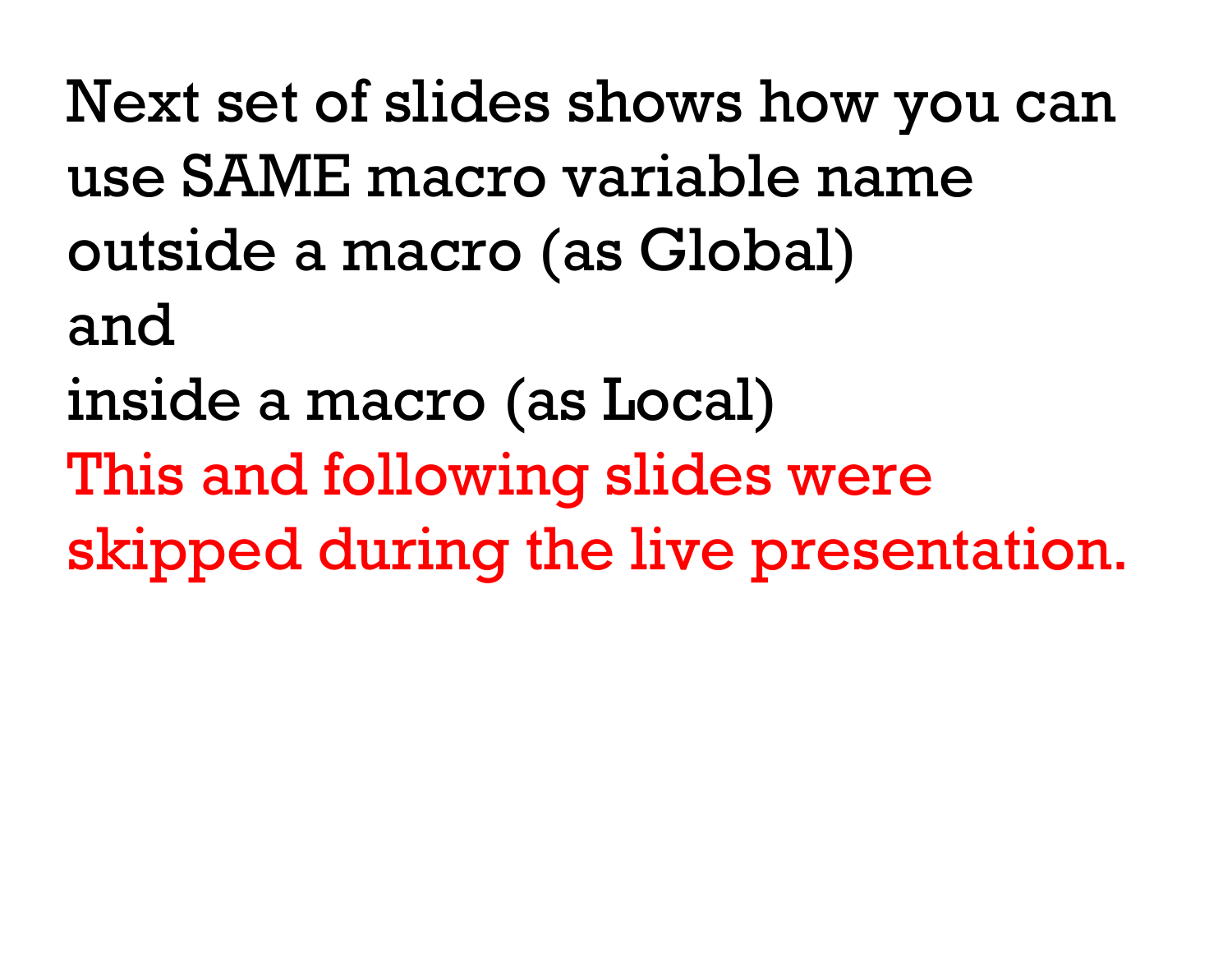Next set of slides shows how you can use SAME macro variable name outside a macro (as Global)

and

inside a macro (as Local)

This and following slides were skipped during the live presentation.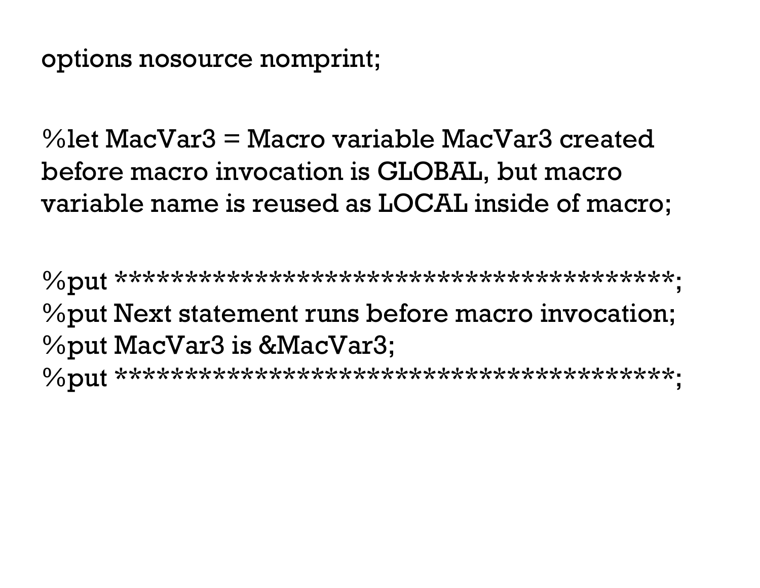```
options nosource nomprint;

%let MacVar3 = Macro variable MacVar3 created
before macro invocation is GLOBAL, but macro
variable name is reused as LOCAL inside of macro;

%put ****************************************;
%put Next statement runs before macro invocation;
%put MacVar3 is &MacVar3;
%put ****************************************;
```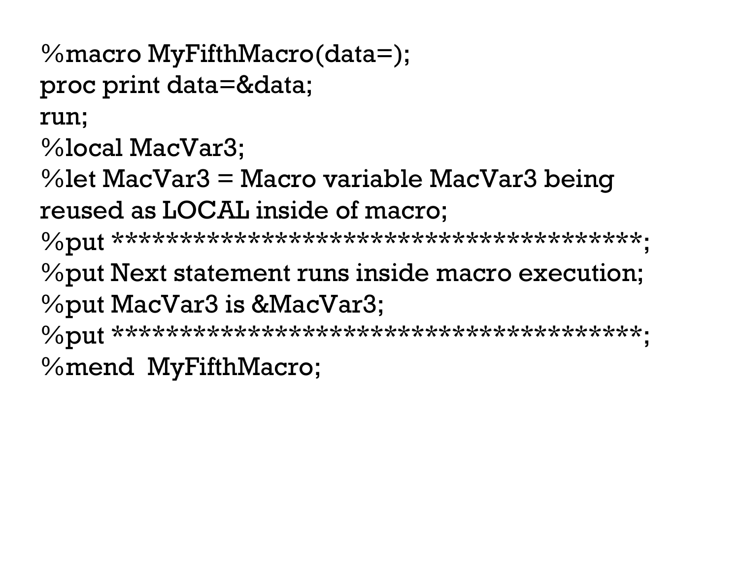```
%macro MyFifthMacro(data=);
proc print data=&data;
run;
%local MacVar3;
%let MacVar3 = Macro variable MacVar3 being
reused as LOCAL inside of macro;
%put ****************************************;
%put Next statement runs inside macro execution;
%put MacVar3 is &MacVar3;
%put ****************************************;
%mend  MyFifthMacro;
```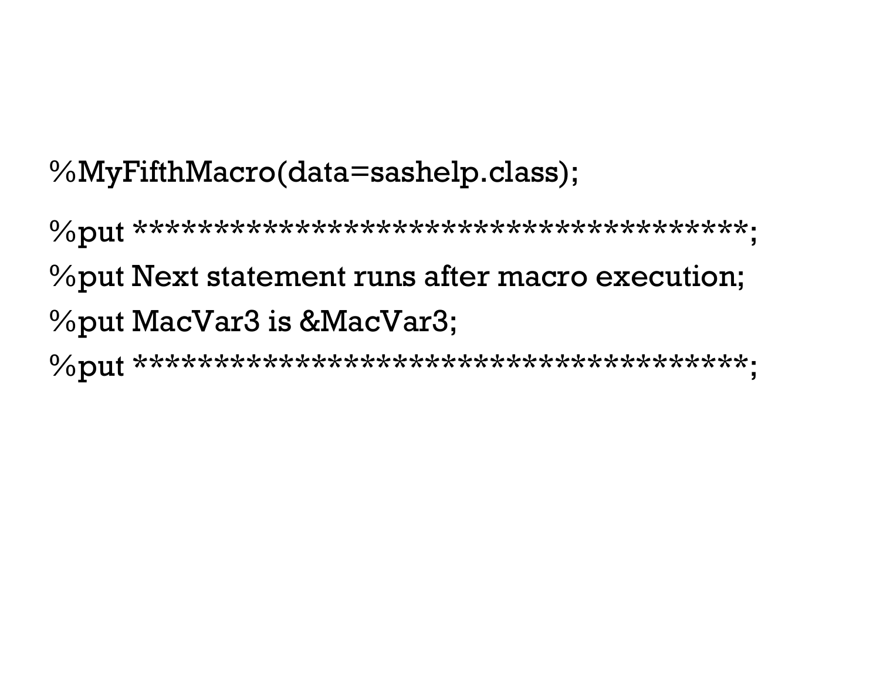```
%MyFifthMacro(data=sashelp.class);

%put ****************************************;
%put Next statement runs after macro execution;
%put MacVar3 is &MacVar3;
%put ****************************************;
```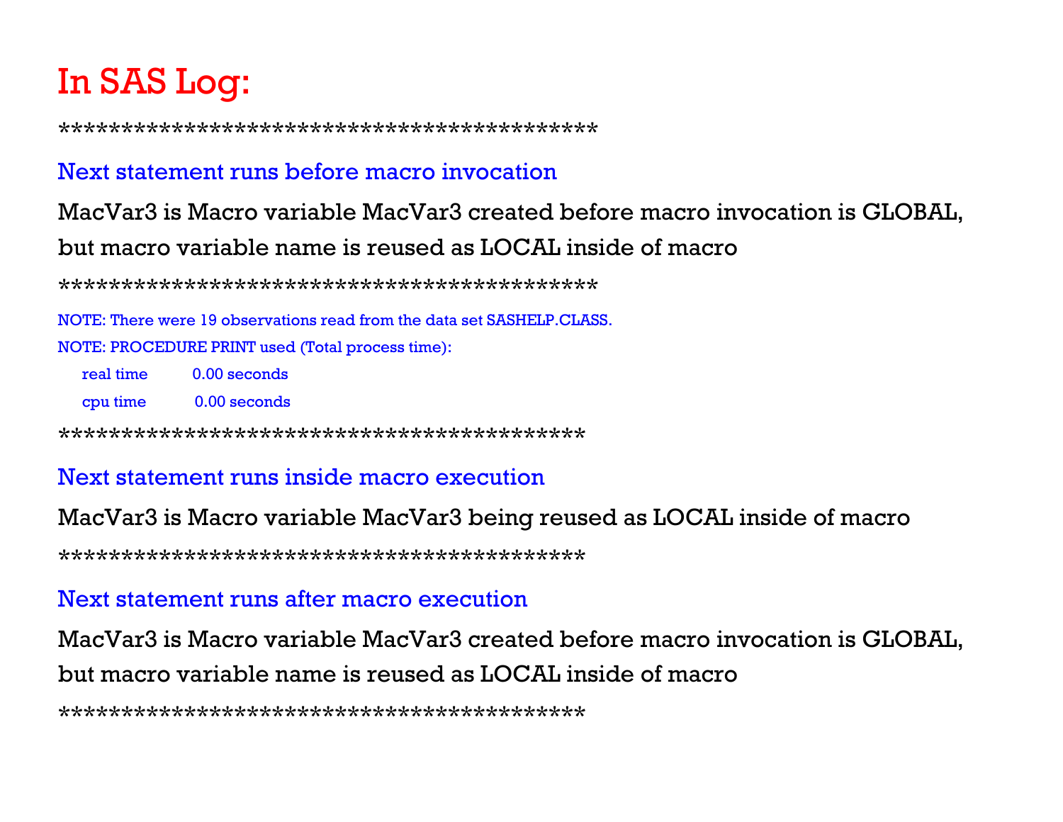# In SAS Log:

*******************************************

Next statement runs before macro invocation

MacVar3 is Macro variable MacVar3 created before macro invocation is GLOBAL, but macro variable name is reused as LOCAL inside of macro

*******************************************

NOTE: There were 19 observations read from the data set SASHELP.CLASS.

NOTE: PROCEDURE PRINT used (Total process time):

    real time 0.00 seconds

    cpu time 0.00 seconds

*******************************************

Next statement runs inside macro execution

MacVar3 is Macro variable MacVar3 being reused as LOCAL inside of macro

*******************************************

Next statement runs after macro execution

MacVar3 is Macro variable MacVar3 created before macro invocation is GLOBAL, but macro variable name is reused as LOCAL inside of macro

*******************************************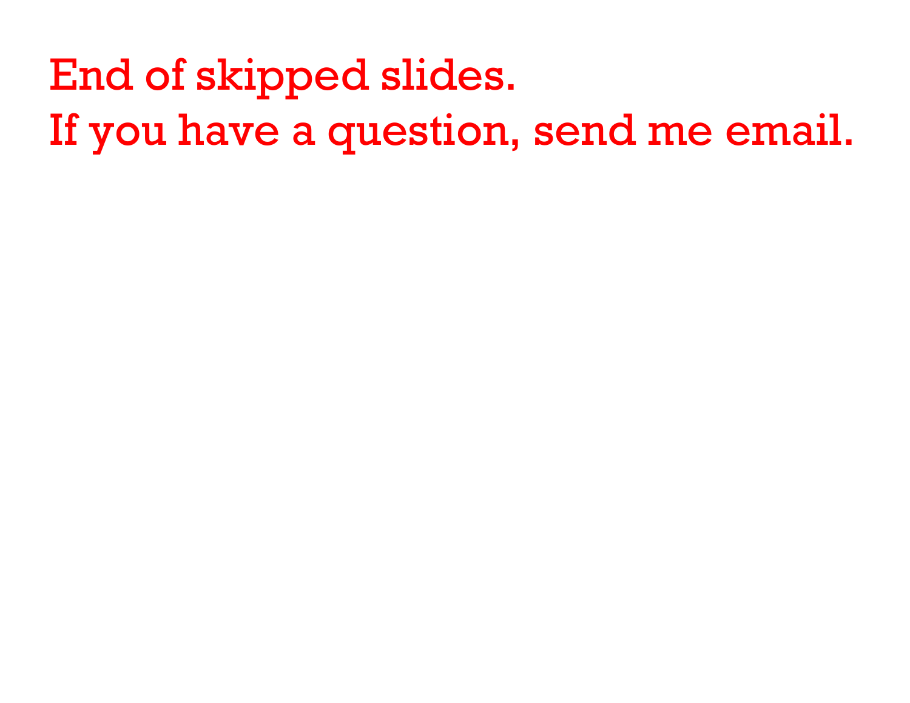End of skipped slides.

If you have a question, send me email.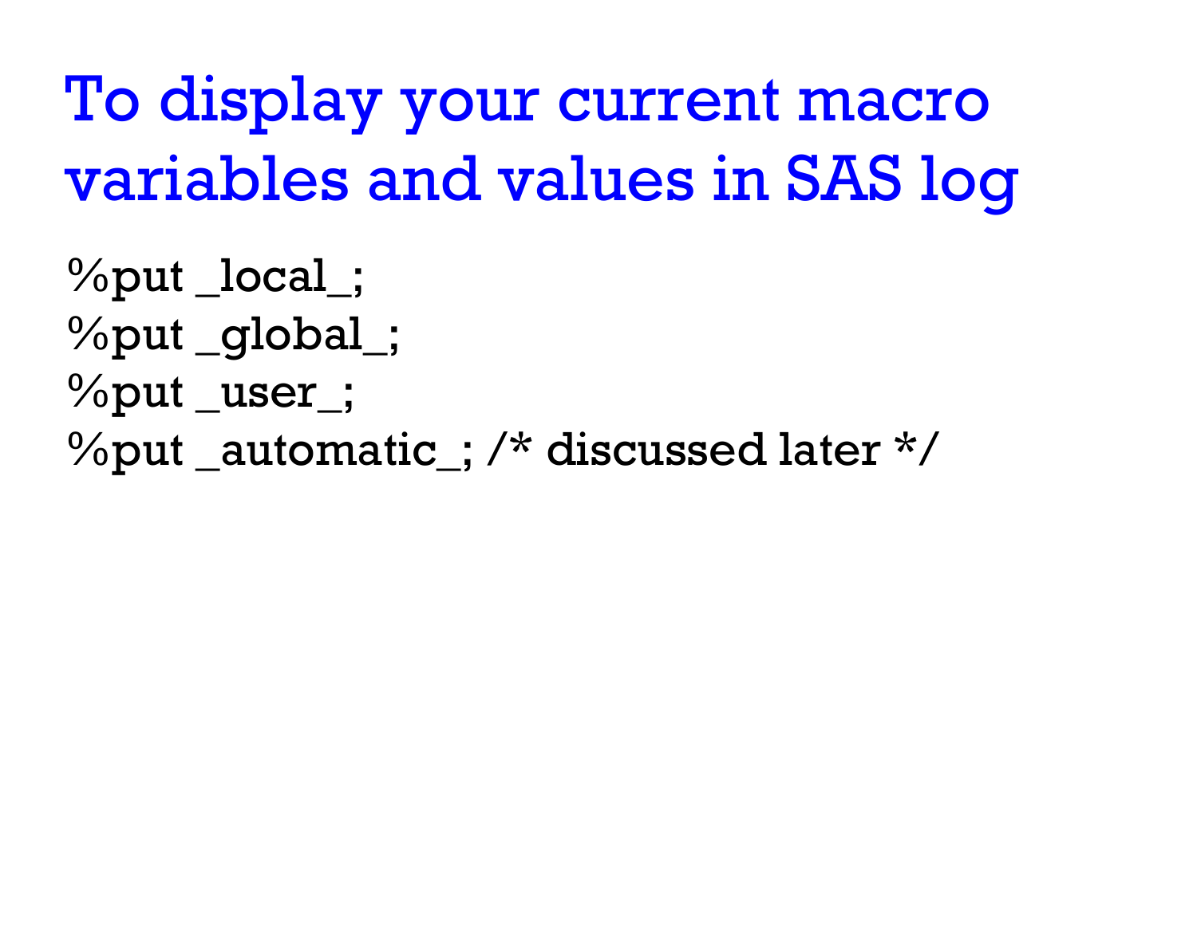# To display your current macro variables and values in SAS log

```
%put _local_;
%put _global_;
%put _user_;
%put _automatic_; /* discussed later */
```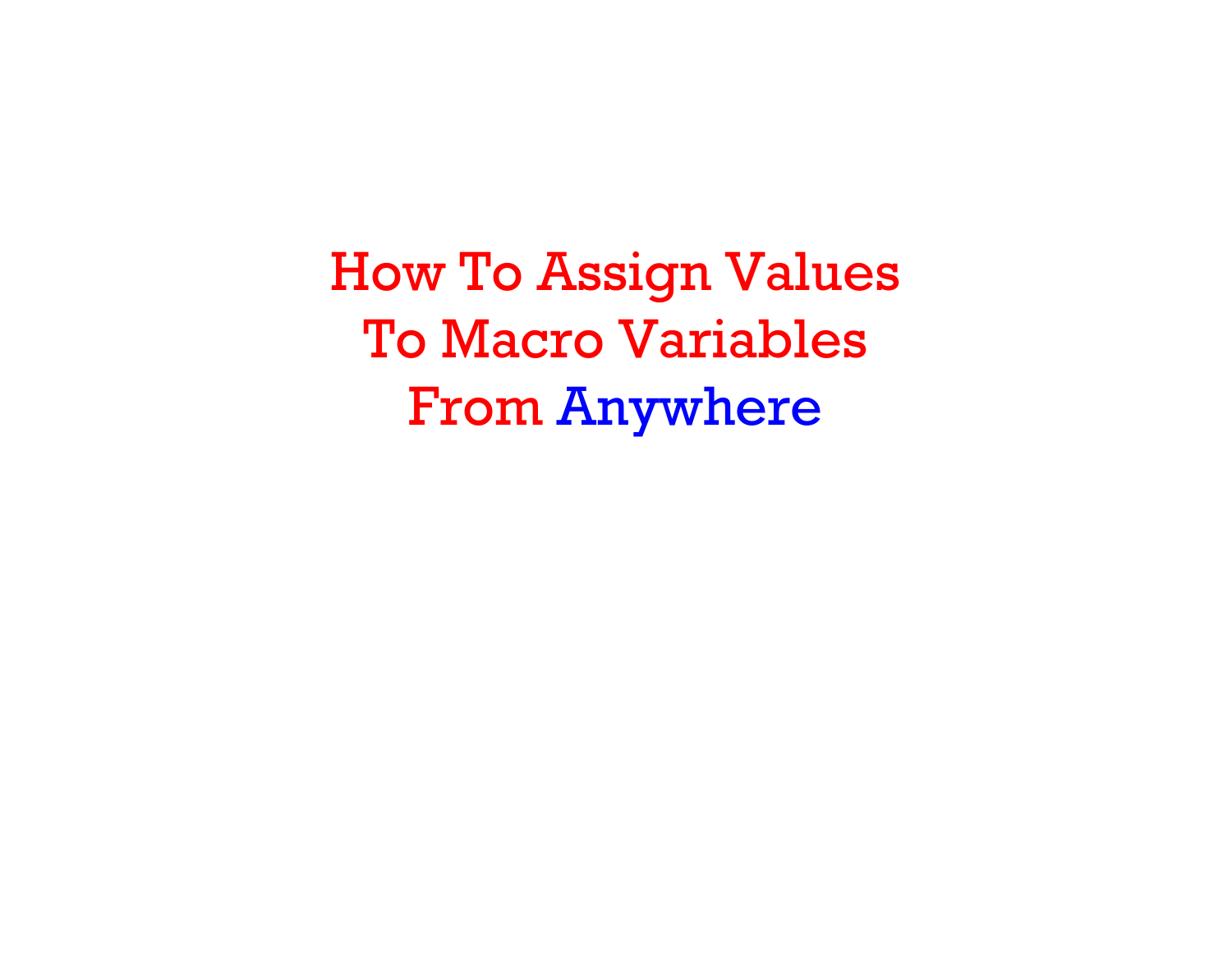# How To Assign Values To Macro Variables From Anywhere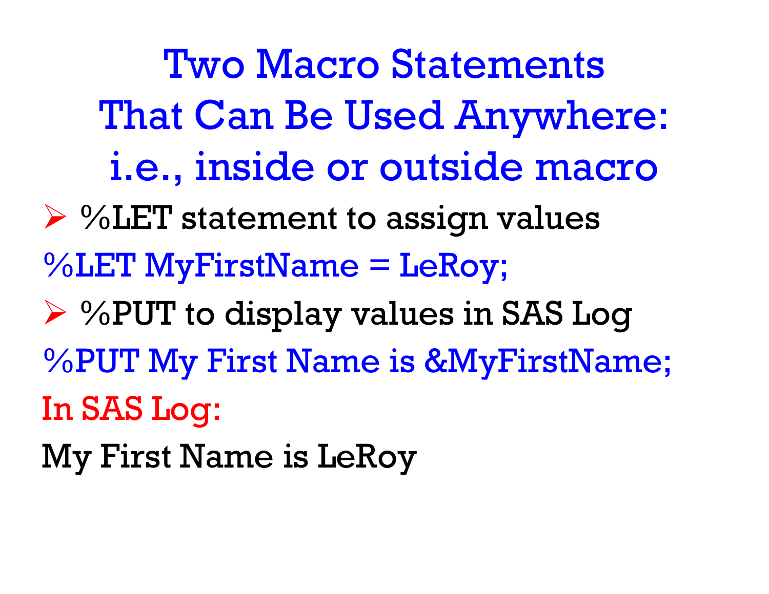# Two Macro Statements That Can Be Used Anywhere: i.e., inside or outside macro

- %LET statement to assign values

```
%LET MyFirstName = LeRoy;
```

- %PUT to display values in SAS Log

```
%PUT My First Name is &MyFirstName;
```

In SAS Log:

My First Name is LeRoy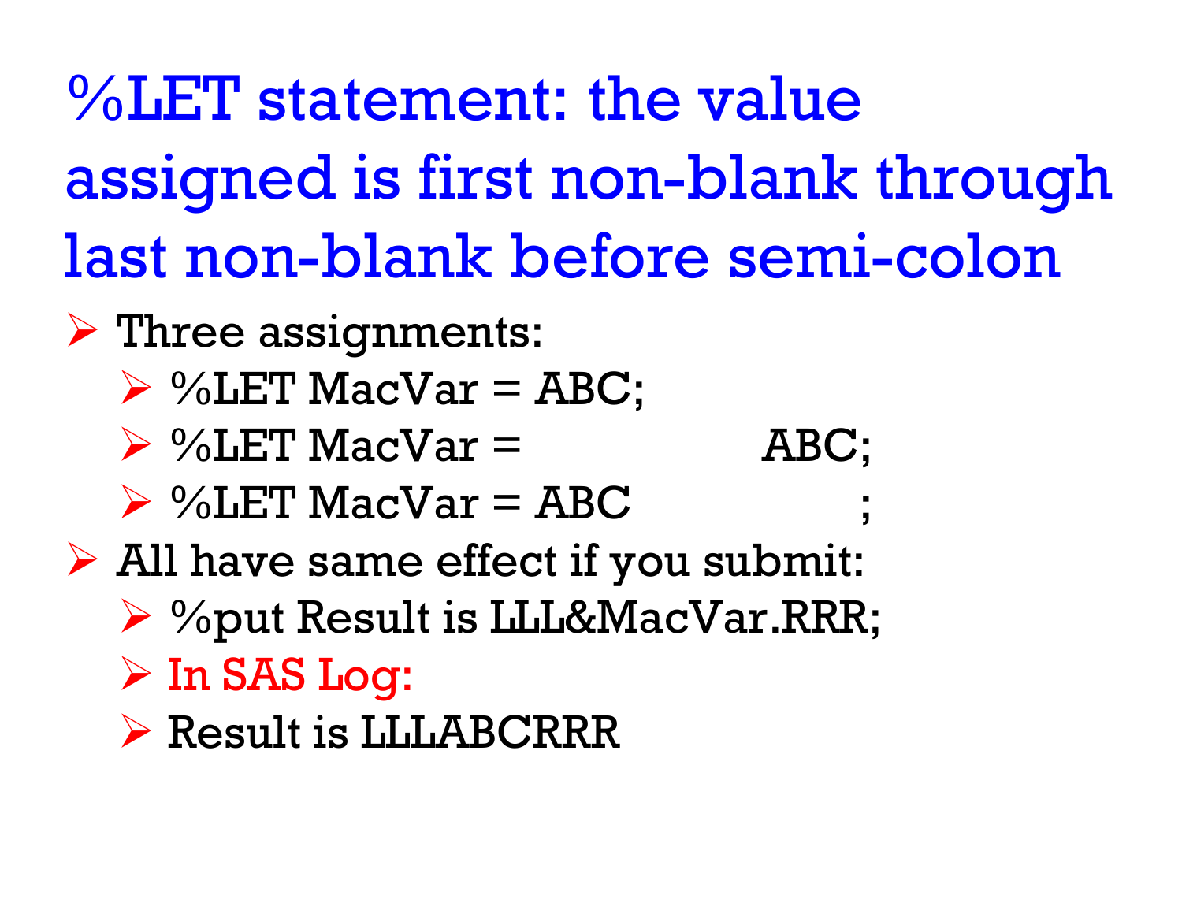# %LET statement: the value assigned is first non-blank through last non-blank before semi-colon

- Three assignments:
  - %LET MacVar = ABC;
  - %LET MacVar =                    ABC;
  - %LET MacVar = ABC                    ;
- All have same effect if you submit:
  - %put Result is LLL&MacVar.RRR;
  - In SAS Log:
  - Result is LLLABCRRR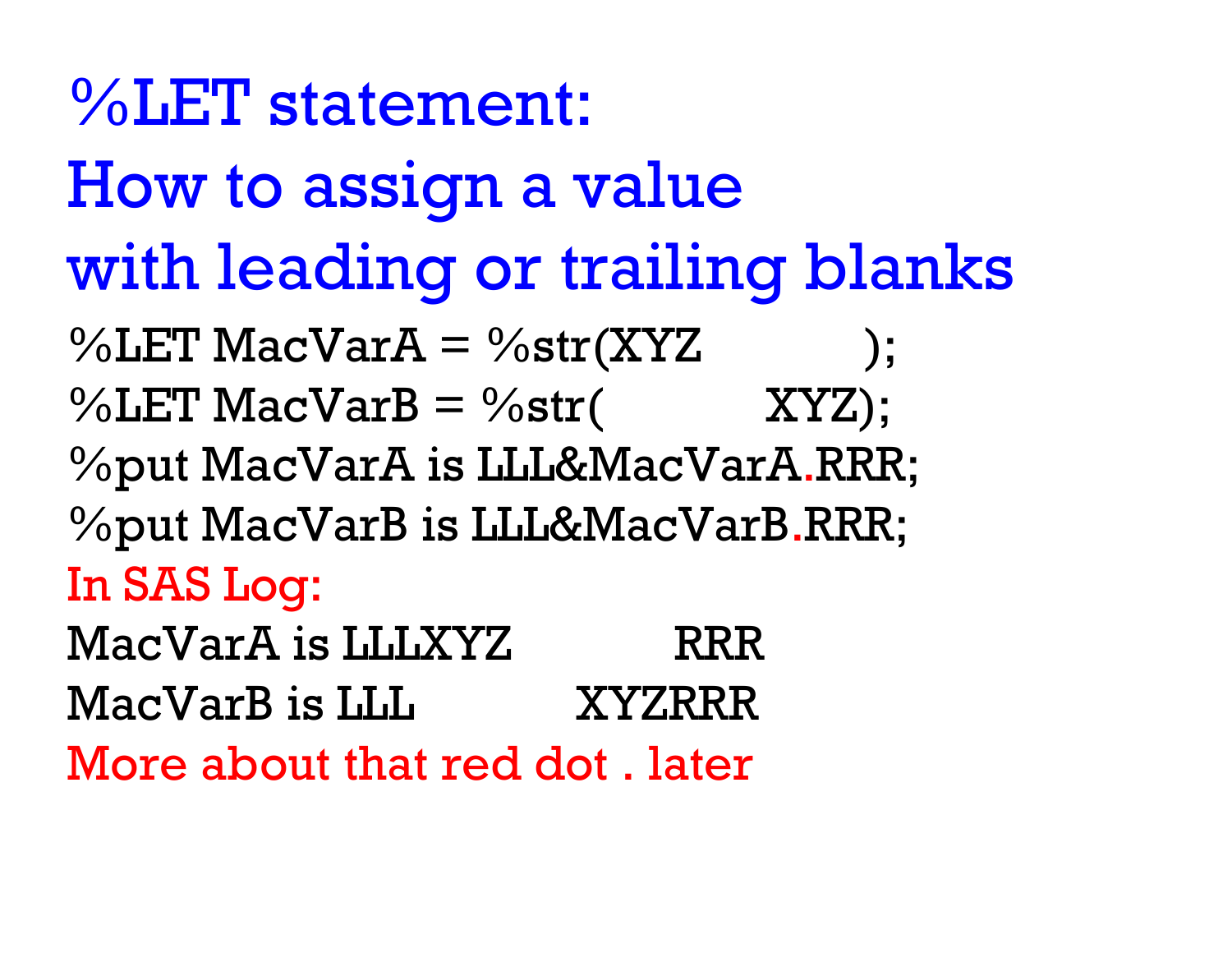# %LET statement: How to assign a value with leading or trailing blanks

```
%LET MacVarA = %str(XYZ          );
%LET MacVarB = %str(          XYZ);
%put MacVarA is LLL&MacVarA.RRR;
%put MacVarB is LLL&MacVarB.RRR;
```

In SAS Log:

```
MacVarA is LLLXYZ          RRR
MacVarB is LLL          XYZRRR
```

More about that red dot . later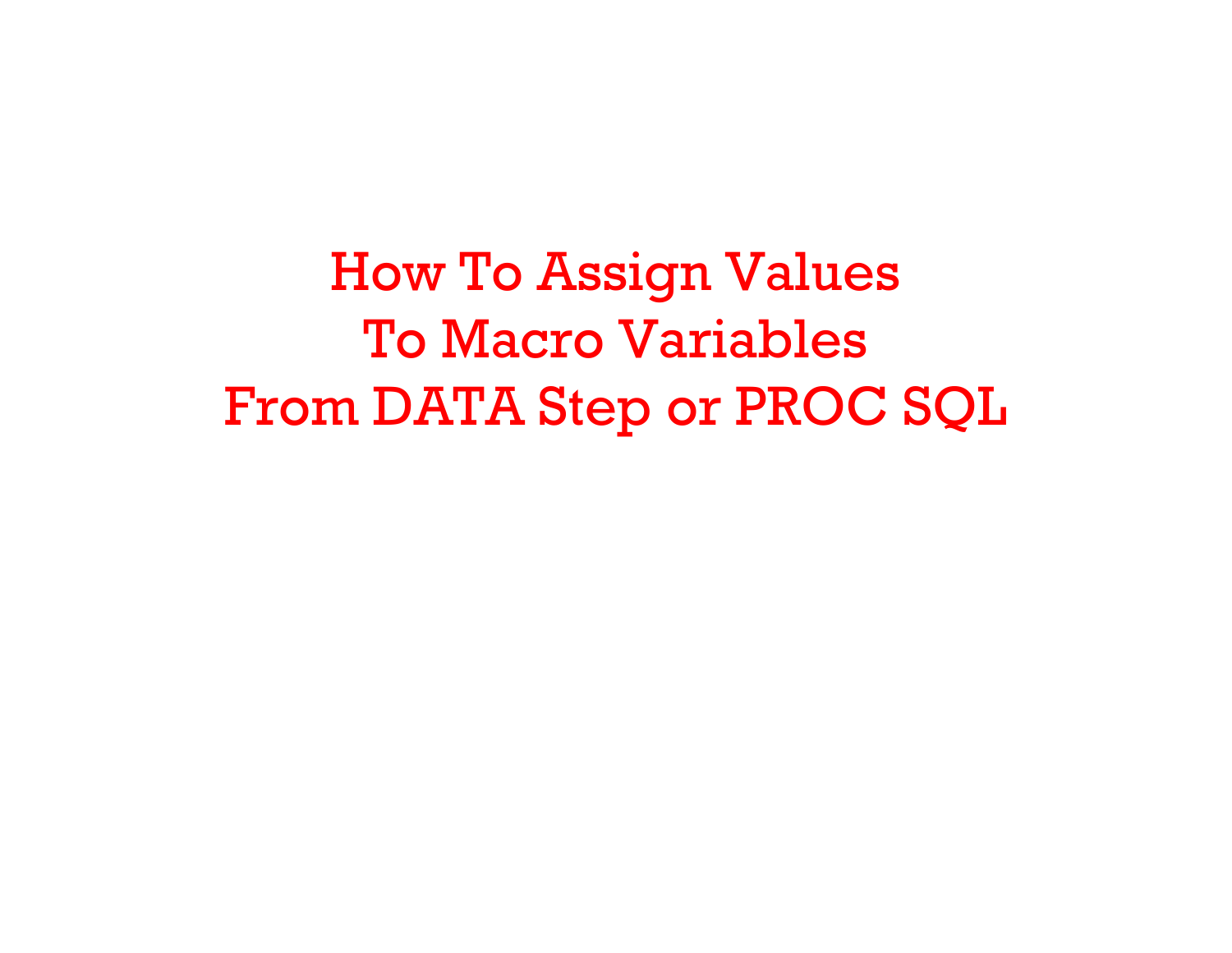# How To Assign Values To Macro Variables From DATA Step or PROC SQL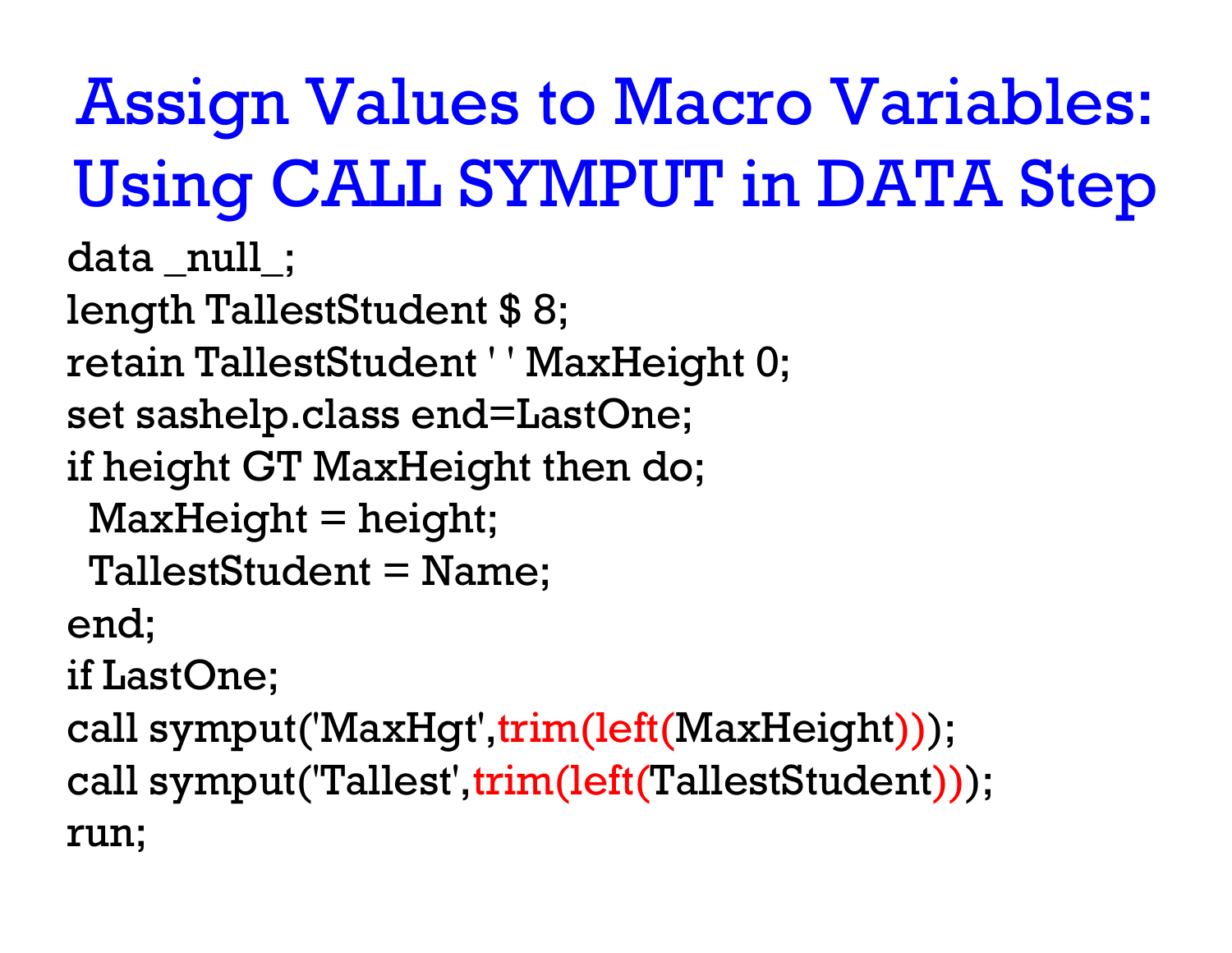# Assign Values to Macro Variables: Using CALL SYMPUT in DATA Step

```
data _null_;
length TallestStudent $ 8;
retain TallestStudent ' ' MaxHeight 0;
set sashelp.class end=LastOne;
if height GT MaxHeight then do;
  MaxHeight = height;
  TallestStudent = Name;
end;
if LastOne;
call symput('MaxHgt',trim(left(MaxHeight)));
call symput('Tallest',trim(left(TallestStudent)));
run;
```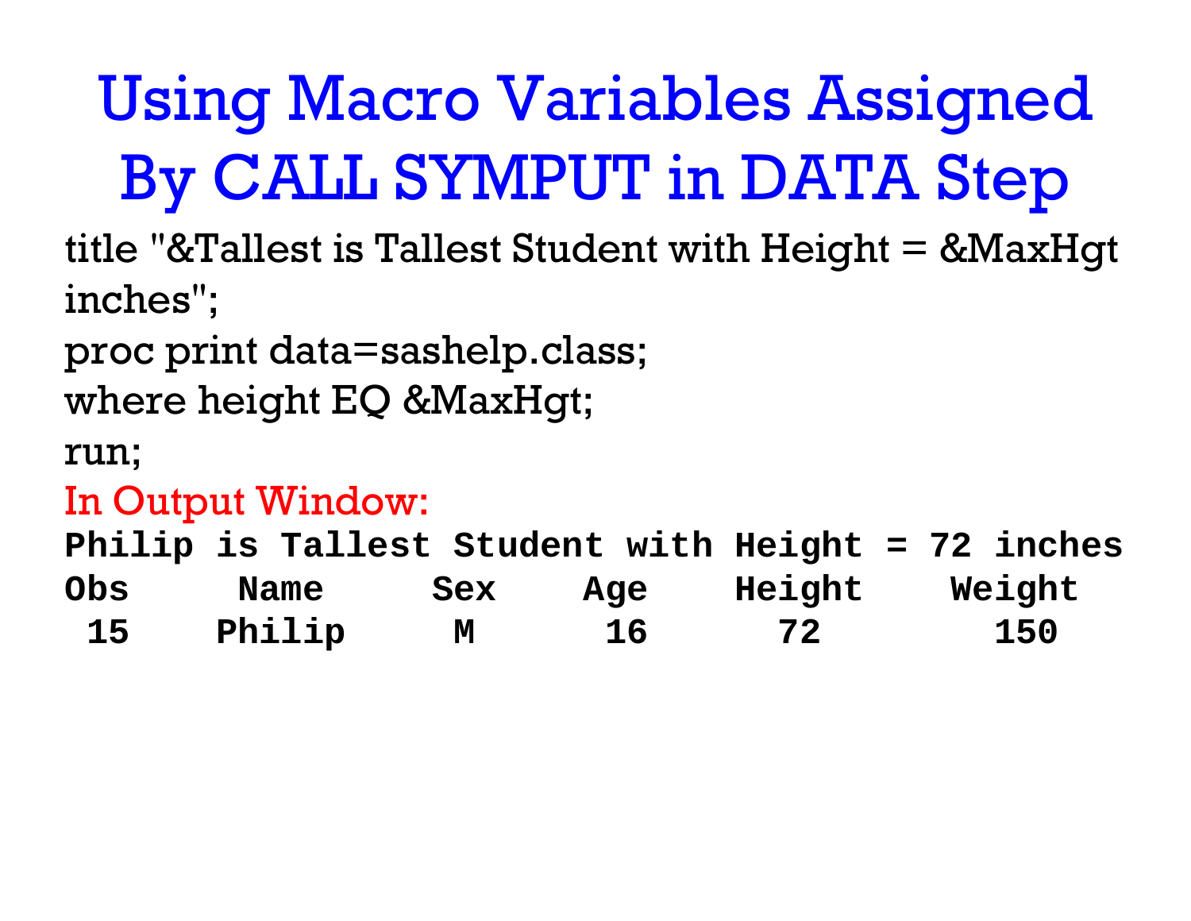# Using Macro Variables Assigned By CALL SYMPUT in DATA Step

```
title "&Tallest is Tallest Student with Height = &MaxHgt inches";
proc print data=sashelp.class;
where height EQ &MaxHgt;
run;
```

In Output Window:

```
Philip is Tallest Student with Height = 72 inches
Obs     Name      Sex    Age    Height    Weight
 15    Philip      M      16      72        150
```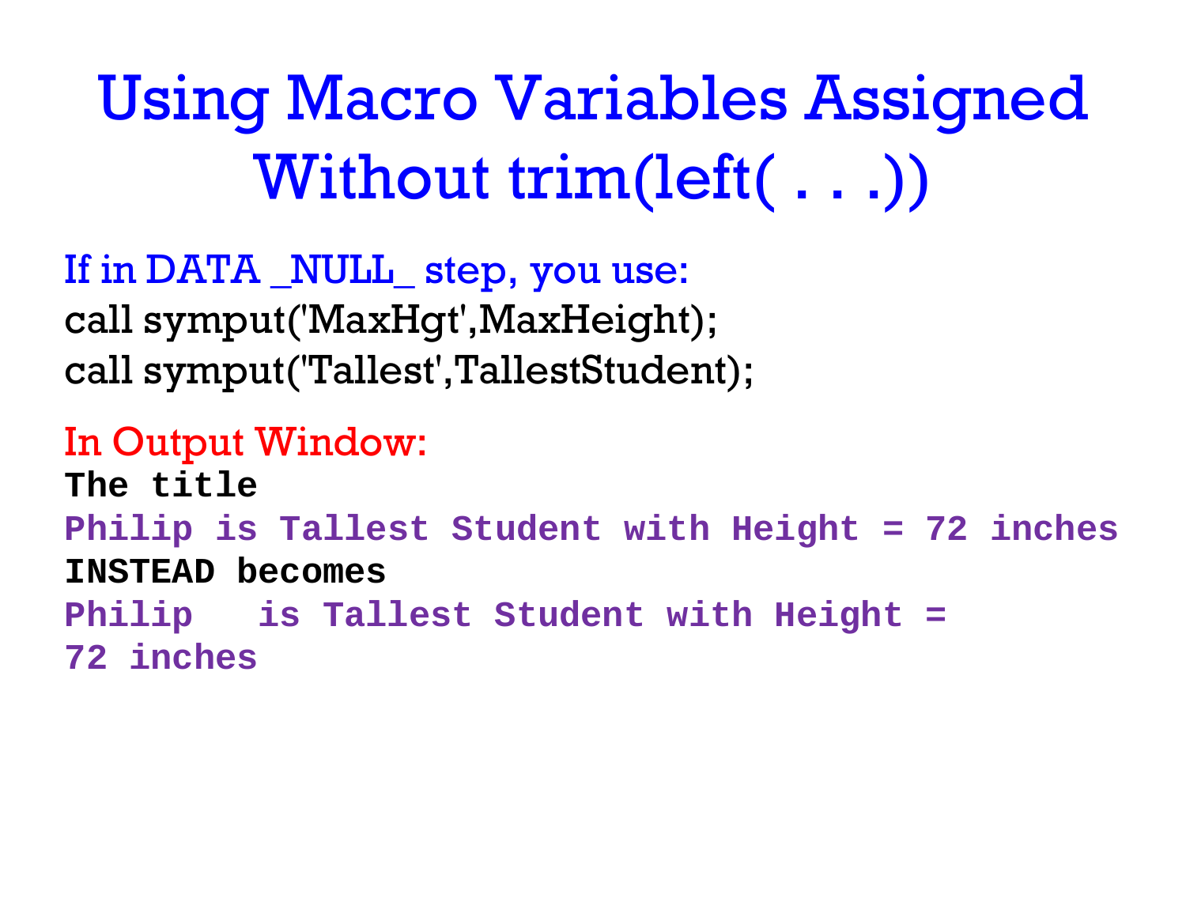# Using Macro Variables Assigned Without trim(left( . . .))

If in DATA _NULL_ step, you use:

```
call symput('MaxHgt',MaxHeight);
call symput('Tallest',TallestStudent);
```

In Output Window:

```
The title
Philip is Tallest Student with Height = 72 inches
INSTEAD becomes
Philip   is Tallest Student with Height =
72 inches
```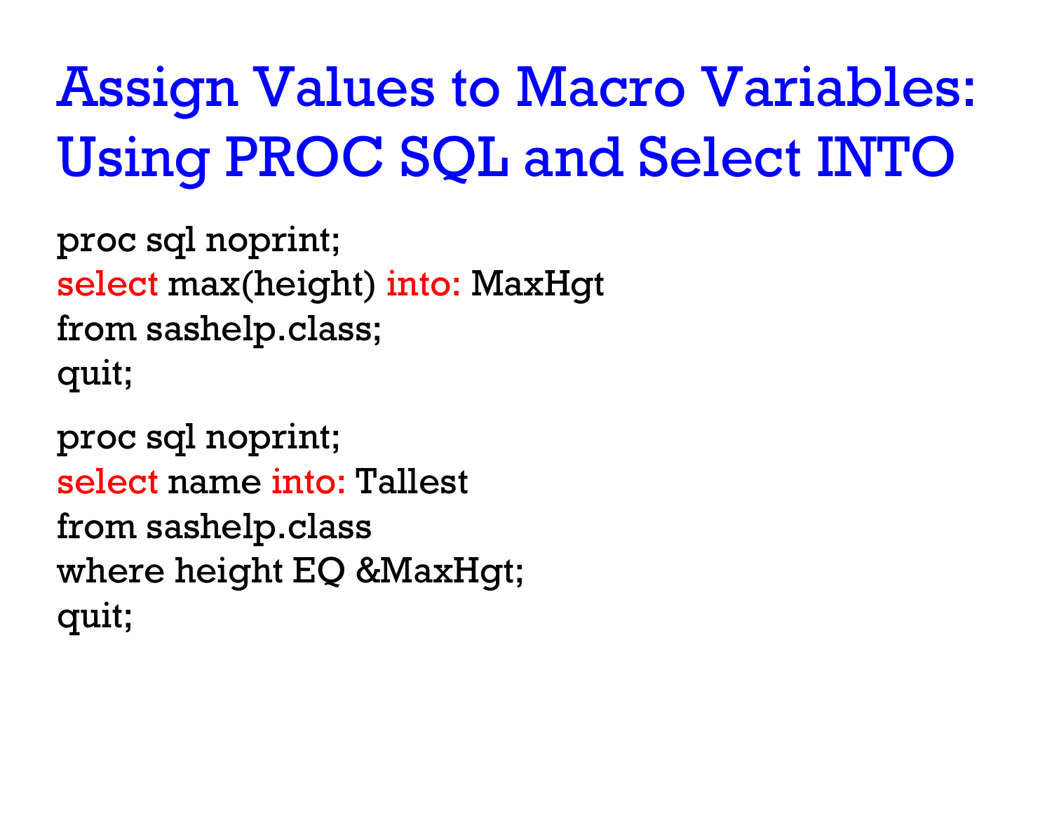# Assign Values to Macro Variables: Using PROC SQL and Select INTO

```
proc sql noprint;
select max(height) into: MaxHgt
from sashelp.class;
quit;
```

```
proc sql noprint;
select name into: Tallest
from sashelp.class
where height EQ &MaxHgt;
quit;
```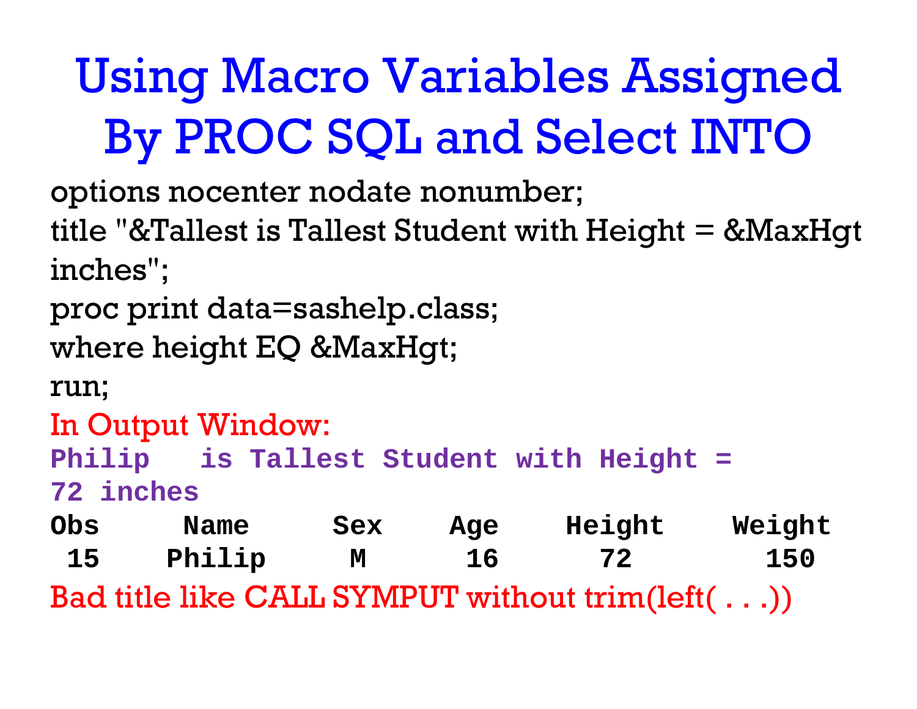# Using Macro Variables Assigned By PROC SQL and Select INTO

```
options nocenter nodate nonumber;
title "&Tallest is Tallest Student with Height = &MaxHgt
inches";
proc print data=sashelp.class;
where height EQ &MaxHgt;
run;
```

In Output Window:

```
Philip   is Tallest Student with Height =
72 inches
Obs     Name      Sex     Age     Height    Weight
 15    Philip      M       16       72        150
```

Bad title like CALL SYMPUT without trim(left( . . .))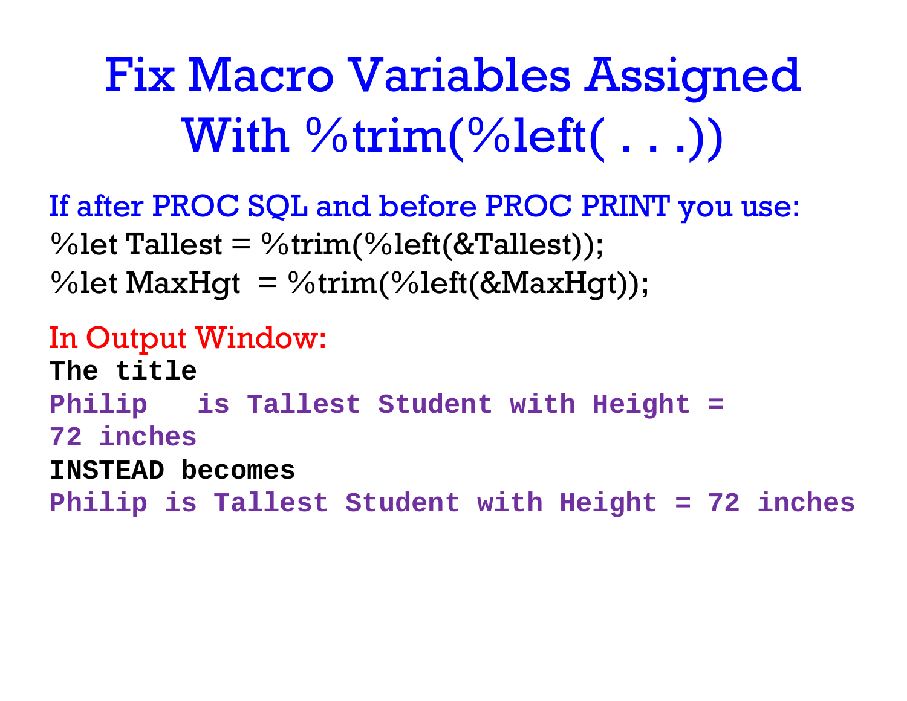# Fix Macro Variables Assigned With %trim(%left( . . .))

If after PROC SQL and before PROC PRINT you use:

```
%let Tallest = %trim(%left(&Tallest));
%let MaxHgt  = %trim(%left(&MaxHgt));
```

In Output Window:

```
The title
Philip   is Tallest Student with Height =
72 inches
INSTEAD becomes
Philip is Tallest Student with Height = 72 inches
```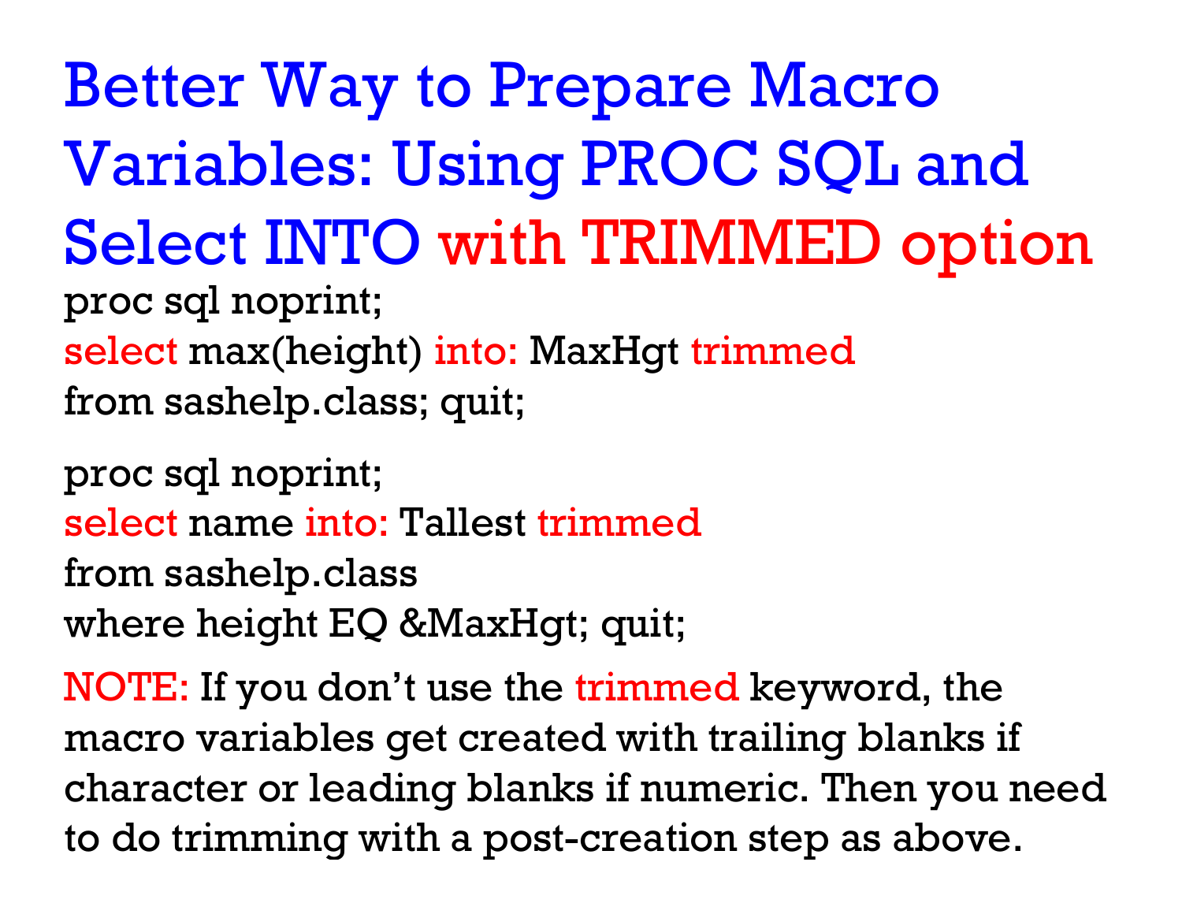# Better Way to Prepare Macro Variables: Using PROC SQL and Select INTO with TRIMMED option

```
proc sql noprint;
select max(height) into: MaxHgt trimmed
from sashelp.class; quit;
```

```
proc sql noprint;
select name into: Tallest trimmed
from sashelp.class
where height EQ &MaxHgt; quit;
```

NOTE: If you don't use the trimmed keyword, the macro variables get created with trailing blanks if character or leading blanks if numeric. Then you need to do trimming with a post-creation step as above.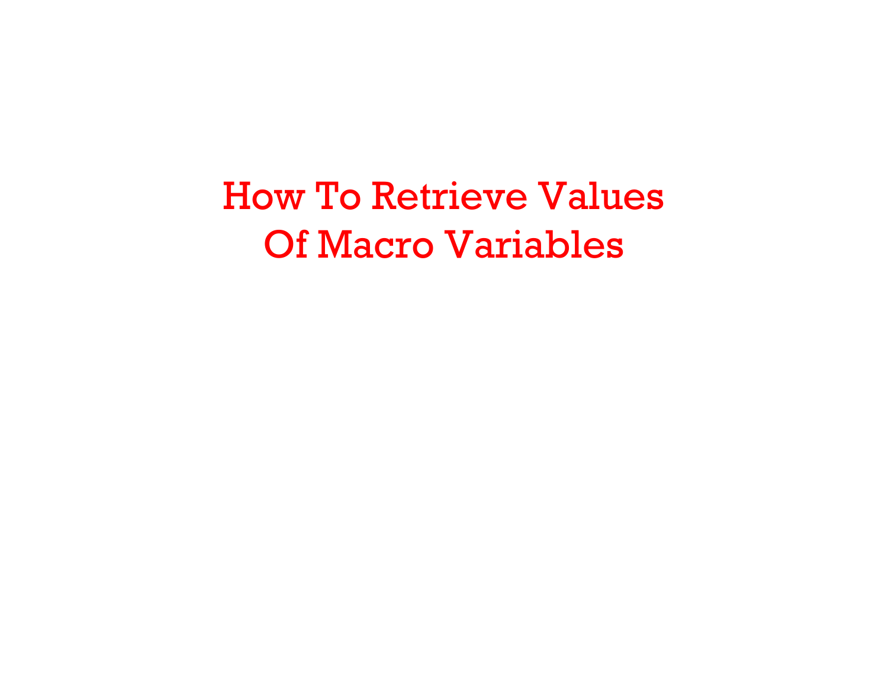# How To Retrieve Values Of Macro Variables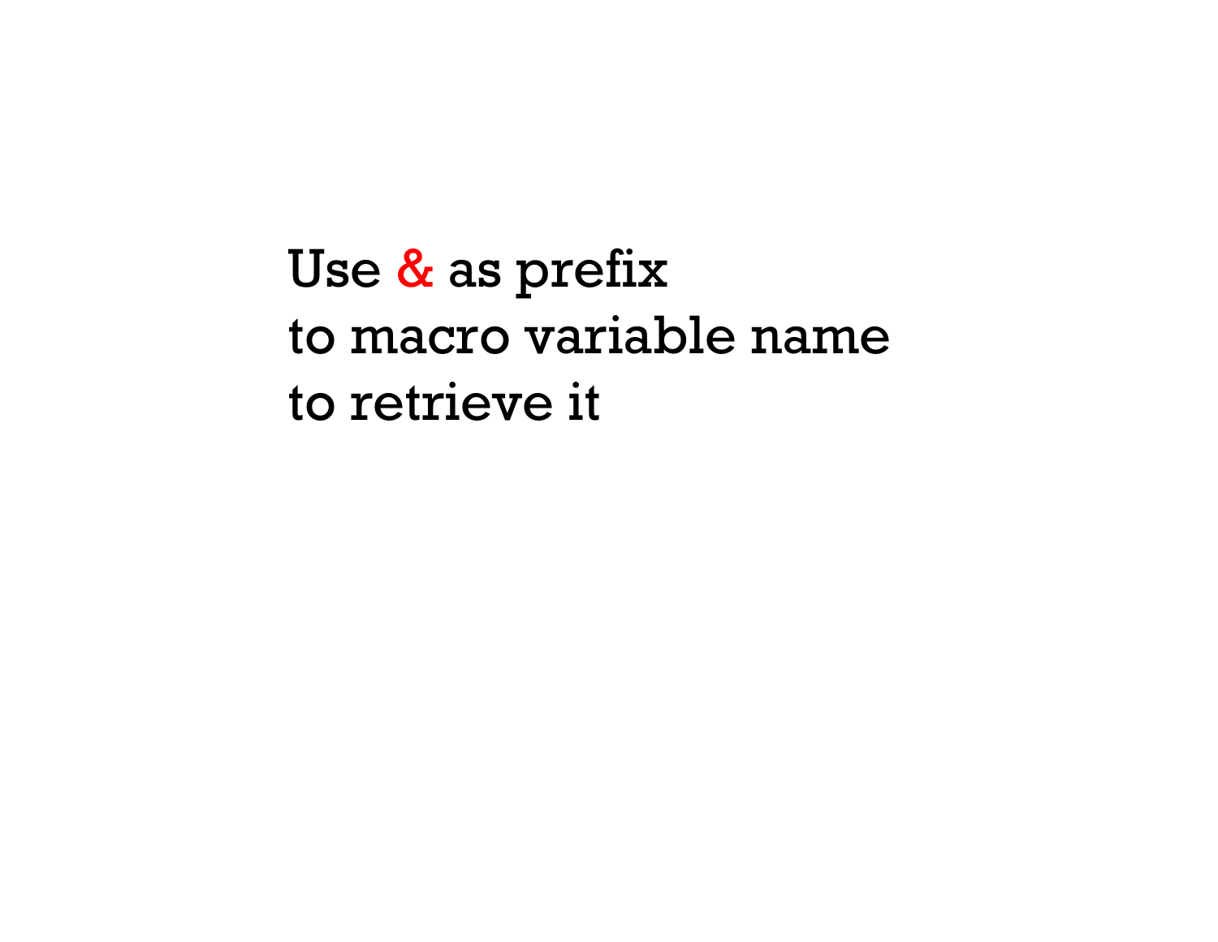Use & as prefix
to macro variable name
to retrieve it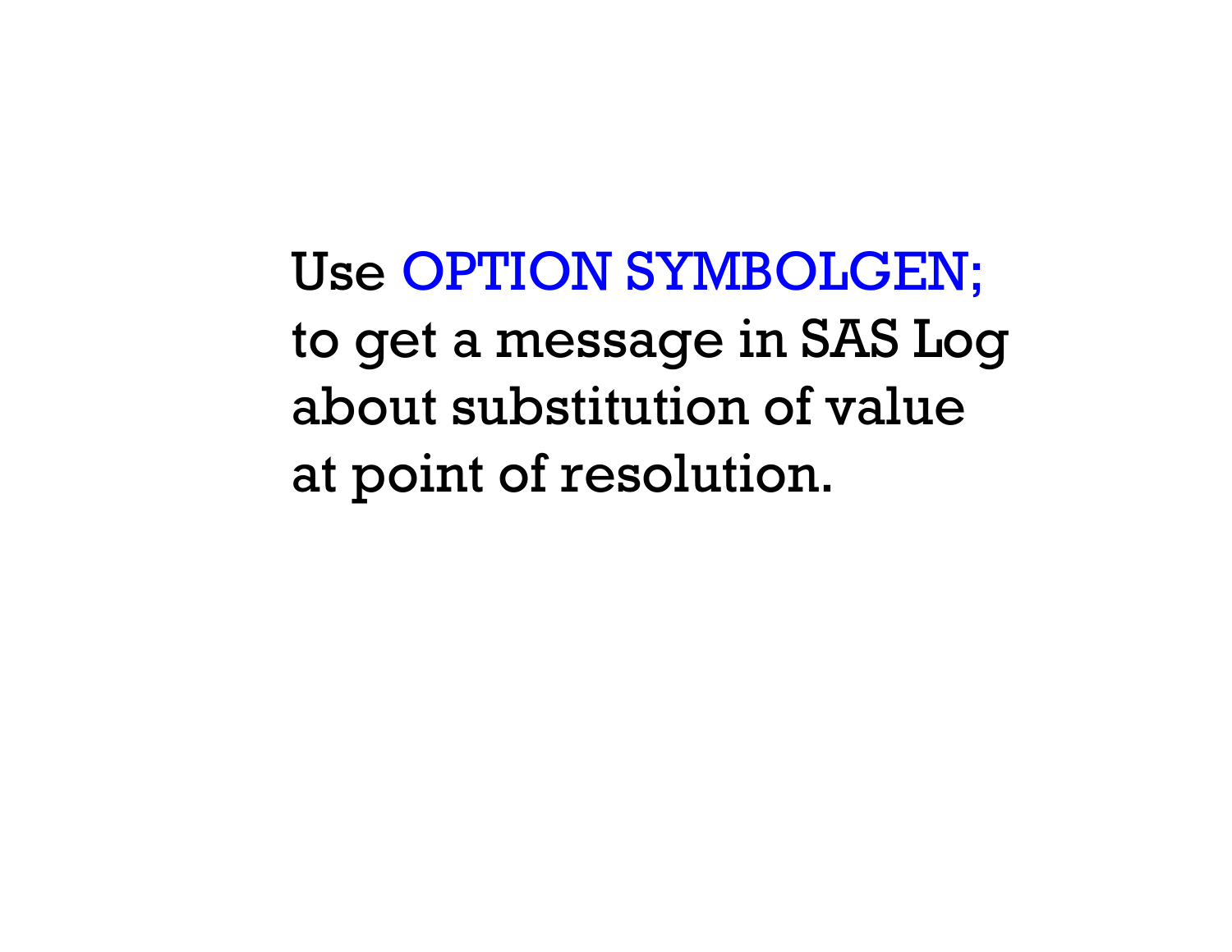Use OPTION SYMBOLGEN;
to get a message in SAS Log
about substitution of value
at point of resolution.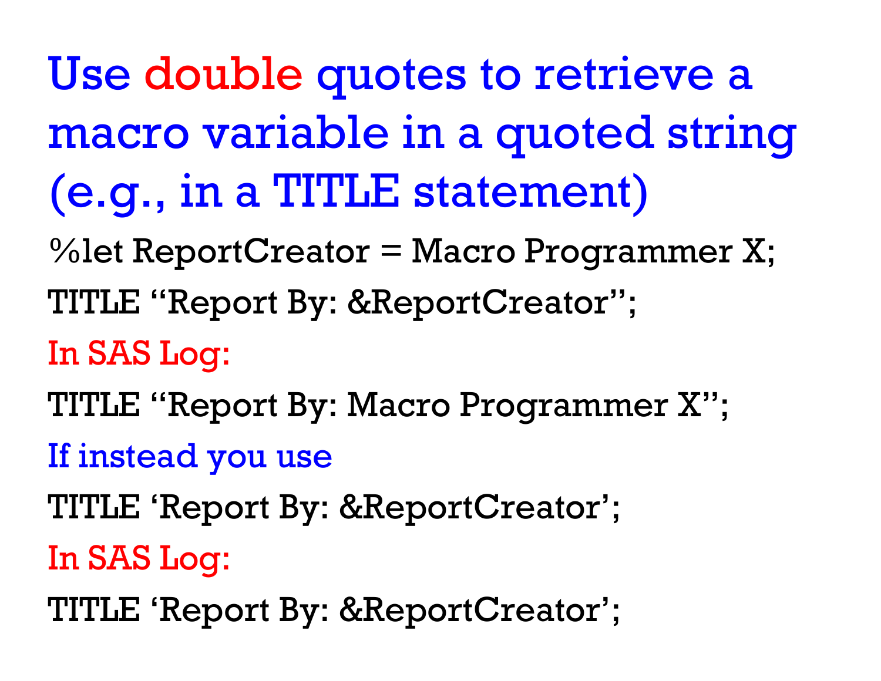# Use double quotes to retrieve a macro variable in a quoted string (e.g., in a TITLE statement)

```
%let ReportCreator = Macro Programmer X;
TITLE “Report By: &ReportCreator”;
```

In SAS Log:

```
TITLE “Report By: Macro Programmer X”;
```

If instead you use

```
TITLE ‘Report By: &ReportCreator’;
```

In SAS Log:

```
TITLE ‘Report By: &ReportCreator’;
```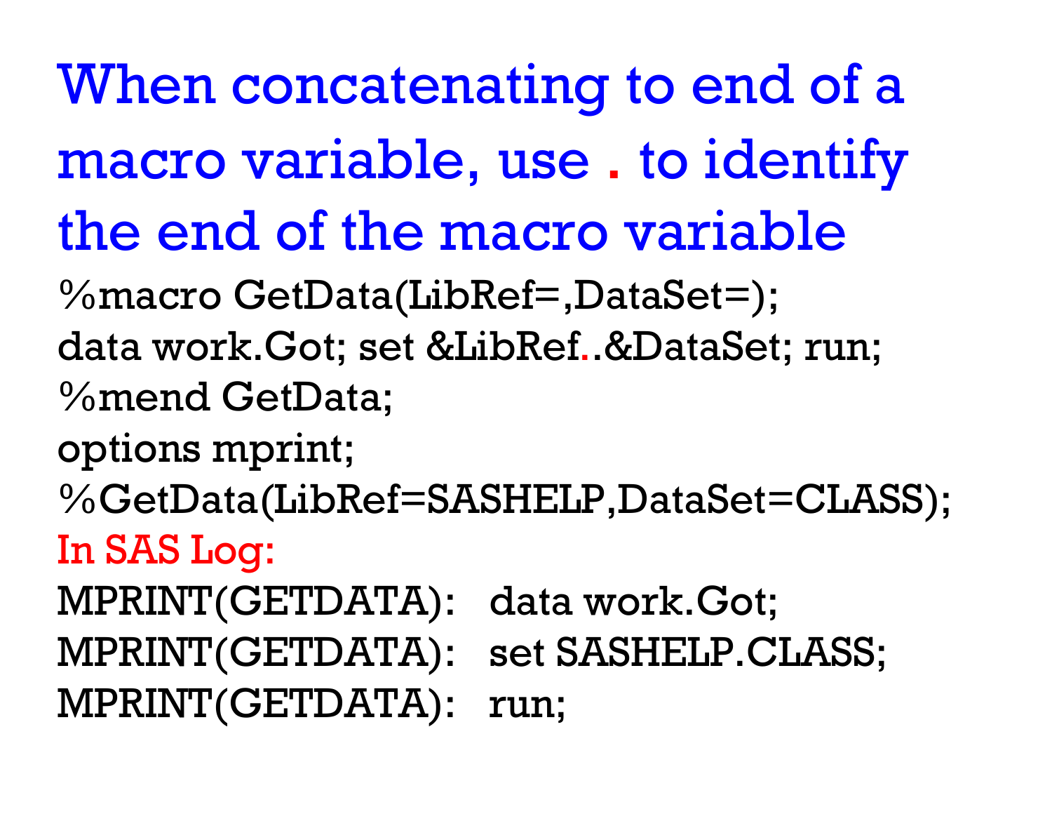# When concatenating to end of a macro variable, use . to identify the end of the macro variable

```
%macro GetData(LibRef=,DataSet=);
data work.Got; set &LibRef..&DataSet; run;
%mend GetData;
options mprint;
%GetData(LibRef=SASHELP,DataSet=CLASS);
```

In SAS Log:

```
MPRINT(GETDATA):   data work.Got;
MPRINT(GETDATA):   set SASHELP.CLASS;
MPRINT(GETDATA):   run;
```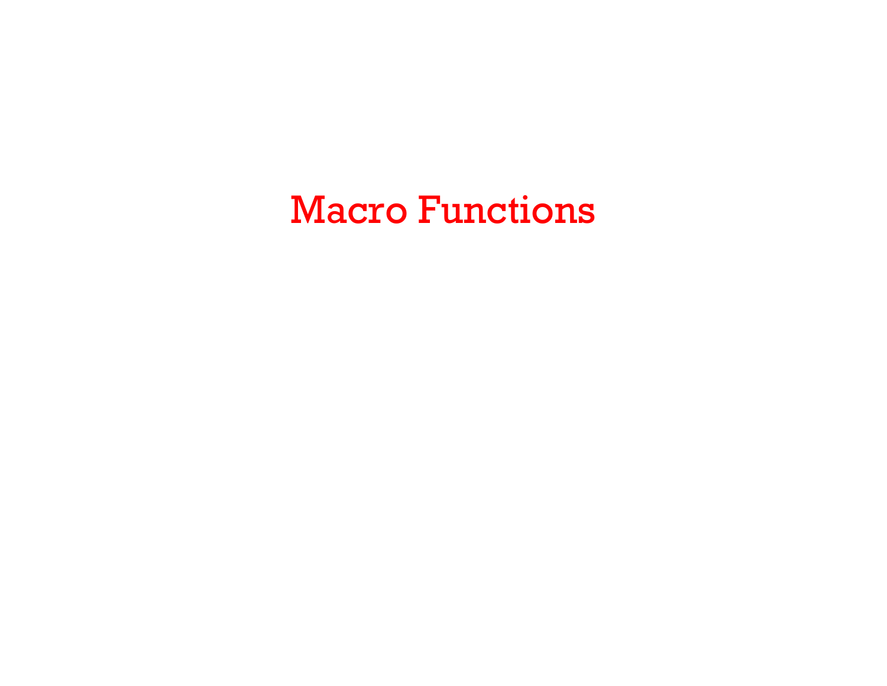# Macro Functions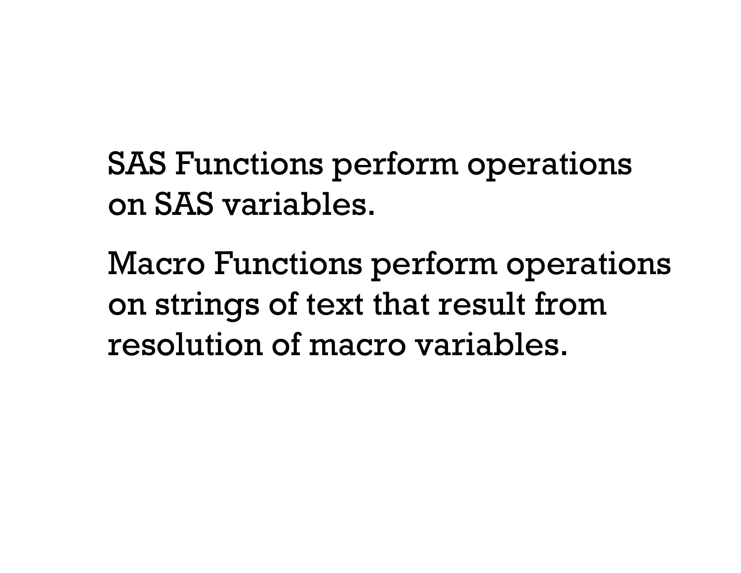SAS Functions perform operations on SAS variables.

Macro Functions perform operations on strings of text that result from resolution of macro variables.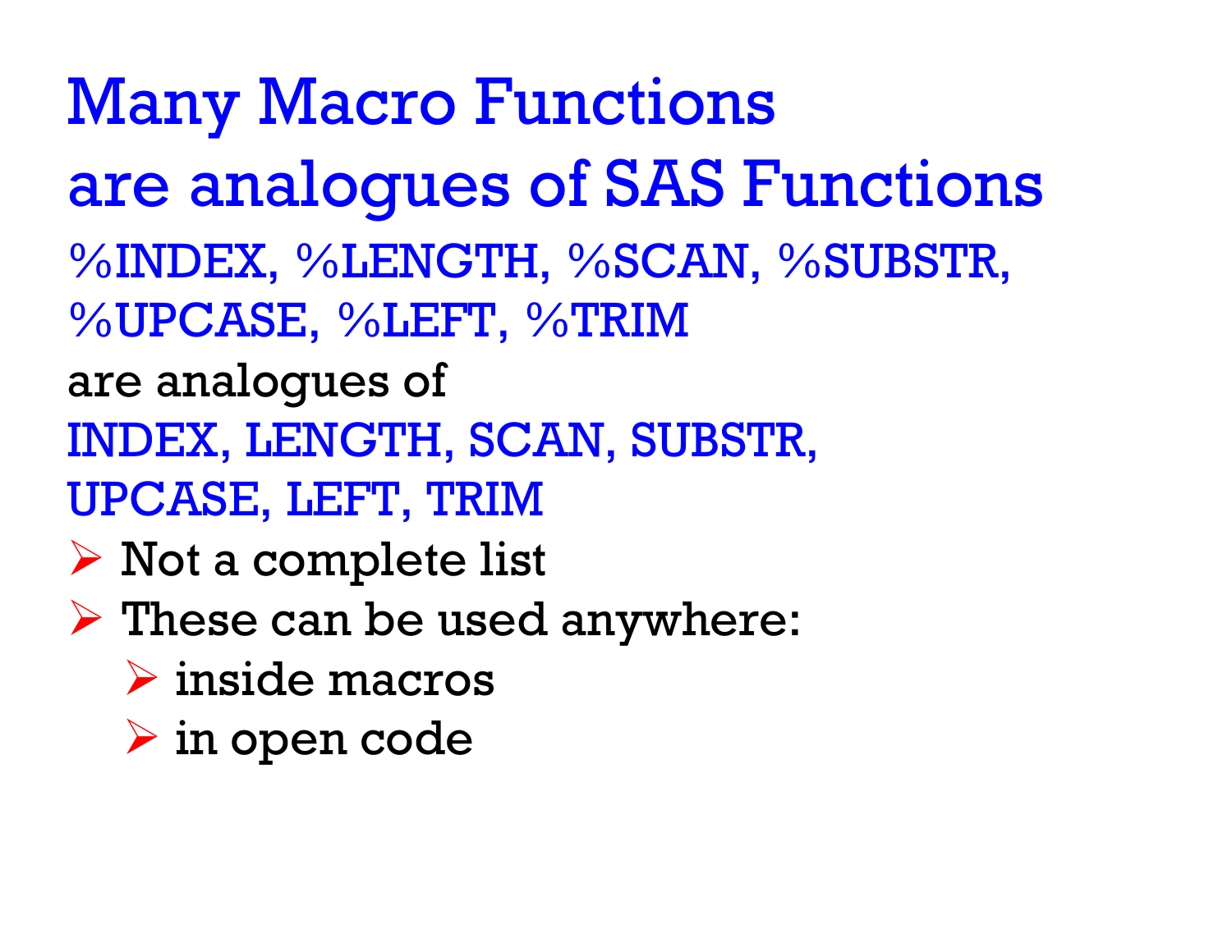# Many Macro Functions are analogues of SAS Functions

%INDEX, %LENGTH, %SCAN, %SUBSTR, %UPCASE, %LEFT, %TRIM

are analogues of

INDEX, LENGTH, SCAN, SUBSTR, UPCASE, LEFT, TRIM

- Not a complete list
- These can be used anywhere:
  - inside macros
  - in open code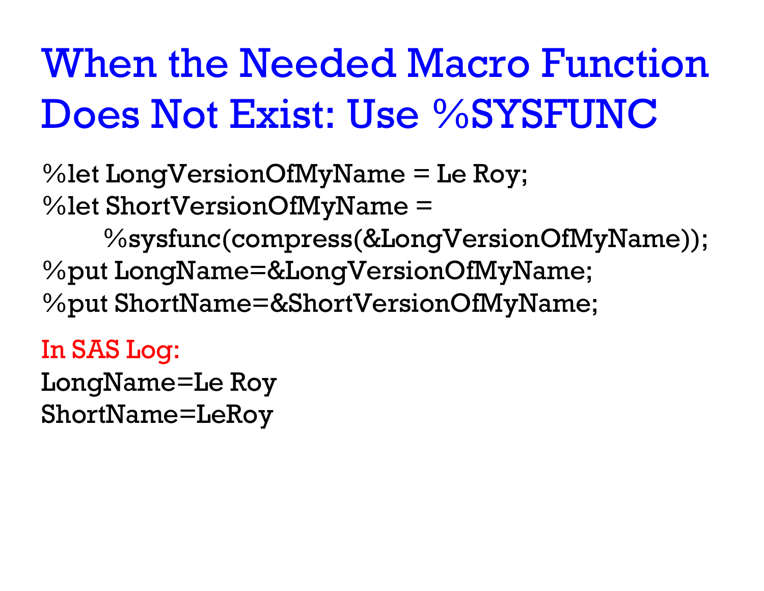# When the Needed Macro Function Does Not Exist: Use %SYSFUNC

```
%let LongVersionOfMyName = Le Roy;
%let ShortVersionOfMyName =
     %sysfunc(compress(&LongVersionOfMyName));
%put LongName=&LongVersionOfMyName;
%put ShortName=&ShortVersionOfMyName;
```

In SAS Log:

```
LongName=Le Roy
ShortName=LeRoy
```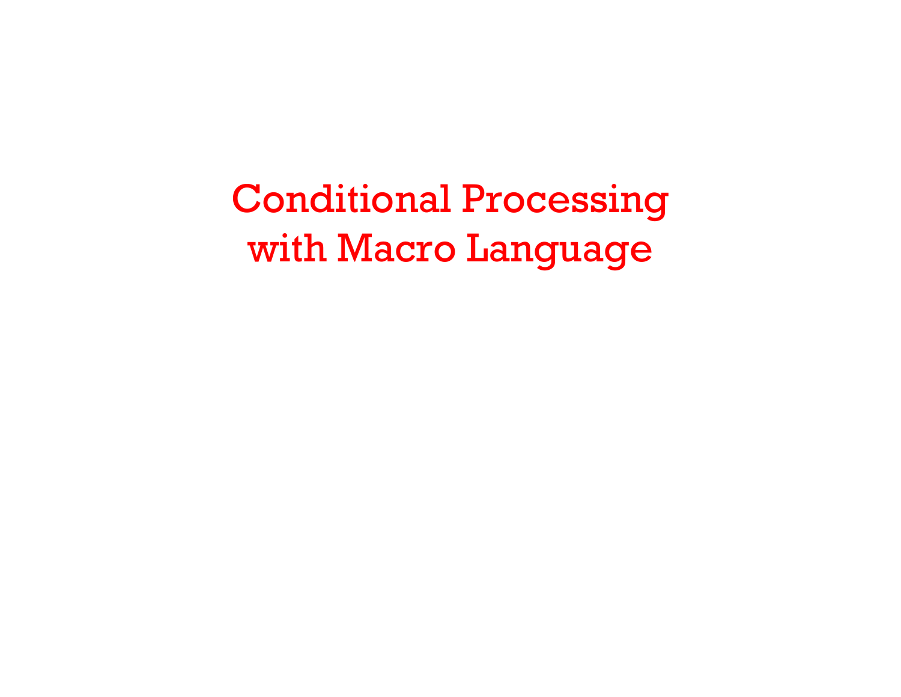# Conditional Processing with Macro Language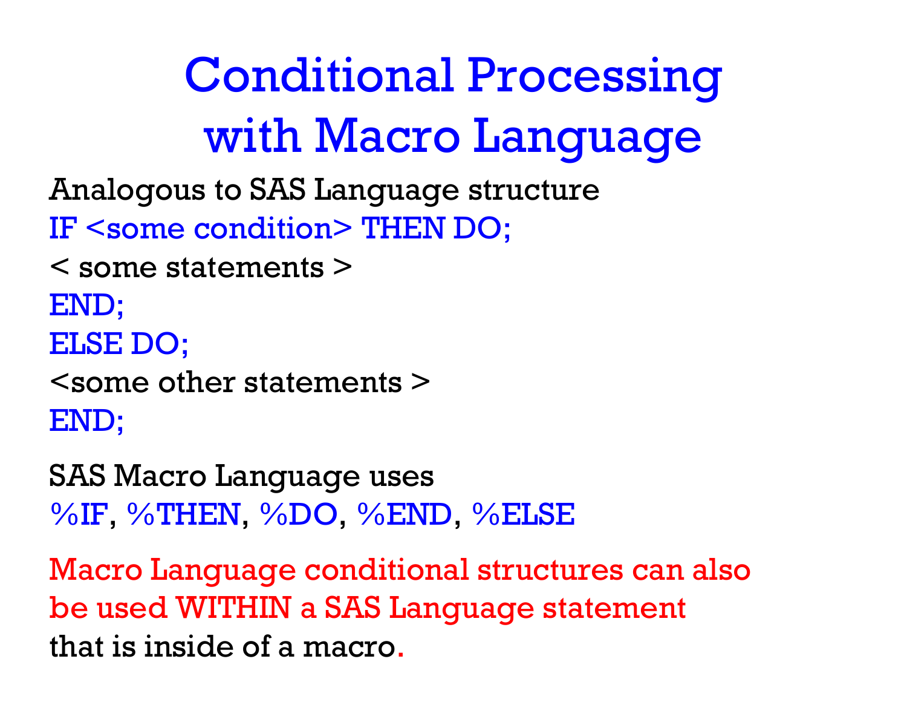# Conditional Processing with Macro Language

Analogous to SAS Language structure

```
IF <some condition> THEN DO;
< some statements >
END;
ELSE DO;
<some other statements >
END;
```

SAS Macro Language uses

%IF, %THEN, %DO, %END, %ELSE

Macro Language conditional structures can also be used WITHIN a SAS Language statement that is inside of a macro.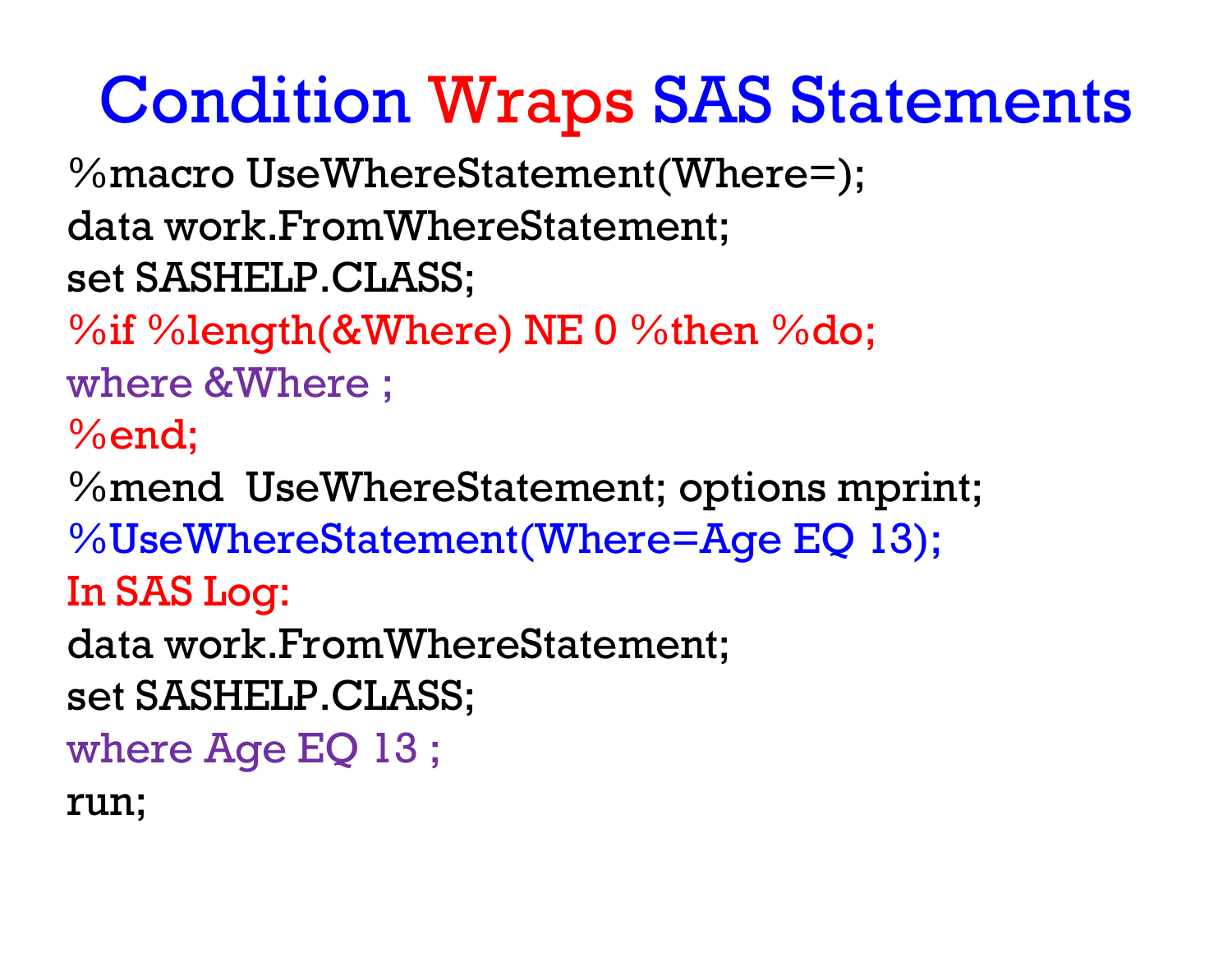# Condition Wraps SAS Statements

```
%macro UseWhereStatement(Where=);
data work.FromWhereStatement;
set SASHELP.CLASS;
%if %length(&Where) NE 0 %then %do;
where &Where ;
%end;
%mend  UseWhereStatement; options mprint;
%UseWhereStatement(Where=Age EQ 13);
```

In SAS Log:

```
data work.FromWhereStatement;
set SASHELP.CLASS;
where Age EQ 13 ;
run;
```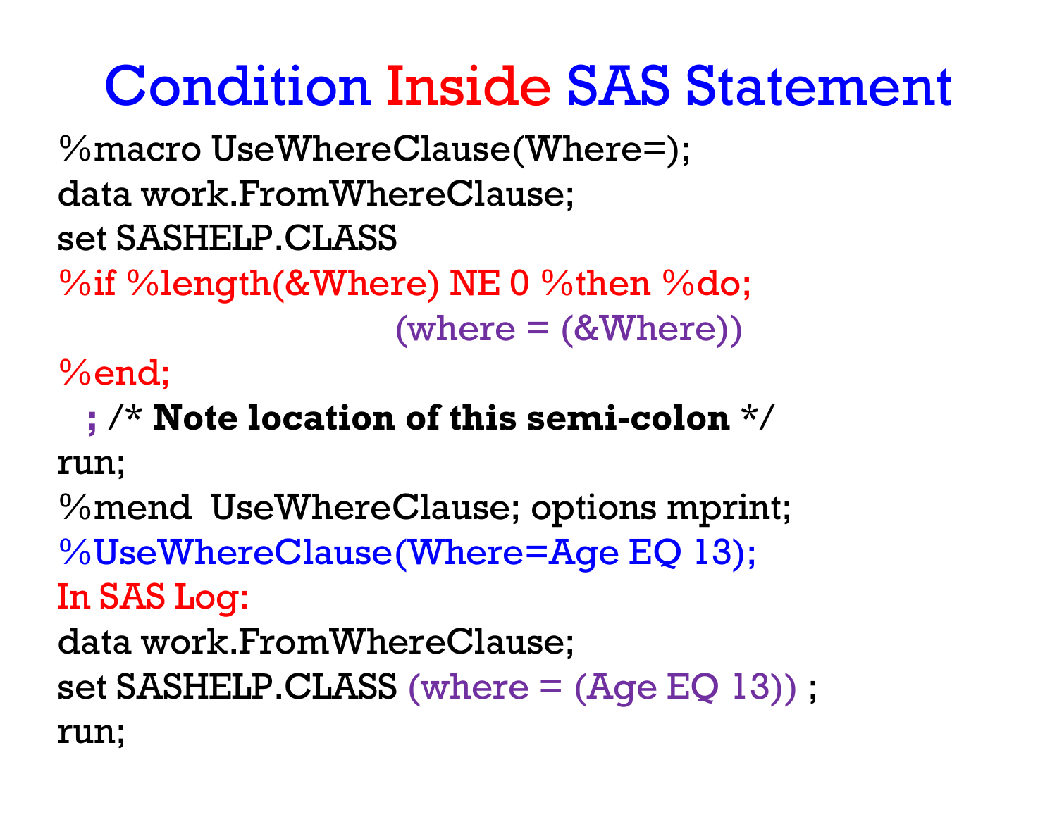# Condition Inside SAS Statement

```
%macro UseWhereClause(Where=);
data work.FromWhereClause;
set SASHELP.CLASS
%if %length(&Where) NE 0 %then %do;
                              (where = (&Where))
%end;
  ; /* Note location of this semi-colon */
run;
%mend  UseWhereClause; options mprint;
%UseWhereClause(Where=Age EQ 13);
```

In SAS Log:

```
data work.FromWhereClause;
set SASHELP.CLASS (where = (Age EQ 13)) ;
run;
```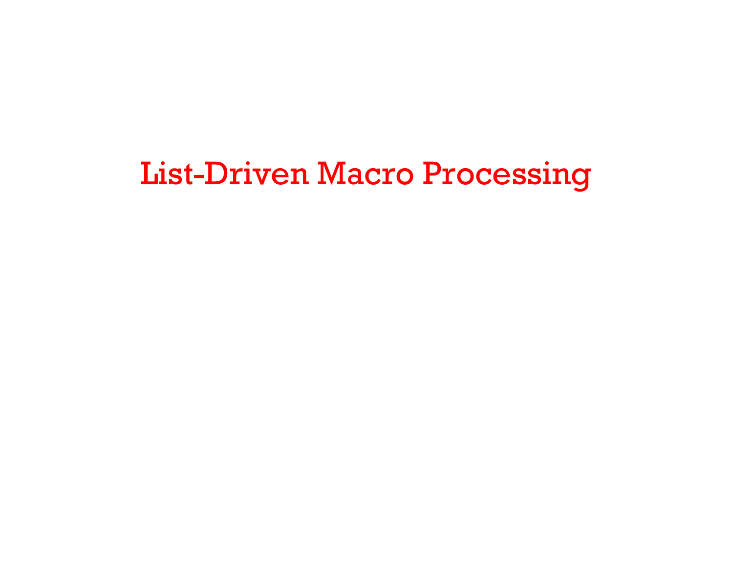# List-Driven Macro Processing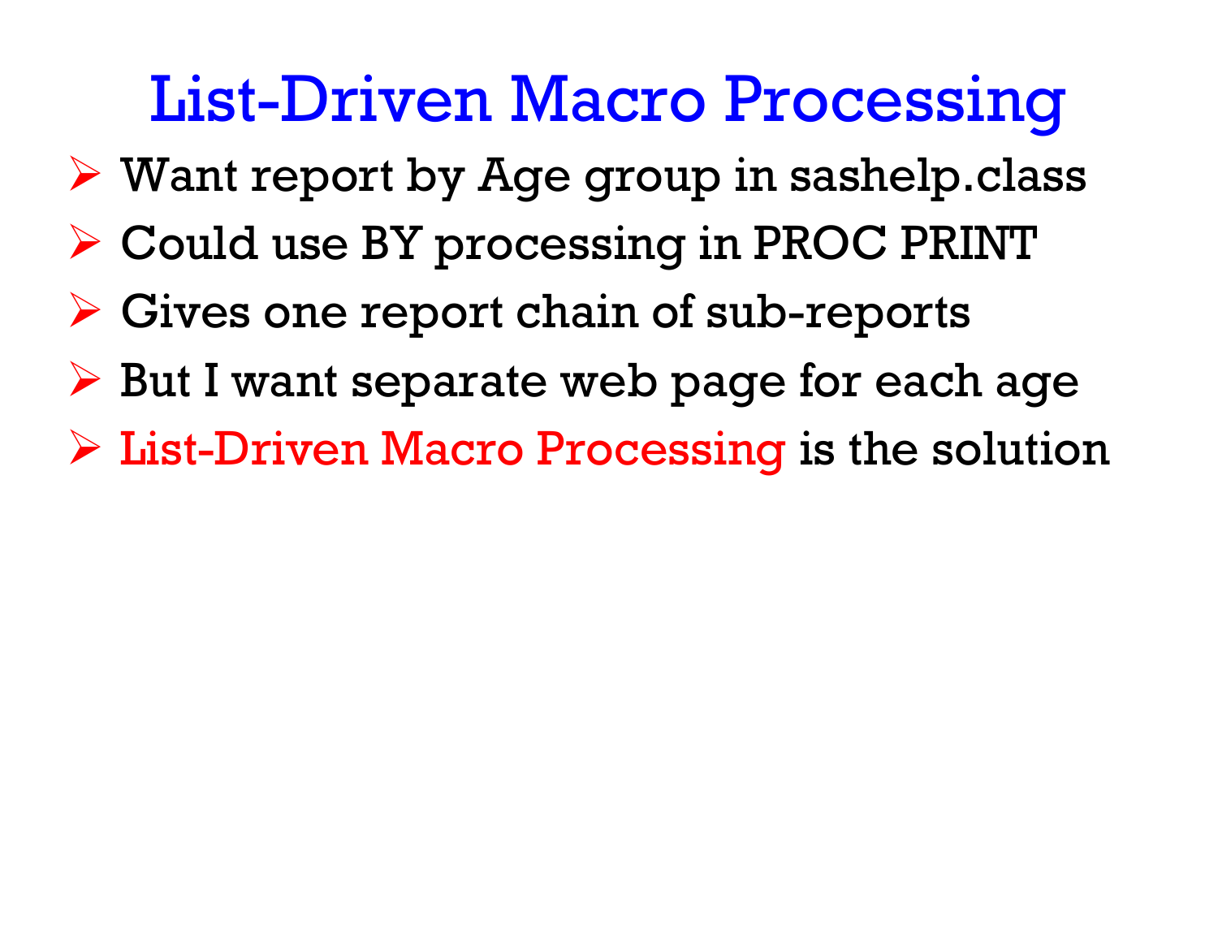# List-Driven Macro Processing

- Want report by Age group in sashelp.class
- Could use BY processing in PROC PRINT
- Gives one report chain of sub-reports
- But I want separate web page for each age
- List-Driven Macro Processing is the solution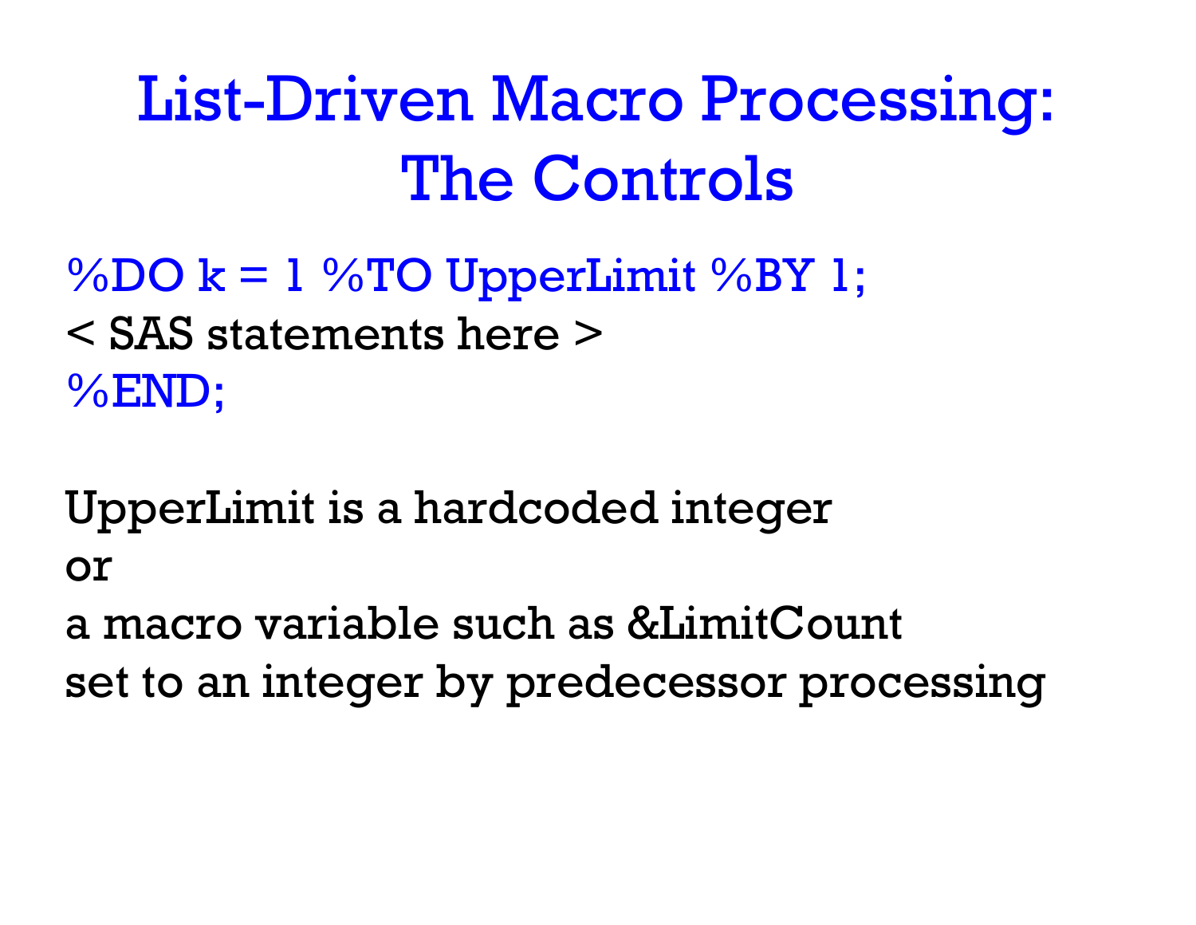# List-Driven Macro Processing: The Controls

```
%DO k = 1 %TO UpperLimit %BY 1;
< SAS statements here >
%END;
```

UpperLimit is a hardcoded integer
or
a macro variable such as &LimitCount
set to an integer by predecessor processing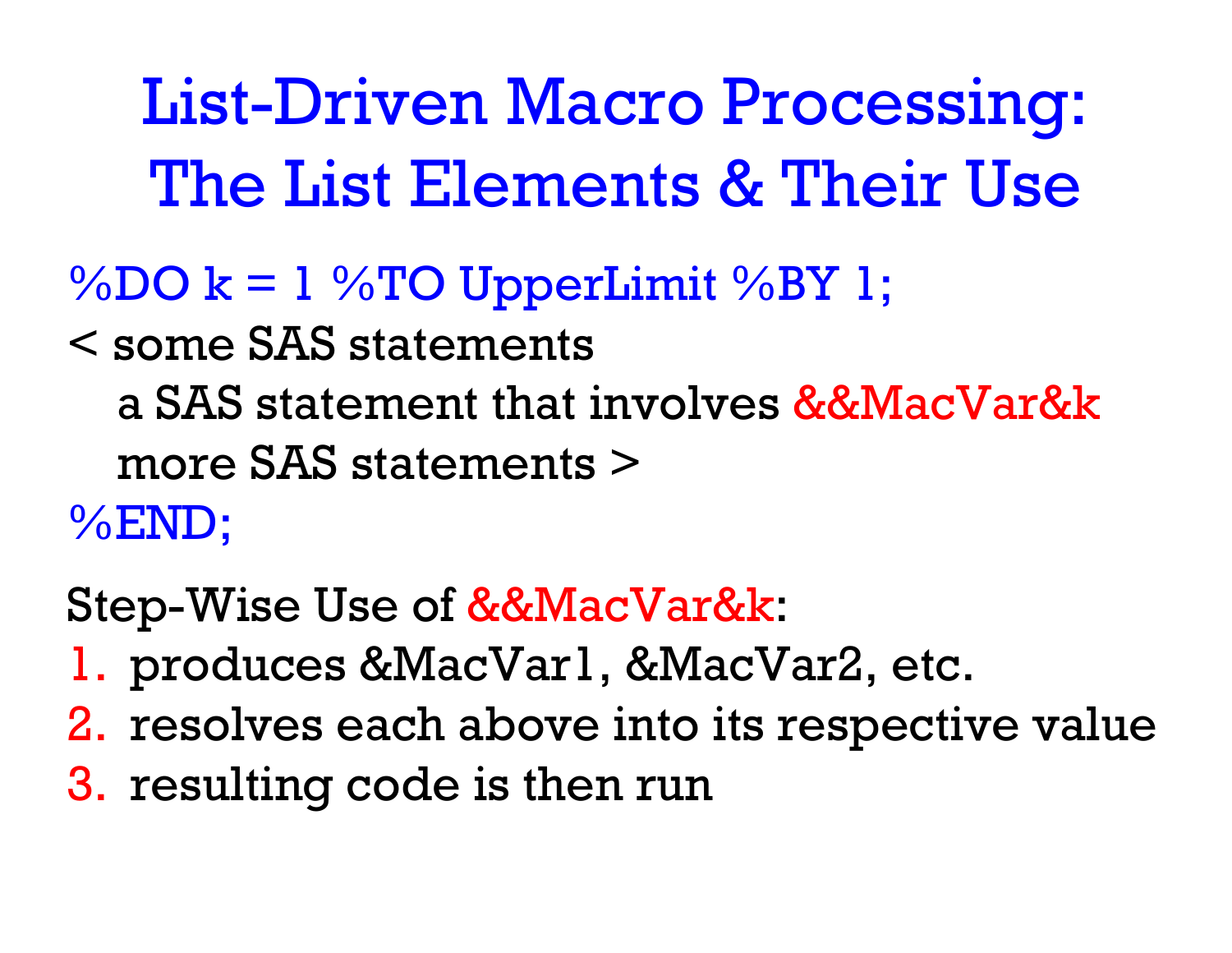# List-Driven Macro Processing: The List Elements & Their Use

```
%DO k = 1 %TO UpperLimit %BY 1;
< some SAS statements
   a SAS statement that involves &&MacVar&k
   more SAS statements >
%END;
```

Step-Wise Use of &&MacVar&k:

1. produces &MacVar1, &MacVar2, etc.
2. resolves each above into its respective value
3. resulting code is then run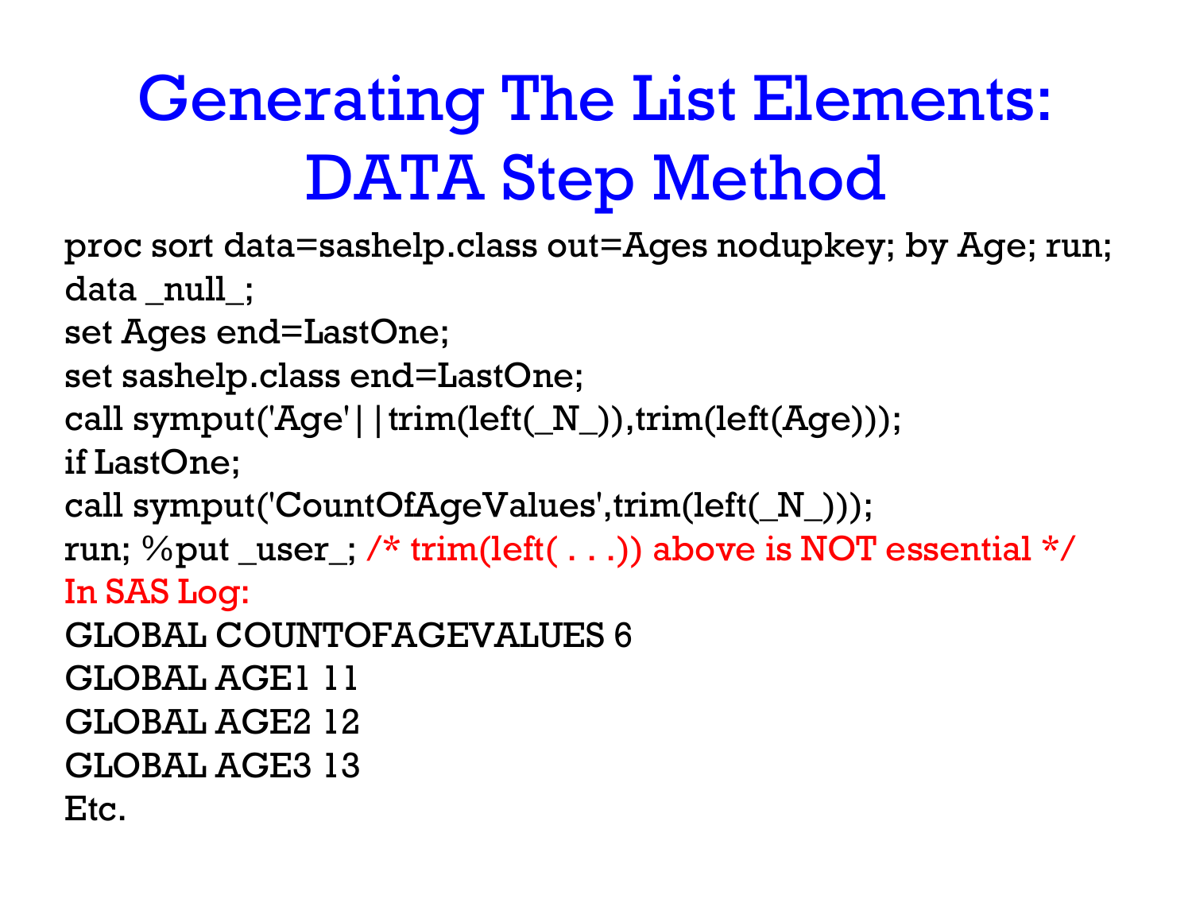# Generating The List Elements: DATA Step Method

```
proc sort data=sashelp.class out=Ages nodupkey; by Age; run;
data _null_;
set Ages end=LastOne;
set sashelp.class end=LastOne;
call symput('Age'||trim(left(_N_)),trim(left(Age)));
if LastOne;
call symput('CountOfAgeValues',trim(left(_N_)));
run; %put _user_; /* trim(left( . . .)) above is NOT essential */
```

In SAS Log:

```
GLOBAL COUNTOFAGEVALUES 6
GLOBAL AGE1 11
GLOBAL AGE2 12
GLOBAL AGE3 13
Etc.
```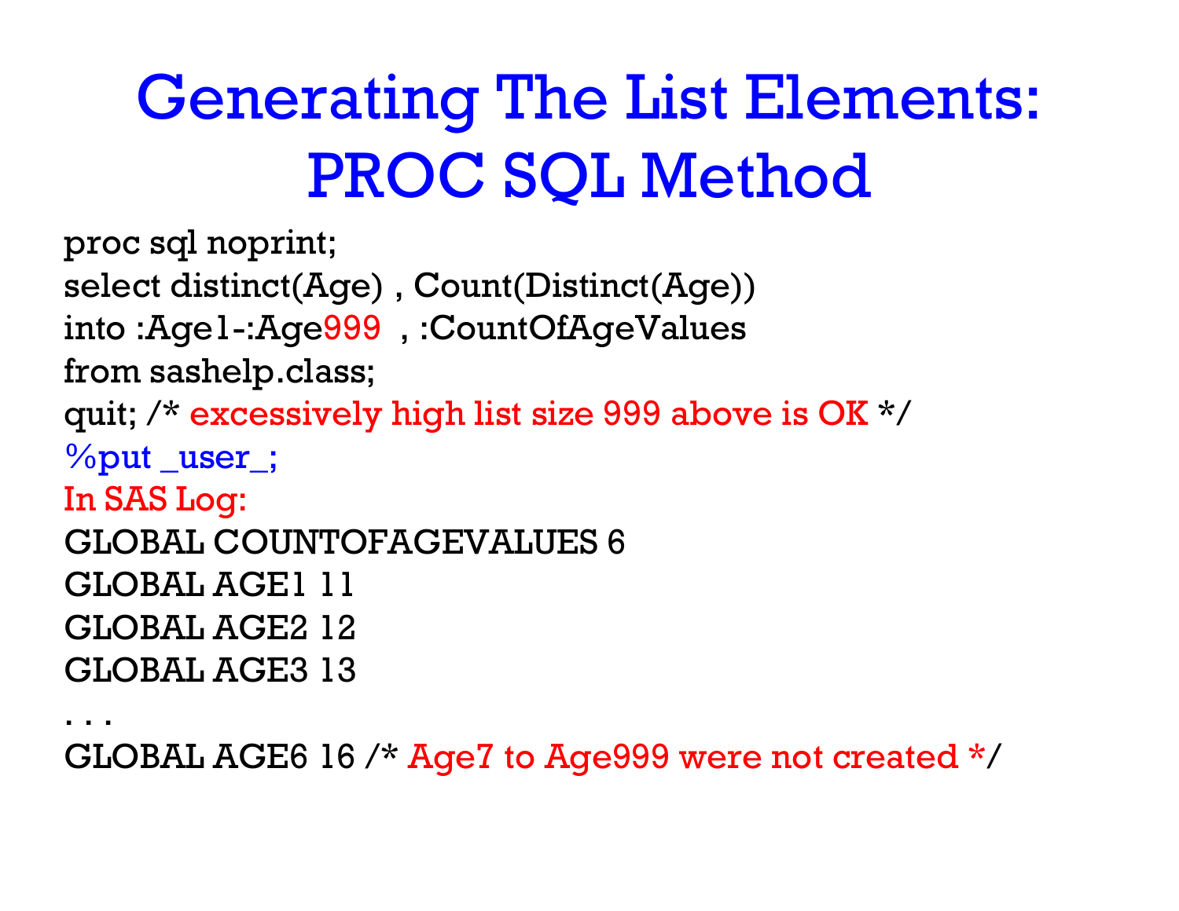# Generating The List Elements: PROC SQL Method

```
proc sql noprint;
select distinct(Age) , Count(Distinct(Age))
into :Age1-:Age999  , :CountOfAgeValues
from sashelp.class;
quit; /* excessively high list size 999 above is OK */
%put _user_;
In SAS Log:
GLOBAL COUNTOFAGEVALUES 6
GLOBAL AGE1 11
GLOBAL AGE2 12
GLOBAL AGE3 13
. . .
GLOBAL AGE6 16 /* Age7 to Age999 were not created */
```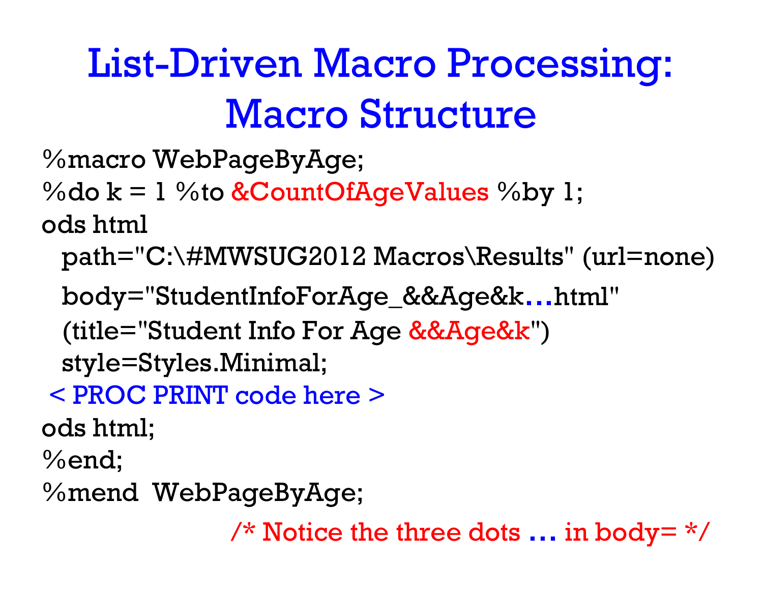# List-Driven Macro Processing: Macro Structure

```
%macro WebPageByAge;
%do k = 1 %to &CountOfAgeValues %by 1;
ods html
  path="C:\#MWSUG2012 Macros\Results" (url=none)
  body="StudentInfoForAge_&&Age&k...html"
  (title="Student Info For Age &&Age&k")
  style=Styles.Minimal;
 < PROC PRINT code here >
ods html;
%end;
%mend  WebPageByAge;
                    /* Notice the three dots ... in body= */
```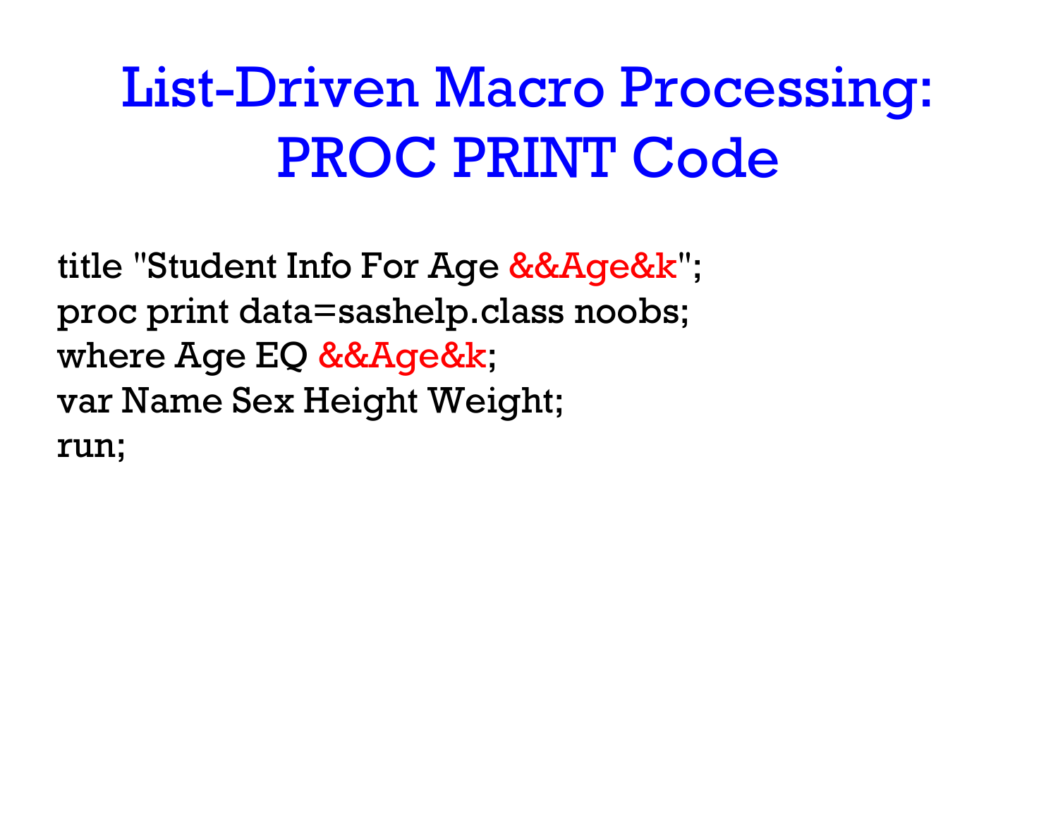# List-Driven Macro Processing: PROC PRINT Code

```
title "Student Info For Age &&Age&k";
proc print data=sashelp.class noobs;
where Age EQ &&Age&k;
var Name Sex Height Weight;
run;
```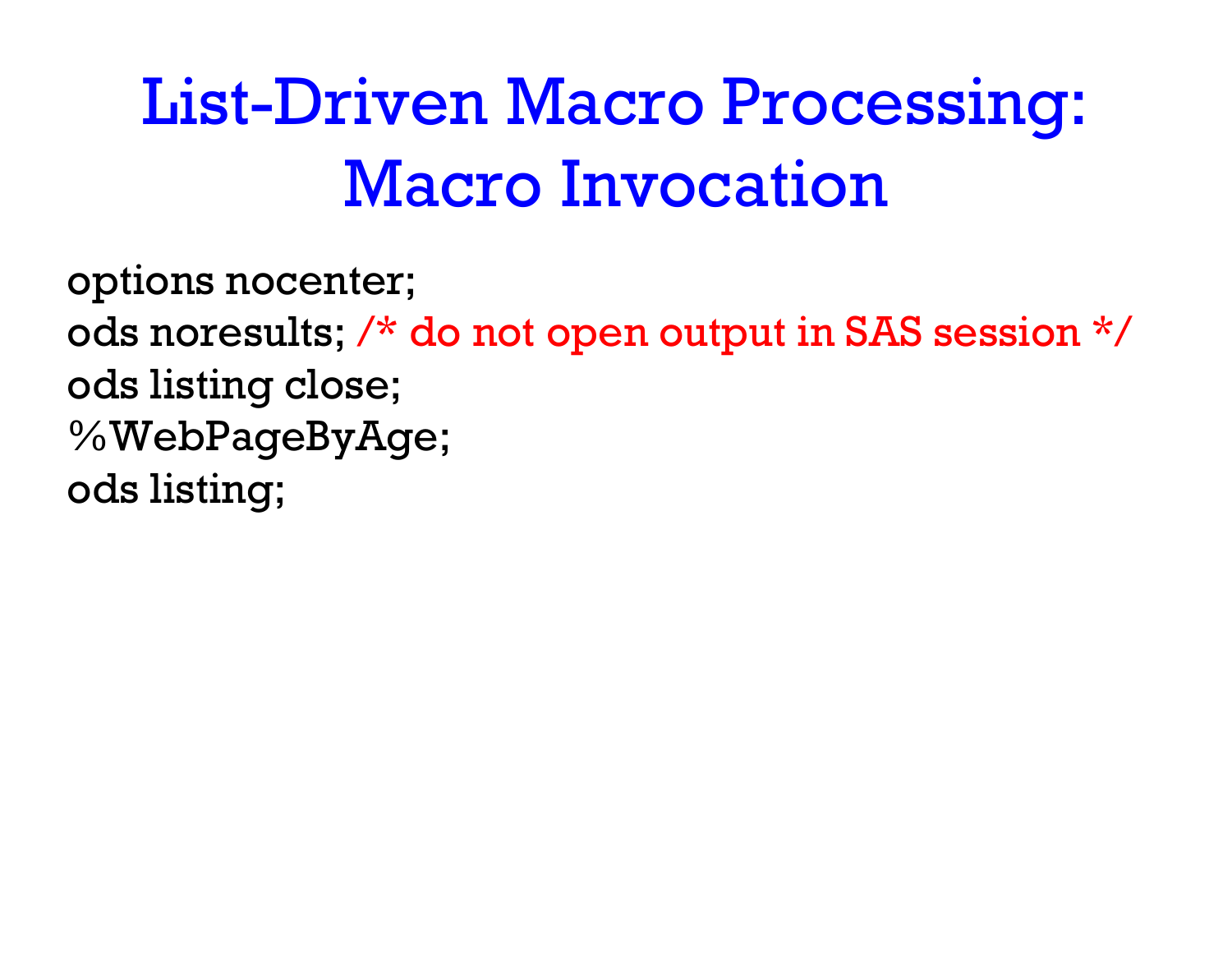# List-Driven Macro Processing: Macro Invocation

```
options nocenter;
ods noresults; /* do not open output in SAS session */
ods listing close;
%WebPageByAge;
ods listing;
```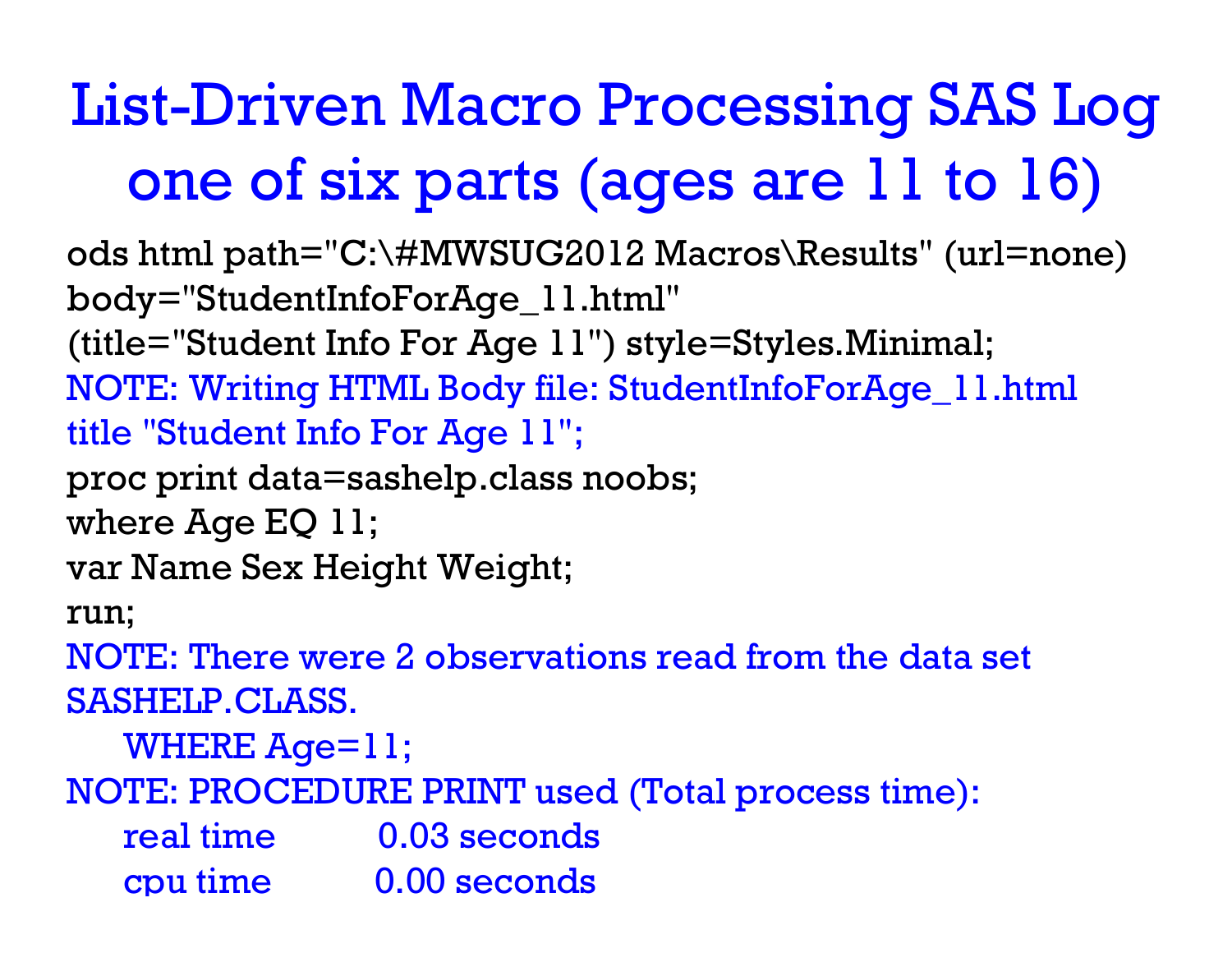# List-Driven Macro Processing SAS Log one of six parts (ages are 11 to 16)

```
ods html path="C:\#MWSUG2012 Macros\Results" (url=none)
body="StudentInfoForAge_11.html"
(title="Student Info For Age 11") style=Styles.Minimal;
NOTE: Writing HTML Body file: StudentInfoForAge_11.html
title "Student Info For Age 11";
proc print data=sashelp.class noobs;
where Age EQ 11;
var Name Sex Height Weight;
run;
NOTE: There were 2 observations read from the data set
SASHELP.CLASS.
     WHERE Age=11;
NOTE: PROCEDURE PRINT used (Total process time):
     real time          0.03 seconds
     cpu time           0.00 seconds
```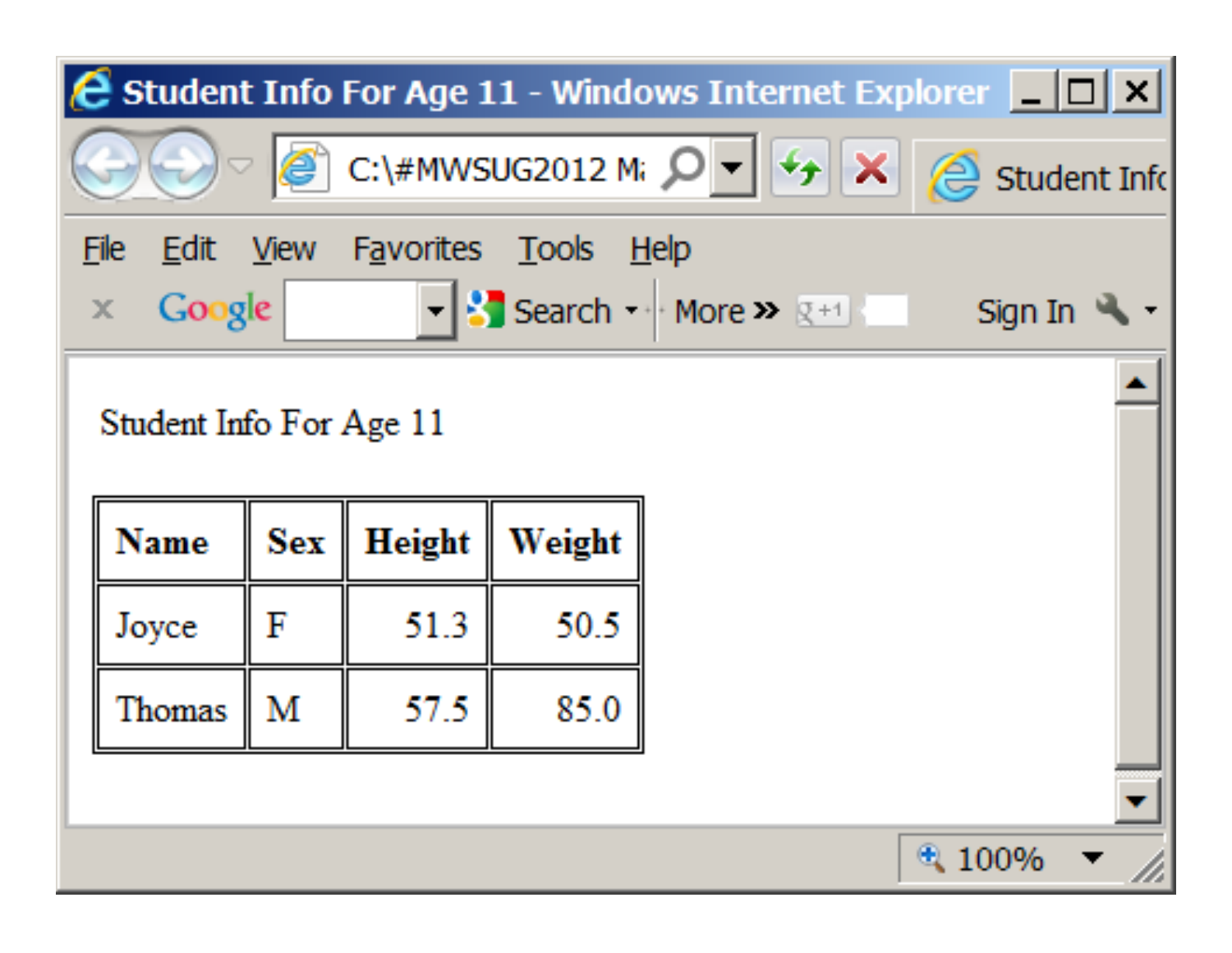Student Info For Age 11

| Name | Sex | Height | Weight |
|---|---|---|---|
| Joyce | F | 51.3 | 50.5 |
| Thomas | M | 57.5 | 85.0 |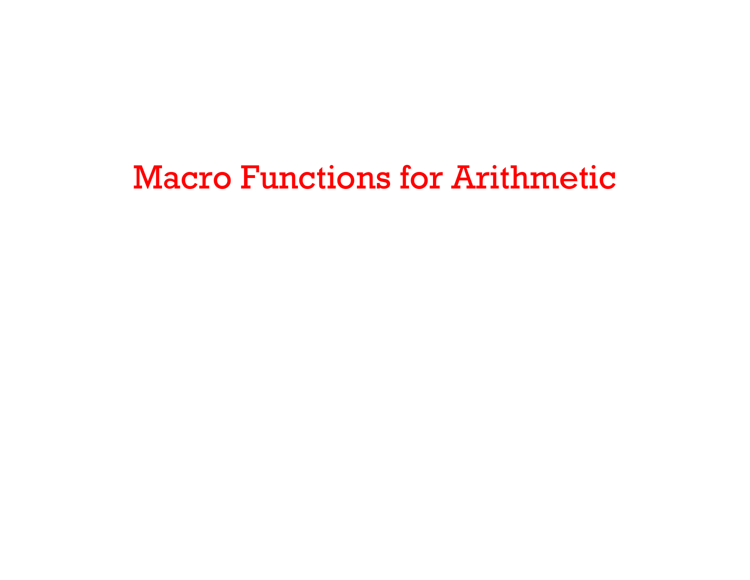# Macro Functions for Arithmetic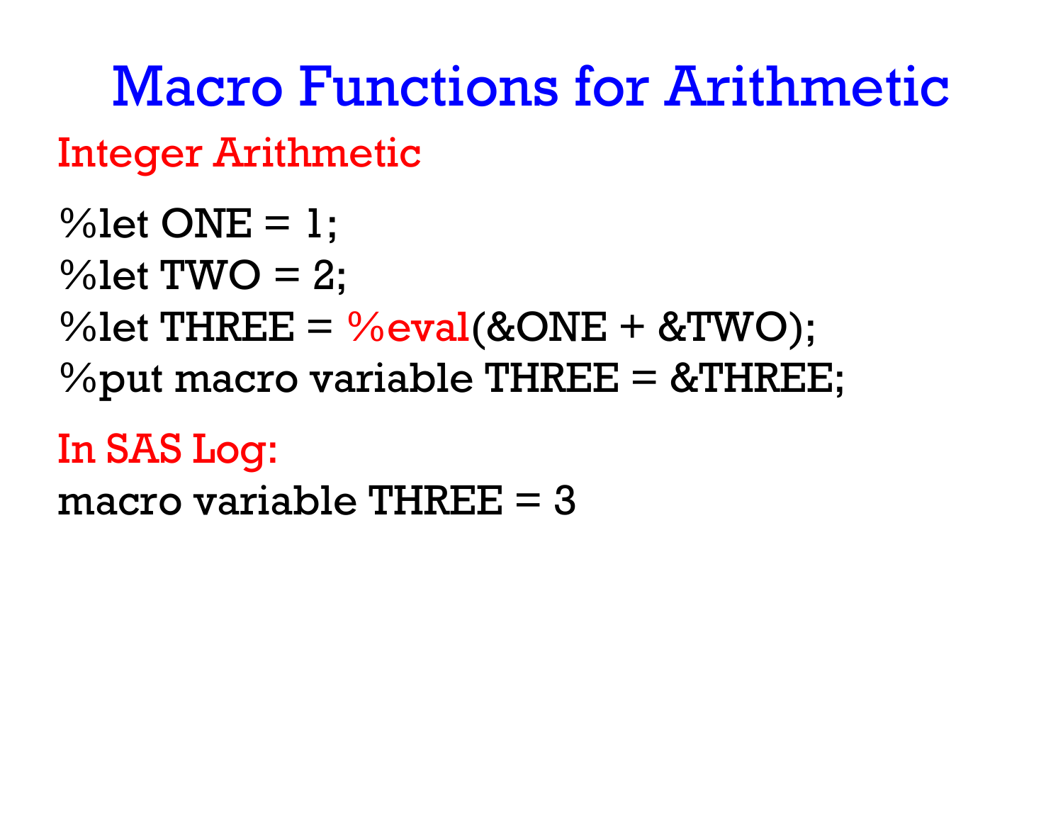# Macro Functions for Arithmetic

## Integer Arithmetic

```
%let ONE = 1;
%let TWO = 2;
%let THREE = %eval(&ONE + &TWO);
%put macro variable THREE = &THREE;
```

## In SAS Log:

```
macro variable THREE = 3
```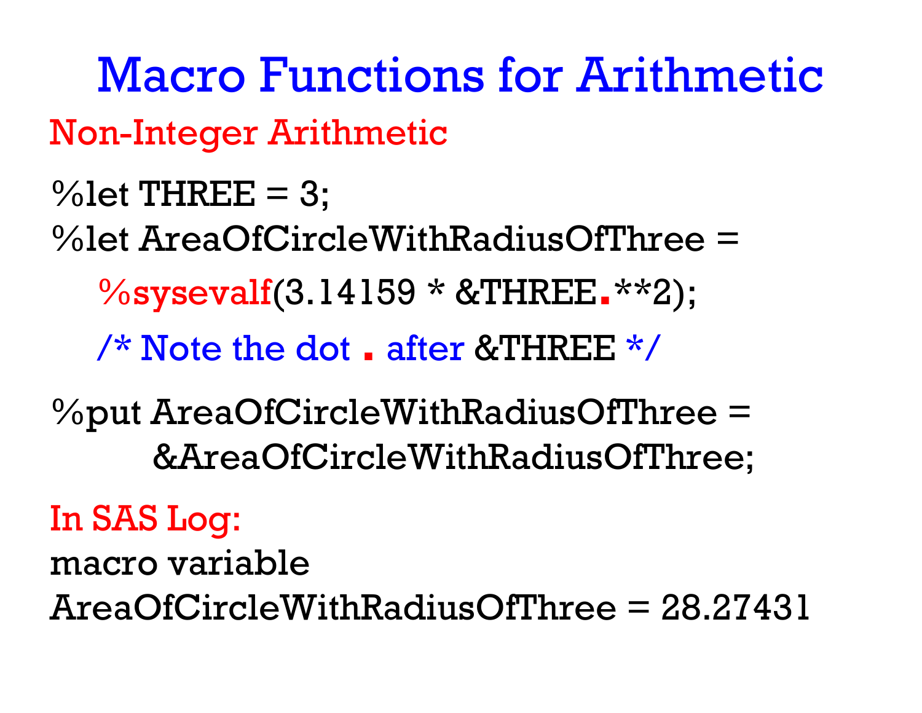# Macro Functions for Arithmetic

## Non-Integer Arithmetic

```
%let THREE = 3;
%let AreaOfCircleWithRadiusOfThree =
    %sysevalf(3.14159 * &THREE.**2);
    /* Note the dot . after &THREE */

%put AreaOfCircleWithRadiusOfThree =
        &AreaOfCircleWithRadiusOfThree;
```

In SAS Log:

```
macro variable
AreaOfCircleWithRadiusOfThree = 28.27431
```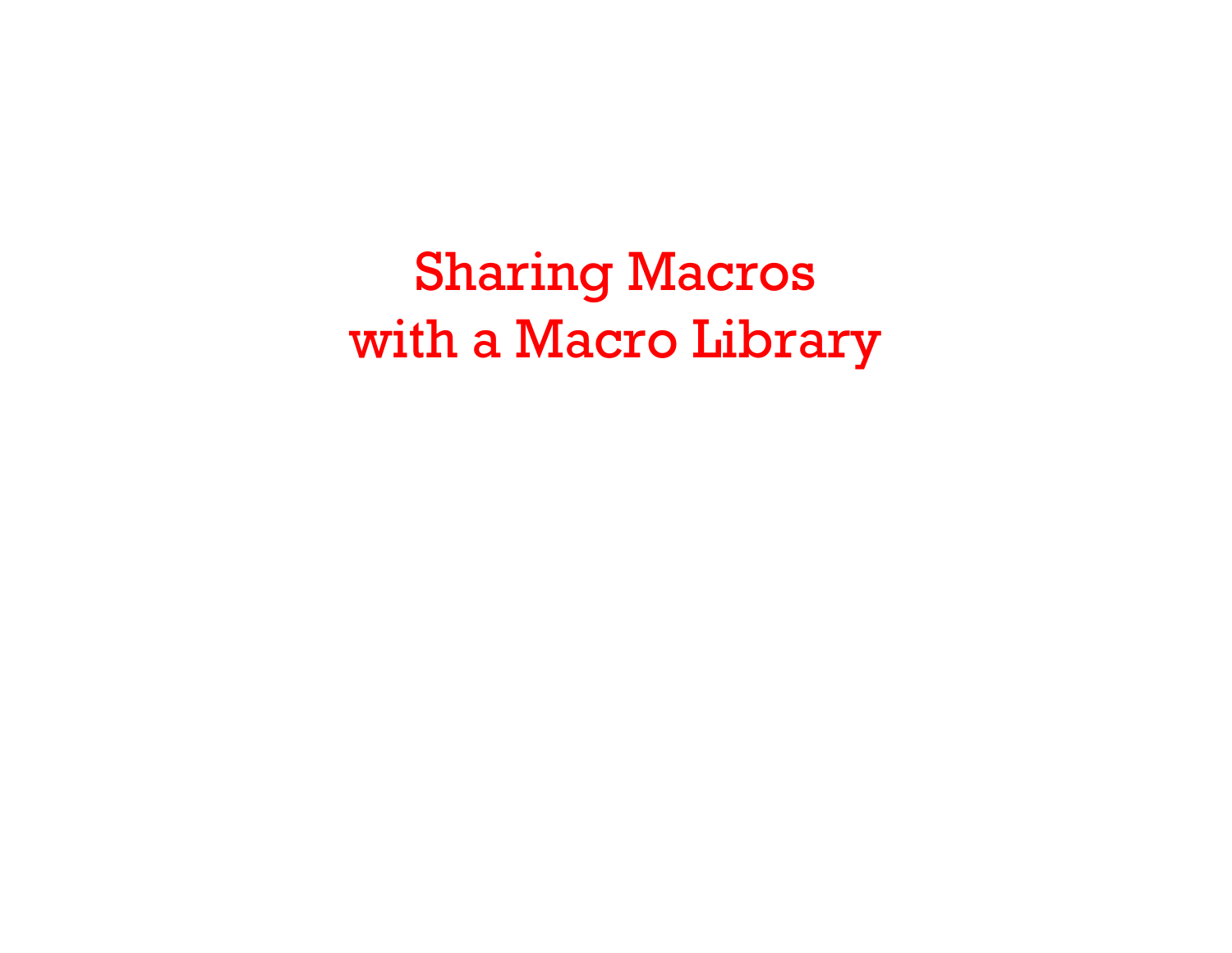# Sharing Macros with a Macro Library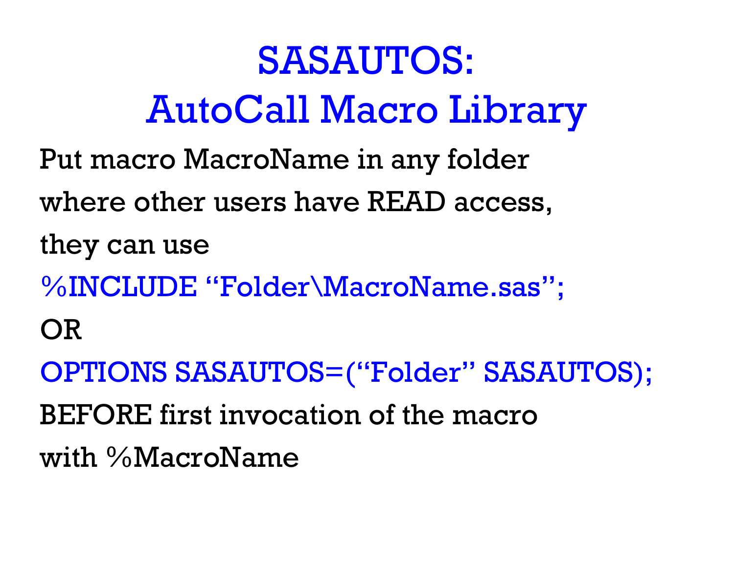# SASAUTOS:
# AutoCall Macro Library

Put macro MacroName in any folder
where other users have READ access,
they can use

```
%INCLUDE “Folder\MacroName.sas”;
```

OR

```
OPTIONS SASAUTOS=(“Folder” SASAUTOS);
```

BEFORE first invocation of the macro
with %MacroName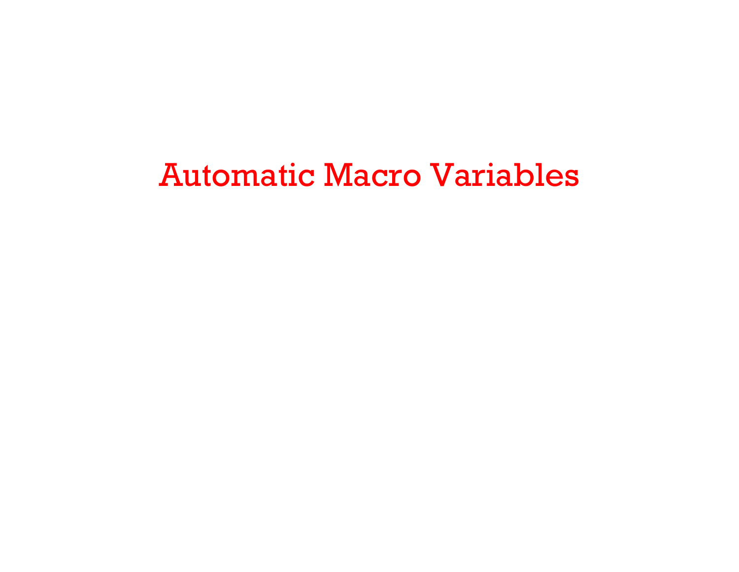# Automatic Macro Variables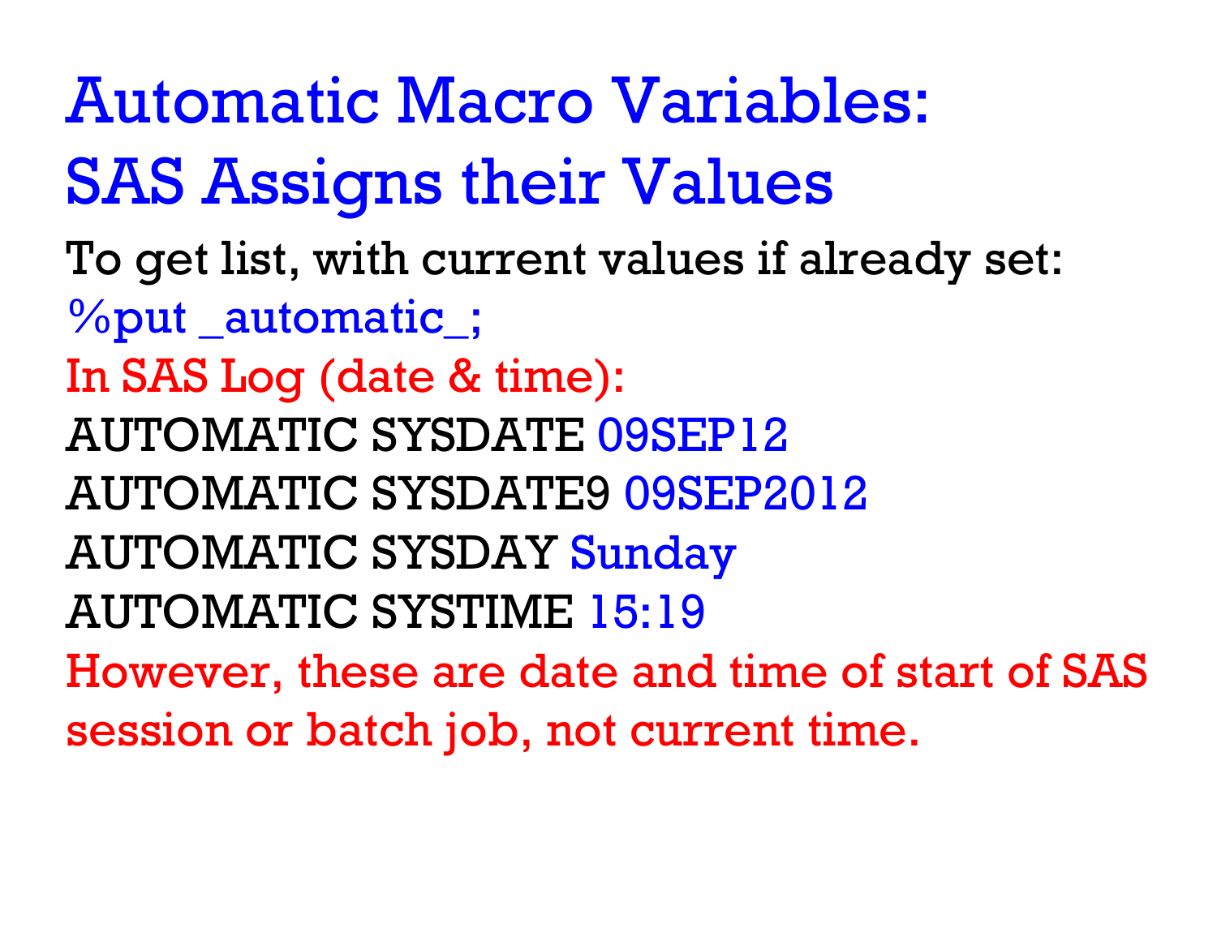# Automatic Macro Variables: SAS Assigns their Values

To get list, with current values if already set:

```
%put _automatic_;
```

In SAS Log (date & time):

```
AUTOMATIC SYSDATE 09SEP12
AUTOMATIC SYSDATE9 09SEP2012
AUTOMATIC SYSDAY Sunday
AUTOMATIC SYSTIME 15:19
```

However, these are date and time of start of SAS session or batch job, not current time.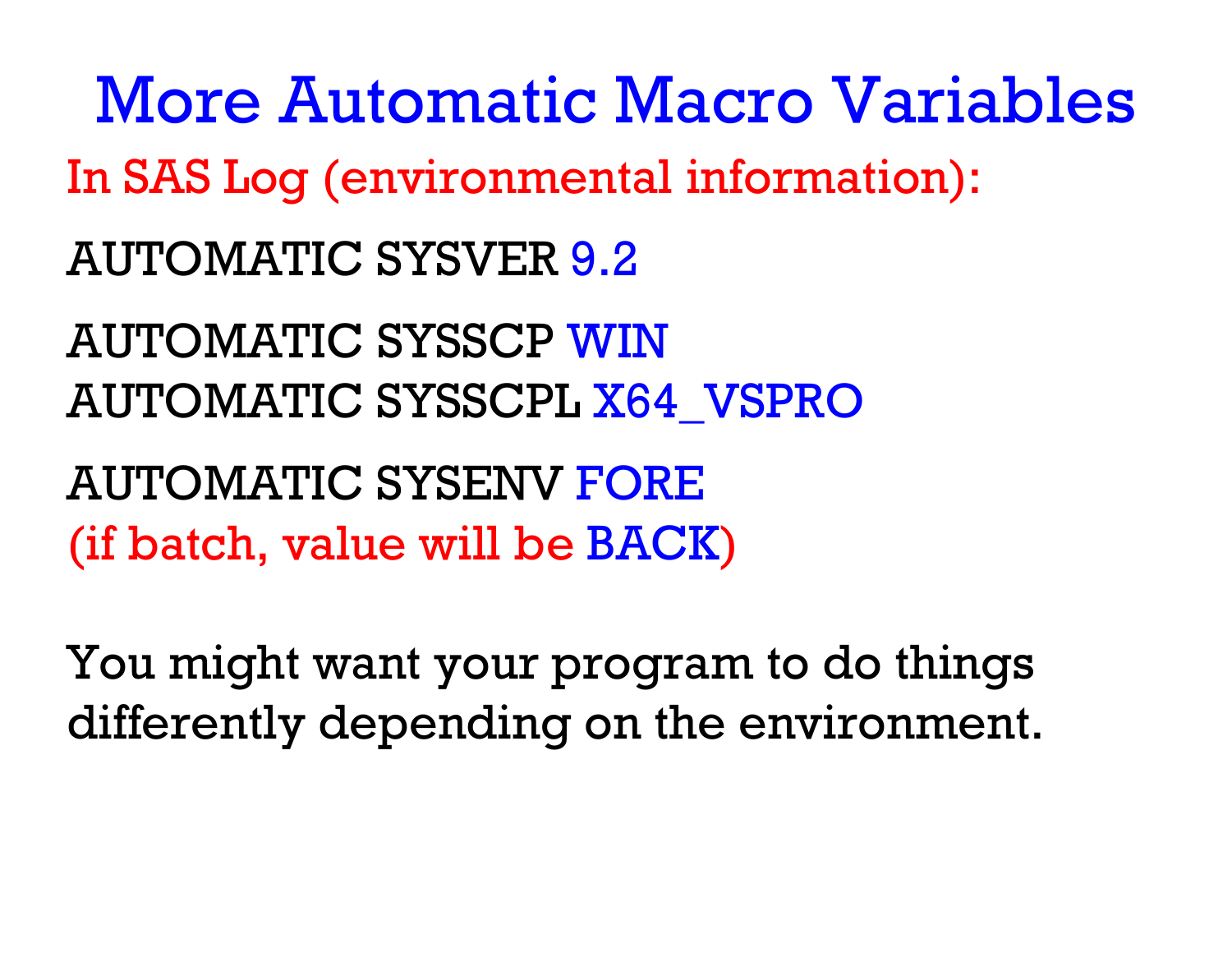# More Automatic Macro Variables

In SAS Log (environmental information):

AUTOMATIC SYSVER 9.2

AUTOMATIC SYSSCP WIN
AUTOMATIC SYSSCPL X64_VSPRO

AUTOMATIC SYSENV FORE
(if batch, value will be BACK)

You might want your program to do things differently depending on the environment.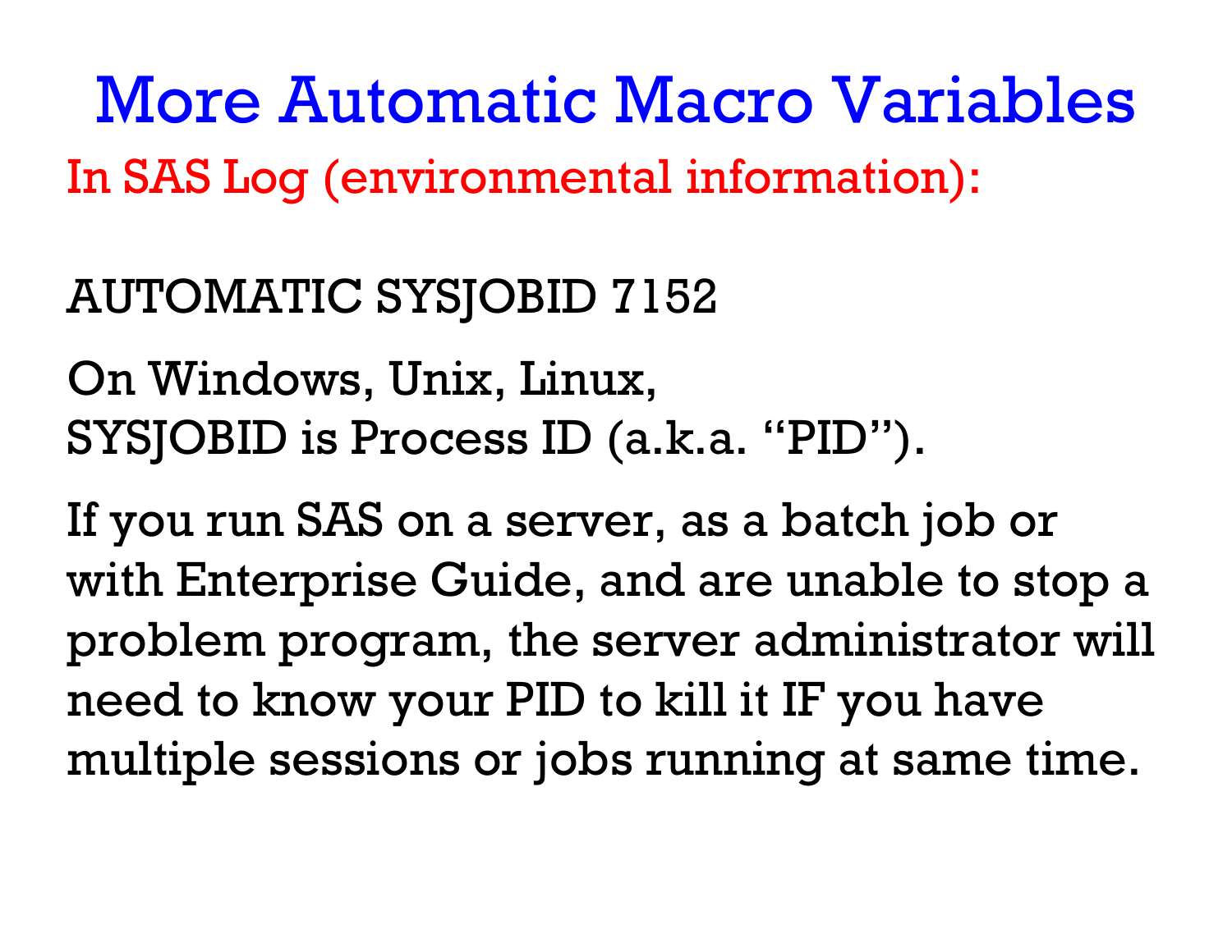# More Automatic Macro Variables

In SAS Log (environmental information):

AUTOMATIC SYSJOBID 7152

On Windows, Unix, Linux,
SYSJOBID is Process ID (a.k.a. "PID").

If you run SAS on a server, as a batch job or with Enterprise Guide, and are unable to stop a problem program, the server administrator will need to know your PID to kill it IF you have multiple sessions or jobs running at same time.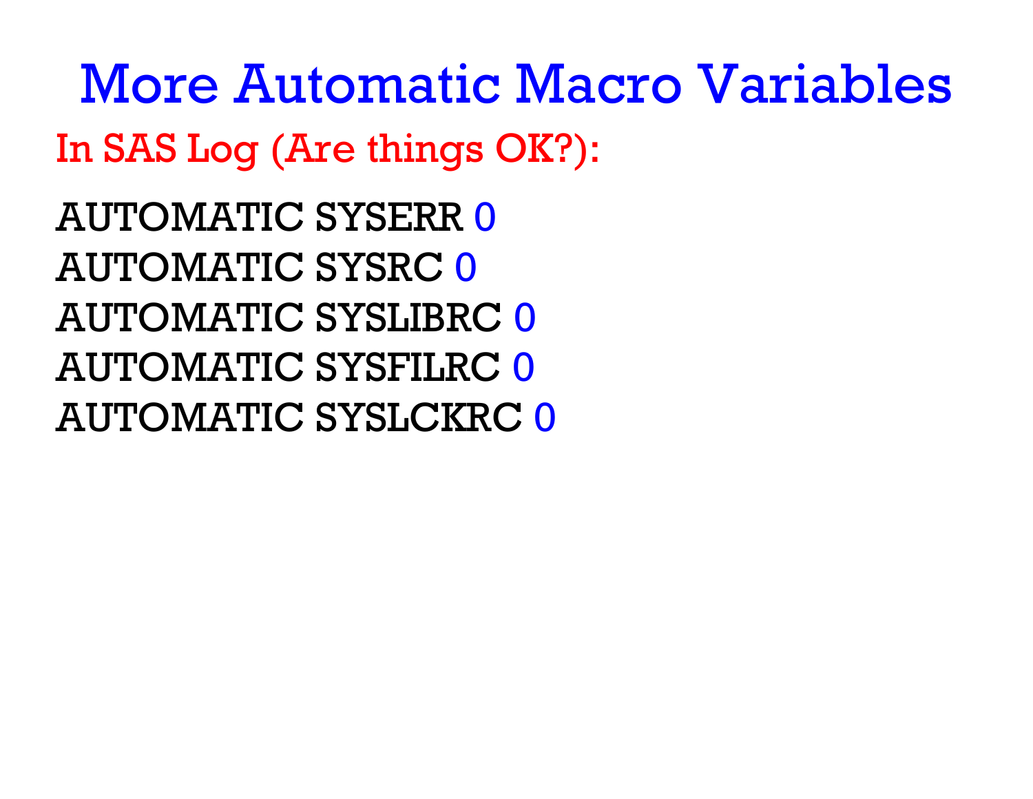# More Automatic Macro Variables

In SAS Log (Are things OK?):

```
AUTOMATIC SYSERR 0
AUTOMATIC SYSRC 0
AUTOMATIC SYSLIBRC 0
AUTOMATIC SYSFILRC 0
AUTOMATIC SYSLCKRC 0
```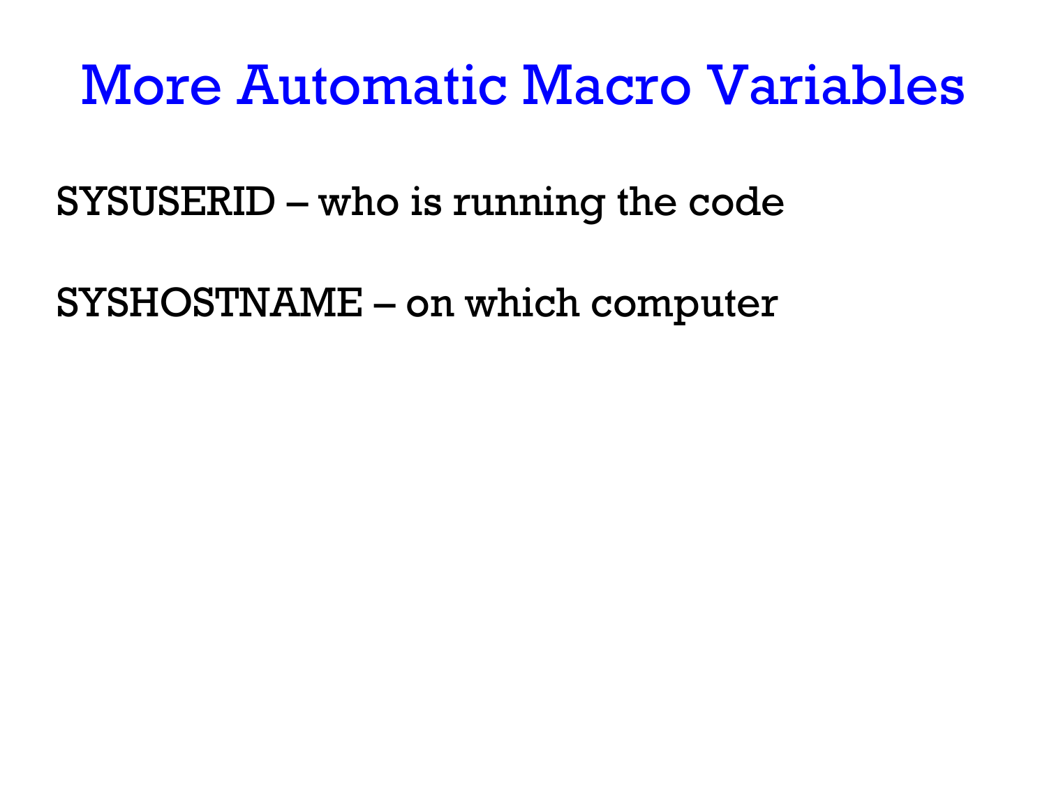# More Automatic Macro Variables

SYSUSERID – who is running the code

SYSHOSTNAME – on which computer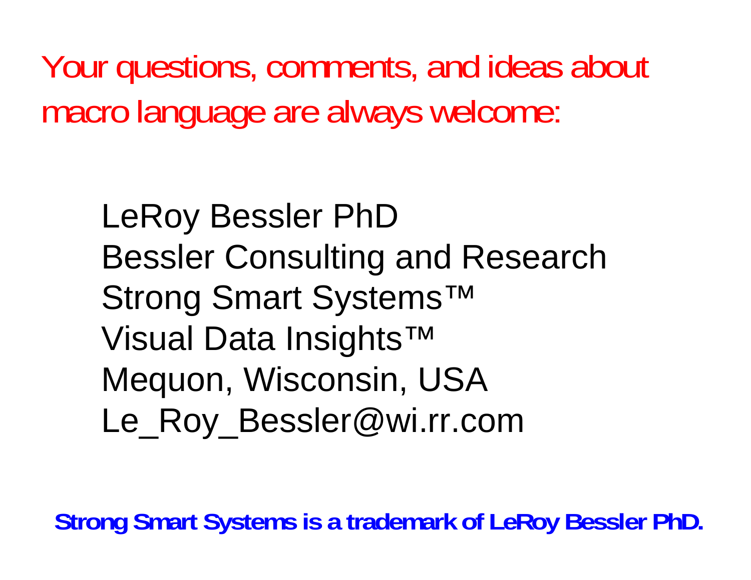Your questions, comments, and ideas about macro language are always welcome:

LeRoy Bessler PhD
Bessler Consulting and Research
Strong Smart Systems™
Visual Data Insights™
Mequon, Wisconsin, USA
Le_Roy_Bessler@wi.rr.com

**Strong Smart Systems is a trademark of LeRoy Bessler PhD.**